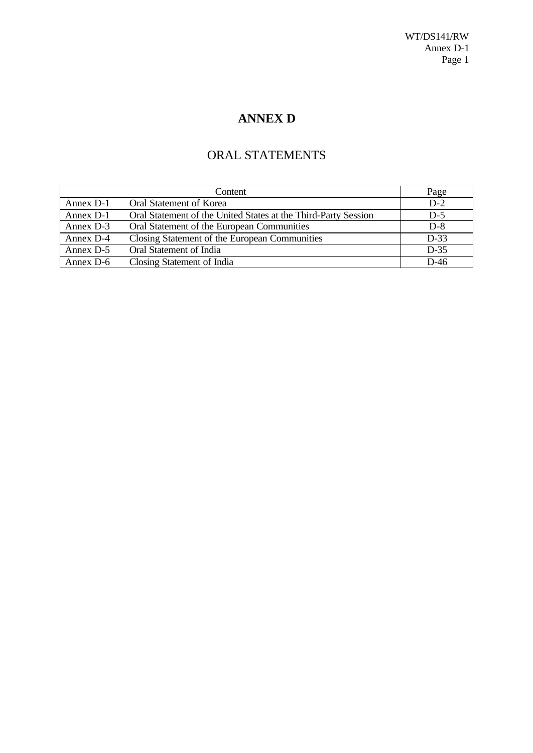# ANNEX D

## ORAL STATEMENTS

| Content | | Page |
|---|---|---|
| Annex D-1 | Oral Statement of Korea | D-2 |
| Annex D-1 | Oral Statement of the United States at the Third-Party Session | D-5 |
| Annex D-3 | Oral Statement of the European Communities | D-8 |
| Annex D-4 | Closing Statement of the European Communities | D-33 |
| Annex D-5 | Oral Statement of India | D-35 |
| Annex D-6 | Closing Statement of India | D-46 |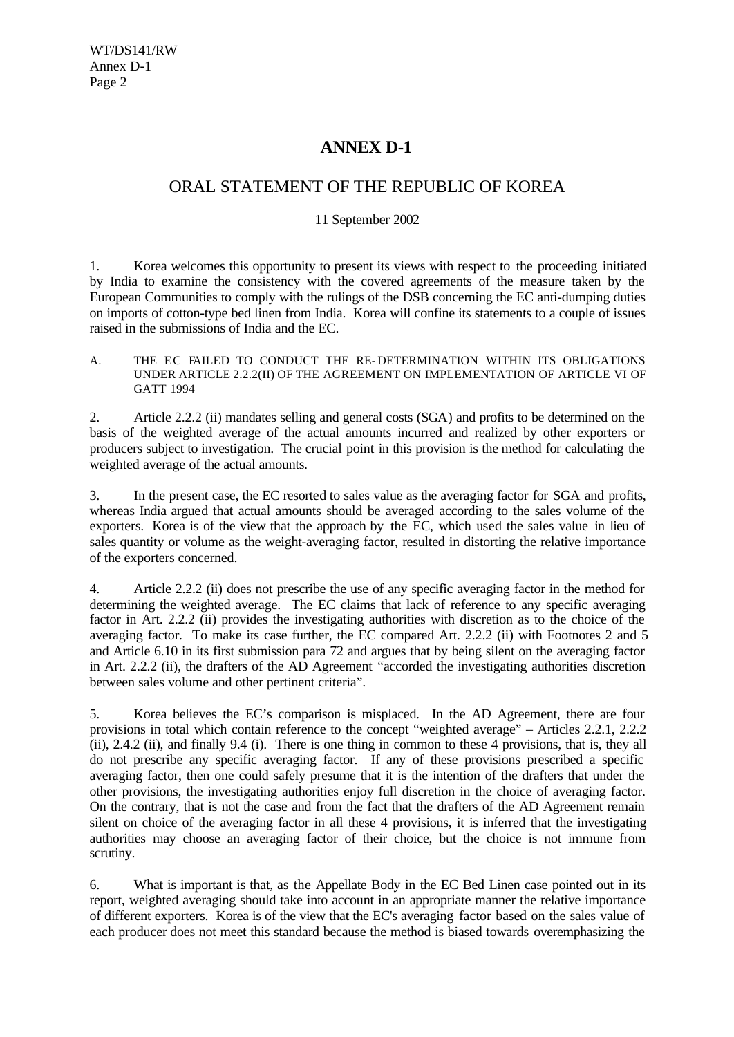# ANNEX D-1

## ORAL STATEMENT OF THE REPUBLIC OF KOREA

11 September 2002

1. Korea welcomes this opportunity to present its views with respect to the proceeding initiated by India to examine the consistency with the covered agreements of the measure taken by the European Communities to comply with the rulings of the DSB concerning the EC anti-dumping duties on imports of cotton-type bed linen from India. Korea will confine its statements to a couple of issues raised in the submissions of India and the EC.

### A. THE EC FAILED TO CONDUCT THE RE-DETERMINATION WITHIN ITS OBLIGATIONS UNDER ARTICLE 2.2.2(II) OF THE AGREEMENT ON IMPLEMENTATION OF ARTICLE VI OF GATT 1994

2. Article 2.2.2 (ii) mandates selling and general costs (SGA) and profits to be determined on the basis of the weighted average of the actual amounts incurred and realized by other exporters or producers subject to investigation. The crucial point in this provision is the method for calculating the weighted average of the actual amounts.

3. In the present case, the EC resorted to sales value as the averaging factor for SGA and profits, whereas India argued that actual amounts should be averaged according to the sales volume of the exporters. Korea is of the view that the approach by the EC, which used the sales value in lieu of sales quantity or volume as the weight-averaging factor, resulted in distorting the relative importance of the exporters concerned.

4. Article 2.2.2 (ii) does not prescribe the use of any specific averaging factor in the method for determining the weighted average. The EC claims that lack of reference to any specific averaging factor in Art. 2.2.2 (ii) provides the investigating authorities with discretion as to the choice of the averaging factor. To make its case further, the EC compared Art. 2.2.2 (ii) with Footnotes 2 and 5 and Article 6.10 in its first submission para 72 and argues that by being silent on the averaging factor in Art. 2.2.2 (ii), the drafters of the AD Agreement "accorded the investigating authorities discretion between sales volume and other pertinent criteria".

5. Korea believes the EC's comparison is misplaced. In the AD Agreement, there are four provisions in total which contain reference to the concept "weighted average" – Articles 2.2.1, 2.2.2 (ii), 2.4.2 (ii), and finally 9.4 (i). There is one thing in common to these 4 provisions, that is, they all do not prescribe any specific averaging factor. If any of these provisions prescribed a specific averaging factor, then one could safely presume that it is the intention of the drafters that under the other provisions, the investigating authorities enjoy full discretion in the choice of averaging factor. On the contrary, that is not the case and from the fact that the drafters of the AD Agreement remain silent on choice of the averaging factor in all these 4 provisions, it is inferred that the investigating authorities may choose an averaging factor of their choice, but the choice is not immune from scrutiny.

6. What is important is that, as the Appellate Body in the EC Bed Linen case pointed out in its report, weighted averaging should take into account in an appropriate manner the relative importance of different exporters. Korea is of the view that the EC's averaging factor based on the sales value of each producer does not meet this standard because the method is biased towards overemphasizing the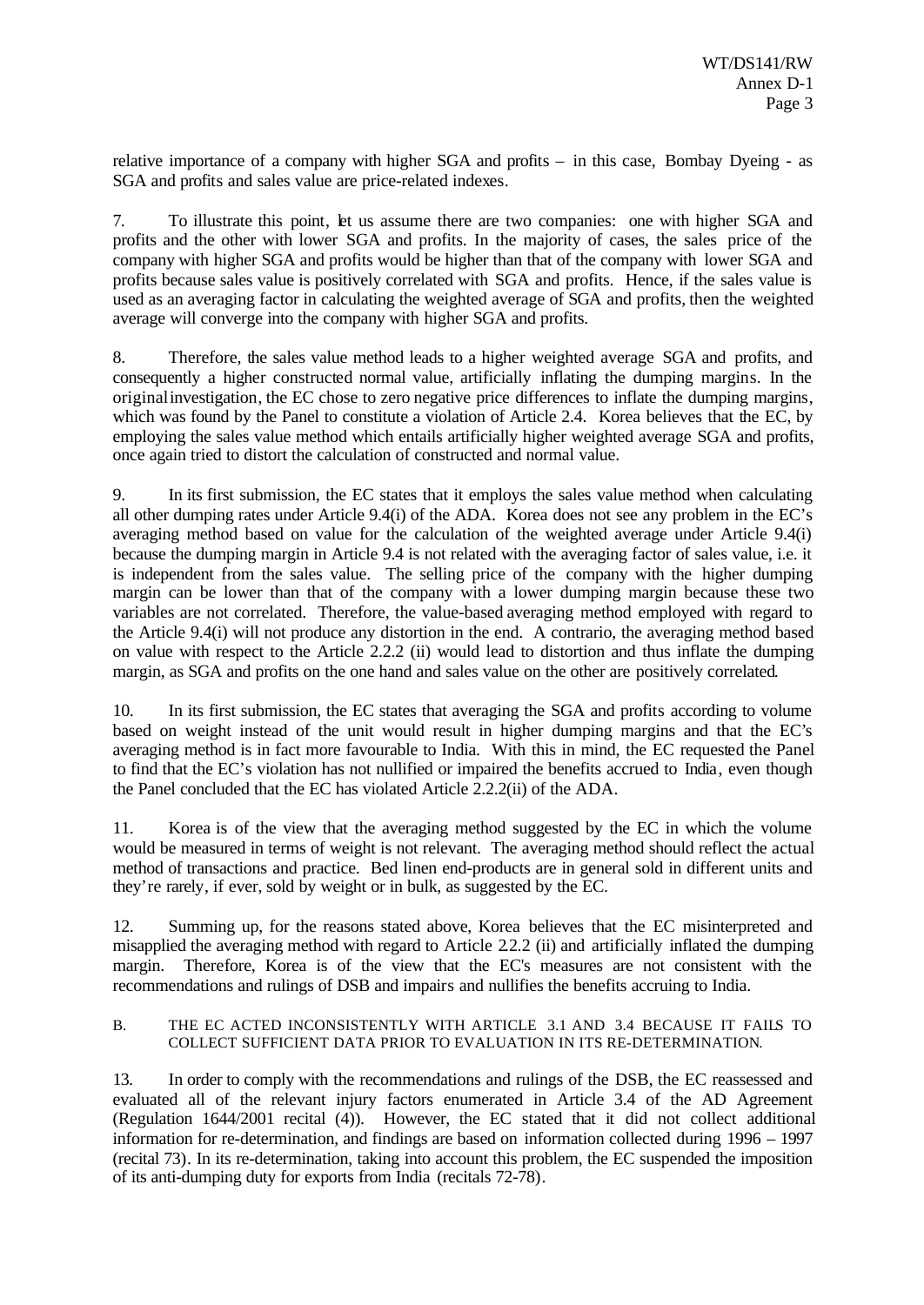relative importance of a company with higher SGA and profits – in this case, Bombay Dyeing - as SGA and profits and sales value are price-related indexes.

7. To illustrate this point, let us assume there are two companies: one with higher SGA and profits and the other with lower SGA and profits. In the majority of cases, the sales price of the company with higher SGA and profits would be higher than that of the company with lower SGA and profits because sales value is positively correlated with SGA and profits. Hence, if the sales value is used as an averaging factor in calculating the weighted average of SGA and profits, then the weighted average will converge into the company with higher SGA and profits.

8. Therefore, the sales value method leads to a higher weighted average SGA and profits, and consequently a higher constructed normal value, artificially inflating the dumping margins. In the original investigation, the EC chose to zero negative price differences to inflate the dumping margins, which was found by the Panel to constitute a violation of Article 2.4. Korea believes that the EC, by employing the sales value method which entails artificially higher weighted average SGA and profits, once again tried to distort the calculation of constructed and normal value.

9. In its first submission, the EC states that it employs the sales value method when calculating all other dumping rates under Article 9.4(i) of the ADA. Korea does not see any problem in the EC's averaging method based on value for the calculation of the weighted average under Article 9.4(i) because the dumping margin in Article 9.4 is not related with the averaging factor of sales value, i.e. it is independent from the sales value. The selling price of the company with the higher dumping margin can be lower than that of the company with a lower dumping margin because these two variables are not correlated. Therefore, the value-based averaging method employed with regard to the Article 9.4(i) will not produce any distortion in the end. A contrario, the averaging method based on value with respect to the Article 2.2.2 (ii) would lead to distortion and thus inflate the dumping margin, as SGA and profits on the one hand and sales value on the other are positively correlated.

10. In its first submission, the EC states that averaging the SGA and profits according to volume based on weight instead of the unit would result in higher dumping margins and that the EC's averaging method is in fact more favourable to India. With this in mind, the EC requested the Panel to find that the EC's violation has not nullified or impaired the benefits accrued to India, even though the Panel concluded that the EC has violated Article 2.2.2(ii) of the ADA.

11. Korea is of the view that the averaging method suggested by the EC in which the volume would be measured in terms of weight is not relevant. The averaging method should reflect the actual method of transactions and practice. Bed linen end-products are in general sold in different units and they're rarely, if ever, sold by weight or in bulk, as suggested by the EC.

12. Summing up, for the reasons stated above, Korea believes that the EC misinterpreted and misapplied the averaging method with regard to Article 2.2.2 (ii) and artificially inflated the dumping margin. Therefore, Korea is of the view that the EC's measures are not consistent with the recommendations and rulings of DSB and impairs and nullifies the benefits accruing to India.

B. THE EC ACTED INCONSISTENTLY WITH ARTICLE 3.1 AND 3.4 BECAUSE IT FAILS TO COLLECT SUFFICIENT DATA PRIOR TO EVALUATION IN ITS RE-DETERMINATION.

13. In order to comply with the recommendations and rulings of the DSB, the EC reassessed and evaluated all of the relevant injury factors enumerated in Article 3.4 of the AD Agreement (Regulation 1644/2001 recital (4)). However, the EC stated that it did not collect additional information for re-determination, and findings are based on information collected during 1996 – 1997 (recital 73). In its re-determination, taking into account this problem, the EC suspended the imposition of its anti-dumping duty for exports from India (recitals 72-78).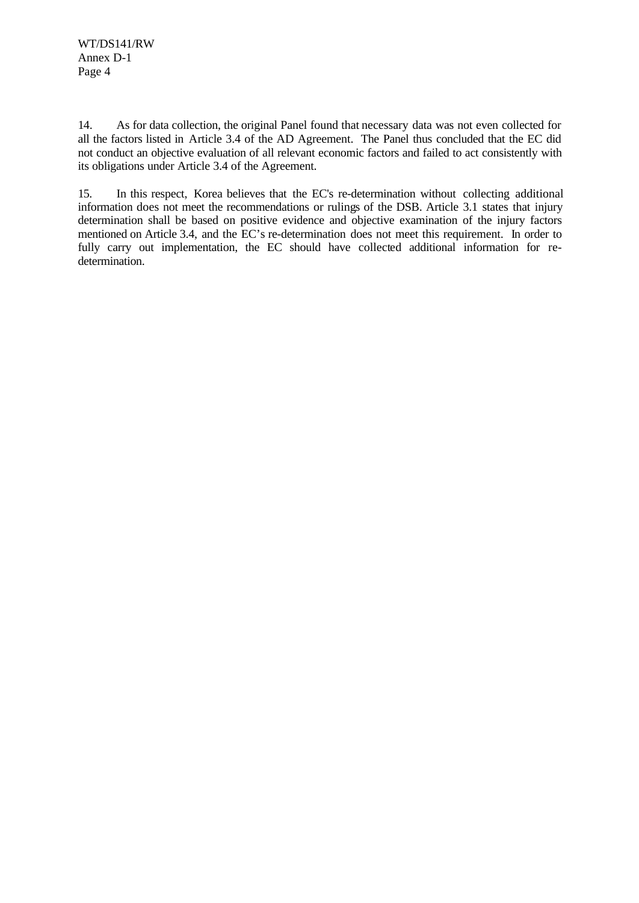14. As for data collection, the original Panel found that necessary data was not even collected for all the factors listed in Article 3.4 of the AD Agreement. The Panel thus concluded that the EC did not conduct an objective evaluation of all relevant economic factors and failed to act consistently with its obligations under Article 3.4 of the Agreement.

15. In this respect, Korea believes that the EC's re-determination without collecting additional information does not meet the recommendations or rulings of the DSB. Article 3.1 states that injury determination shall be based on positive evidence and objective examination of the injury factors mentioned on Article 3.4, and the EC's re-determination does not meet this requirement. In order to fully carry out implementation, the EC should have collected additional information for re-determination.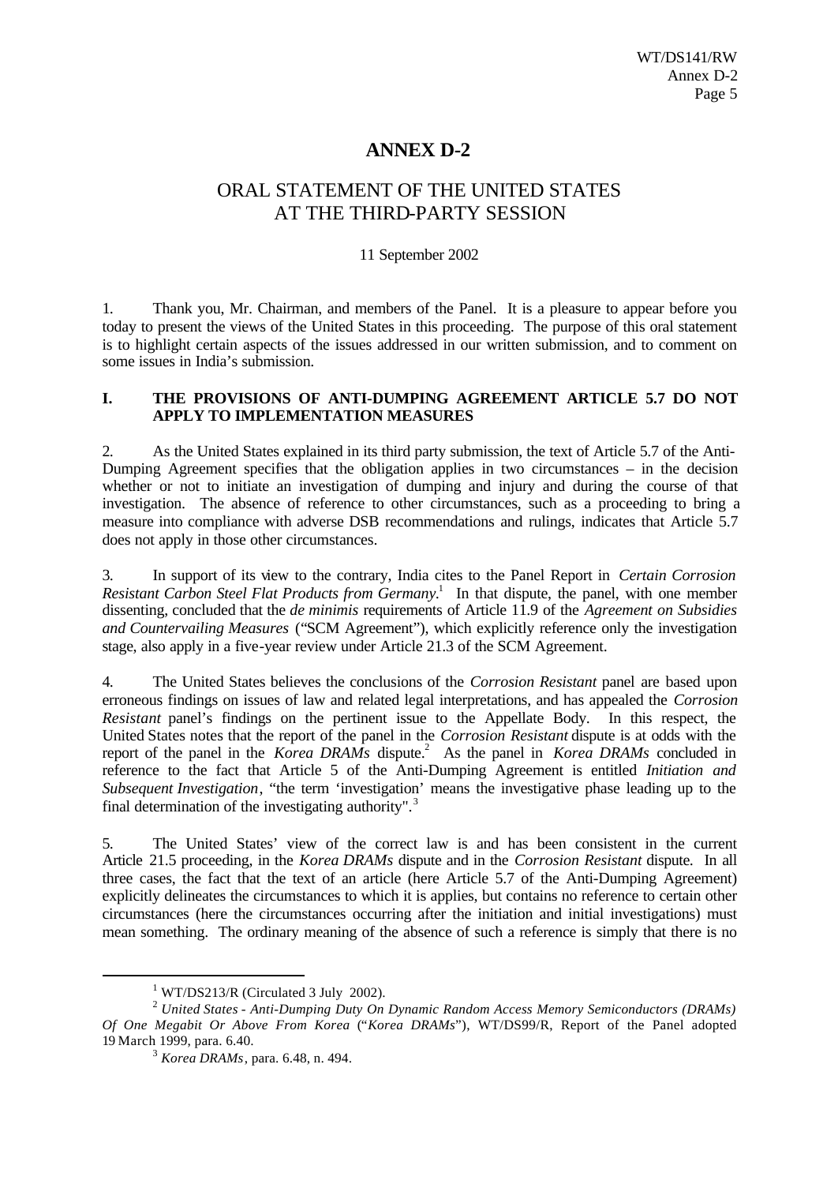# ANNEX D-2

## ORAL STATEMENT OF THE UNITED STATES AT THE THIRD-PARTY SESSION

11 September 2002

1. Thank you, Mr. Chairman, and members of the Panel. It is a pleasure to appear before you today to present the views of the United States in this proceeding. The purpose of this oral statement is to highlight certain aspects of the issues addressed in our written submission, and to comment on some issues in India's submission.

### I. THE PROVISIONS OF ANTI-DUMPING AGREEMENT ARTICLE 5.7 DO NOT APPLY TO IMPLEMENTATION MEASURES

2. As the United States explained in its third party submission, the text of Article 5.7 of the Anti-Dumping Agreement specifies that the obligation applies in two circumstances – in the decision whether or not to initiate an investigation of dumping and injury and during the course of that investigation. The absence of reference to other circumstances, such as a proceeding to bring a measure into compliance with adverse DSB recommendations and rulings, indicates that Article 5.7 does not apply in those other circumstances.

3. In support of its view to the contrary, India cites to the Panel Report in *Certain Corrosion Resistant Carbon Steel Flat Products from Germany*.[1] In that dispute, the panel, with one member dissenting, concluded that the *de minimis* requirements of Article 11.9 of the *Agreement on Subsidies and Countervailing Measures* ("SCM Agreement"), which explicitly reference only the investigation stage, also apply in a five-year review under Article 21.3 of the SCM Agreement.

4. The United States believes the conclusions of the *Corrosion Resistant* panel are based upon erroneous findings on issues of law and related legal interpretations, and has appealed the *Corrosion Resistant* panel's findings on the pertinent issue to the Appellate Body. In this respect, the United States notes that the report of the panel in the *Corrosion Resistant* dispute is at odds with the report of the panel in the *Korea DRAMs* dispute.[2] As the panel in *Korea DRAMs* concluded in reference to the fact that Article 5 of the Anti-Dumping Agreement is entitled *Initiation and Subsequent Investigation*, "the term 'investigation' means the investigative phase leading up to the final determination of the investigating authority".[3]

5. The United States' view of the correct law is and has been consistent in the current Article 21.5 proceeding, in the *Korea DRAMs* dispute and in the *Corrosion Resistant* dispute. In all three cases, the fact that the text of an article (here Article 5.7 of the Anti-Dumping Agreement) explicitly delineates the circumstances to which it is applies, but contains no reference to certain other circumstances (here the circumstances occurring after the initiation and initial investigations) must mean something. The ordinary meaning of the absence of such a reference is simply that there is no

---

[1] WT/DS213/R (Circulated 3 July 2002).

[2] *United States - Anti-Dumping Duty On Dynamic Random Access Memory Semiconductors (DRAMs) Of One Megabit Or Above From Korea* ("*Korea DRAMs*"), WT/DS99/R, Report of the Panel adopted 19 March 1999, para. 6.40.

[3] *Korea DRAMs*, para. 6.48, n. 494.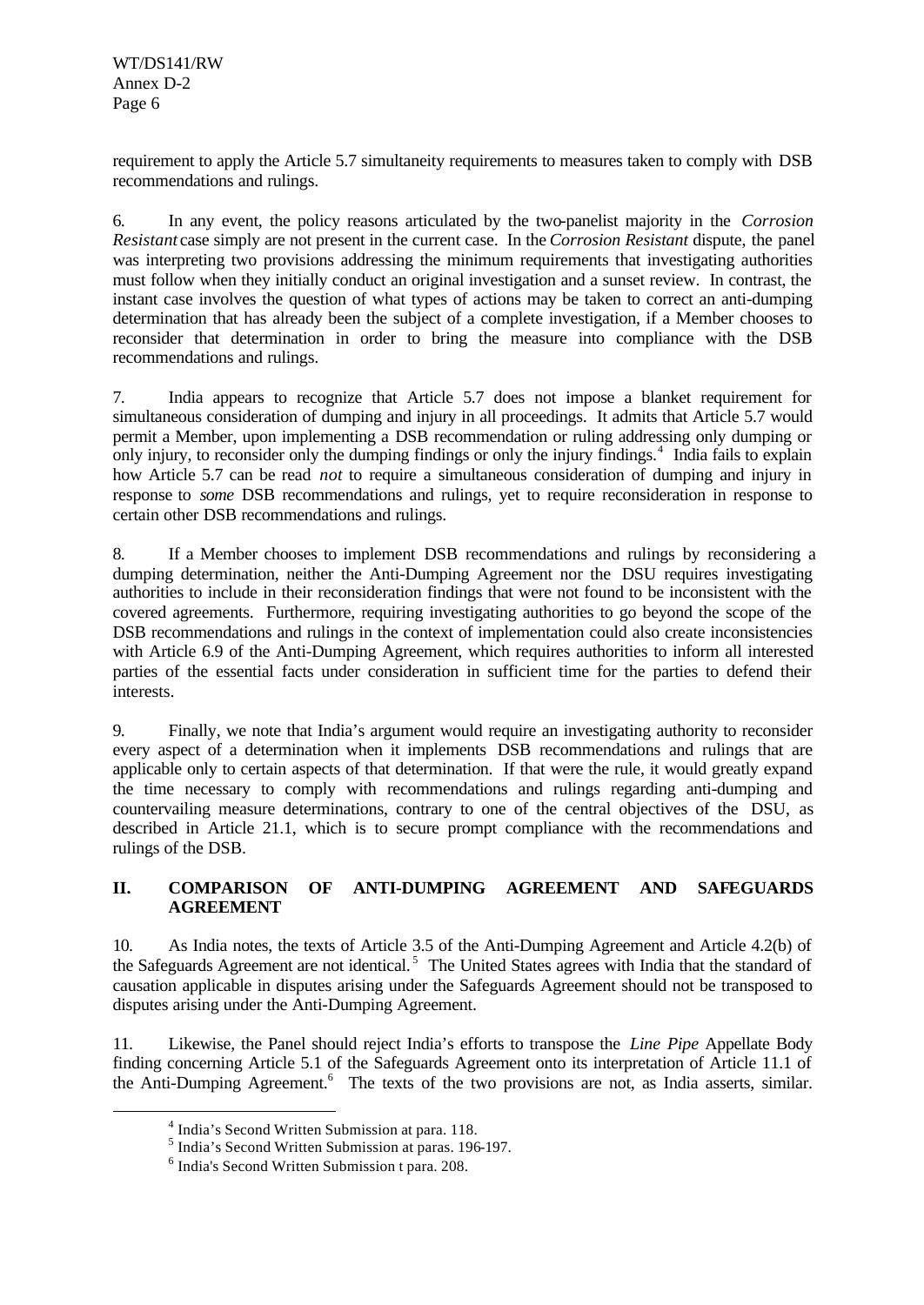requirement to apply the Article 5.7 simultaneity requirements to measures taken to comply with DSB recommendations and rulings.

6. In any event, the policy reasons articulated by the two-panelist majority in the *Corrosion Resistant* case simply are not present in the current case. In the *Corrosion Resistant* dispute, the panel was interpreting two provisions addressing the minimum requirements that investigating authorities must follow when they initially conduct an original investigation and a sunset review. In contrast, the instant case involves the question of what types of actions may be taken to correct an anti-dumping determination that has already been the subject of a complete investigation, if a Member chooses to reconsider that determination in order to bring the measure into compliance with the DSB recommendations and rulings.

7. India appears to recognize that Article 5.7 does not impose a blanket requirement for simultaneous consideration of dumping and injury in all proceedings. It admits that Article 5.7 would permit a Member, upon implementing a DSB recommendation or ruling addressing only dumping or only injury, to reconsider only the dumping findings or only the injury findings.[4] India fails to explain how Article 5.7 can be read *not* to require a simultaneous consideration of dumping and injury in response to *some* DSB recommendations and rulings, yet to require reconsideration in response to certain other DSB recommendations and rulings.

8. If a Member chooses to implement DSB recommendations and rulings by reconsidering a dumping determination, neither the Anti-Dumping Agreement nor the DSU requires investigating authorities to include in their reconsideration findings that were not found to be inconsistent with the covered agreements. Furthermore, requiring investigating authorities to go beyond the scope of the DSB recommendations and rulings in the context of implementation could also create inconsistencies with Article 6.9 of the Anti-Dumping Agreement, which requires authorities to inform all interested parties of the essential facts under consideration in sufficient time for the parties to defend their interests.

9. Finally, we note that India's argument would require an investigating authority to reconsider every aspect of a determination when it implements DSB recommendations and rulings that are applicable only to certain aspects of that determination. If that were the rule, it would greatly expand the time necessary to comply with recommendations and rulings regarding anti-dumping and countervailing measure determinations, contrary to one of the central objectives of the DSU, as described in Article 21.1, which is to secure prompt compliance with the recommendations and rulings of the DSB.

## II. COMPARISON OF ANTI-DUMPING AGREEMENT AND SAFEGUARDS AGREEMENT

10. As India notes, the texts of Article 3.5 of the Anti-Dumping Agreement and Article 4.2(b) of the Safeguards Agreement are not identical.[5] The United States agrees with India that the standard of causation applicable in disputes arising under the Safeguards Agreement should not be transposed to disputes arising under the Anti-Dumping Agreement.

11. Likewise, the Panel should reject India's efforts to transpose the *Line Pipe* Appellate Body finding concerning Article 5.1 of the Safeguards Agreement onto its interpretation of Article 11.1 of the Anti-Dumping Agreement.[6] The texts of the two provisions are not, as India asserts, similar.

---

[4] India's Second Written Submission at para. 118.

[5] India's Second Written Submission at paras. 196-197.

[6] India's Second Written Submission t para. 208.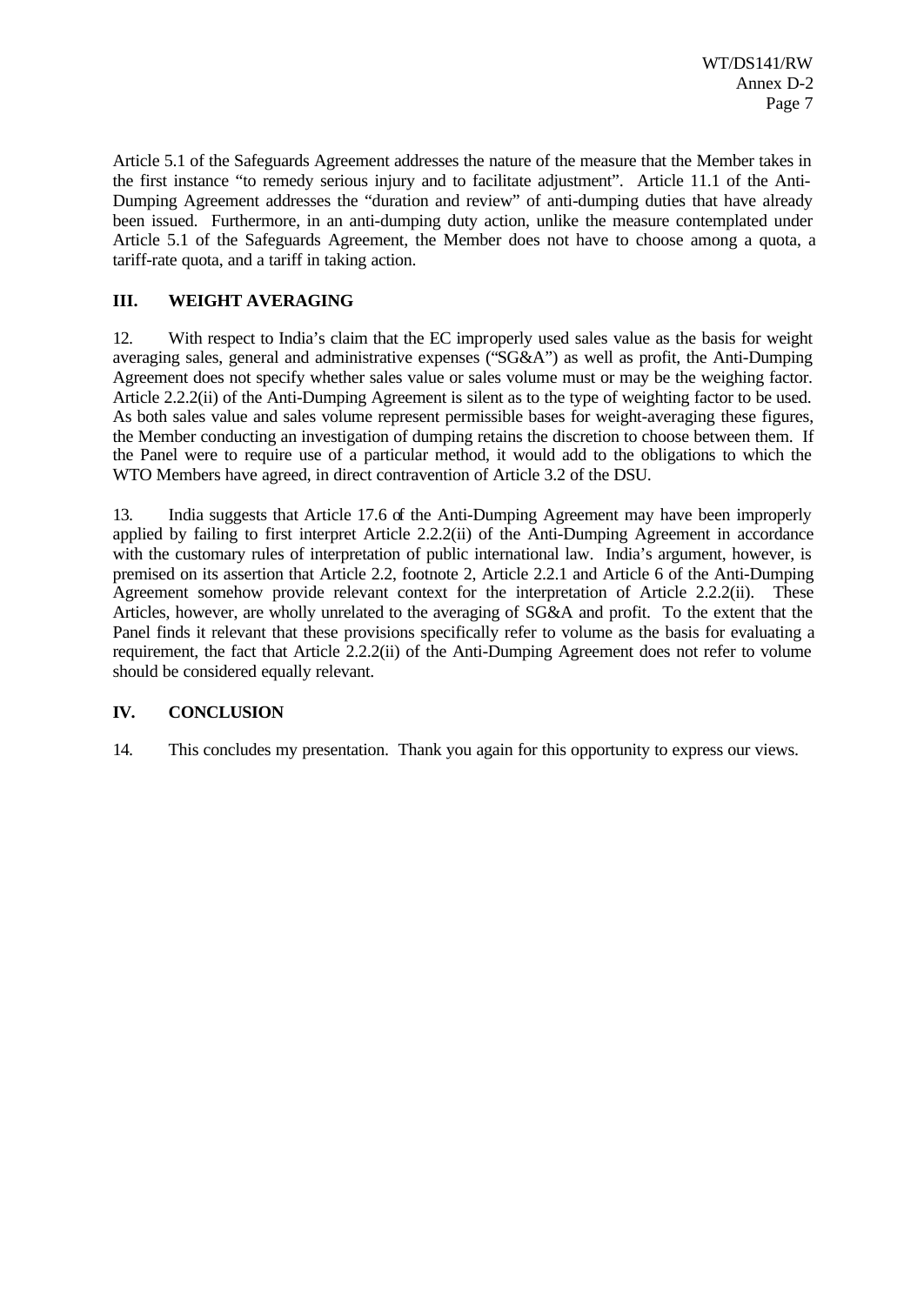Article 5.1 of the Safeguards Agreement addresses the nature of the measure that the Member takes in the first instance "to remedy serious injury and to facilitate adjustment". Article 11.1 of the Anti-Dumping Agreement addresses the "duration and review" of anti-dumping duties that have already been issued. Furthermore, in an anti-dumping duty action, unlike the measure contemplated under Article 5.1 of the Safeguards Agreement, the Member does not have to choose among a quota, a tariff-rate quota, and a tariff in taking action.

## III. WEIGHT AVERAGING

12. With respect to India's claim that the EC improperly used sales value as the basis for weight averaging sales, general and administrative expenses ("SG&A") as well as profit, the Anti-Dumping Agreement does not specify whether sales value or sales volume must or may be the weighing factor. Article 2.2.2(ii) of the Anti-Dumping Agreement is silent as to the type of weighting factor to be used. As both sales value and sales volume represent permissible bases for weight-averaging these figures, the Member conducting an investigation of dumping retains the discretion to choose between them. If the Panel were to require use of a particular method, it would add to the obligations to which the WTO Members have agreed, in direct contravention of Article 3.2 of the DSU.

13. India suggests that Article 17.6 of the Anti-Dumping Agreement may have been improperly applied by failing to first interpret Article 2.2.2(ii) of the Anti-Dumping Agreement in accordance with the customary rules of interpretation of public international law. India's argument, however, is premised on its assertion that Article 2.2, footnote 2, Article 2.2.1 and Article 6 of the Anti-Dumping Agreement somehow provide relevant context for the interpretation of Article 2.2.2(ii). These Articles, however, are wholly unrelated to the averaging of SG&A and profit. To the extent that the Panel finds it relevant that these provisions specifically refer to volume as the basis for evaluating a requirement, the fact that Article 2.2.2(ii) of the Anti-Dumping Agreement does not refer to volume should be considered equally relevant.

## IV. CONCLUSION

14. This concludes my presentation. Thank you again for this opportunity to express our views.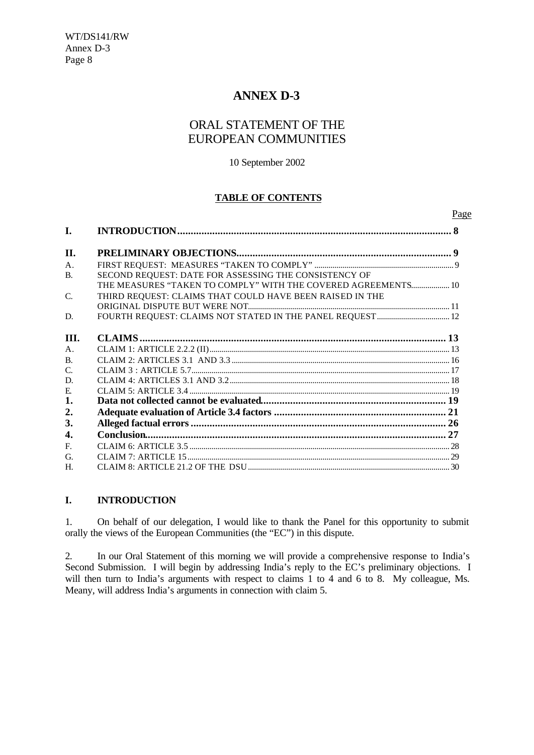# ANNEX D-3

## ORAL STATEMENT OF THE EUROPEAN COMMUNITIES

10 September 2002

**TABLE OF CONTENTS**

| | | Page |
|---|---|---|
| **I.** | **INTRODUCTION** | **8** |
| **II.** | **PRELIMINARY OBJECTIONS** | **9** |
| A. | FIRST REQUEST: MEASURES "TAKEN TO COMPLY" | 9 |
| B. | SECOND REQUEST: DATE FOR ASSESSING THE CONSISTENCY OF THE MEASURES "TAKEN TO COMPLY" WITH THE COVERED AGREEMENTS | 10 |
| C. | THIRD REQUEST: CLAIMS THAT COULD HAVE BEEN RAISED IN THE ORIGINAL DISPUTE BUT WERE NOT | 11 |
| D. | FOURTH REQUEST: CLAIMS NOT STATED IN THE PANEL REQUEST | 12 |
| **III.** | **CLAIMS** | **13** |
| A. | CLAIM 1: ARTICLE 2.2.2 (II) | 13 |
| B. | CLAIM 2: ARTICLES 3.1 AND 3.3 | 16 |
| C. | CLAIM 3 : ARTICLE 5.7 | 17 |
| D. | CLAIM 4: ARTICLES 3.1 AND 3.2 | 18 |
| E. | CLAIM 5: ARTICLE 3.4 | 19 |
| **1.** | **Data not collected cannot be evaluated** | **19** |
| **2.** | **Adequate evaluation of Article 3.4 factors** | **21** |
| **3.** | **Alleged factual errors** | **26** |
| **4.** | **Conclusion** | **27** |
| F. | CLAIM 6: ARTICLE 3.5 | 28 |
| G. | CLAIM 7: ARTICLE 15 | 29 |
| H. | CLAIM 8: ARTICLE 21.2 OF THE DSU | 30 |

## I. INTRODUCTION

1. On behalf of our delegation, I would like to thank the Panel for this opportunity to submit orally the views of the European Communities (the "EC") in this dispute.

2. In our Oral Statement of this morning we will provide a comprehensive response to India's Second Submission. I will begin by addressing India's reply to the EC's preliminary objections. I will then turn to India's arguments with respect to claims 1 to 4 and 6 to 8. My colleague, Ms. Meany, will address India's arguments in connection with claim 5.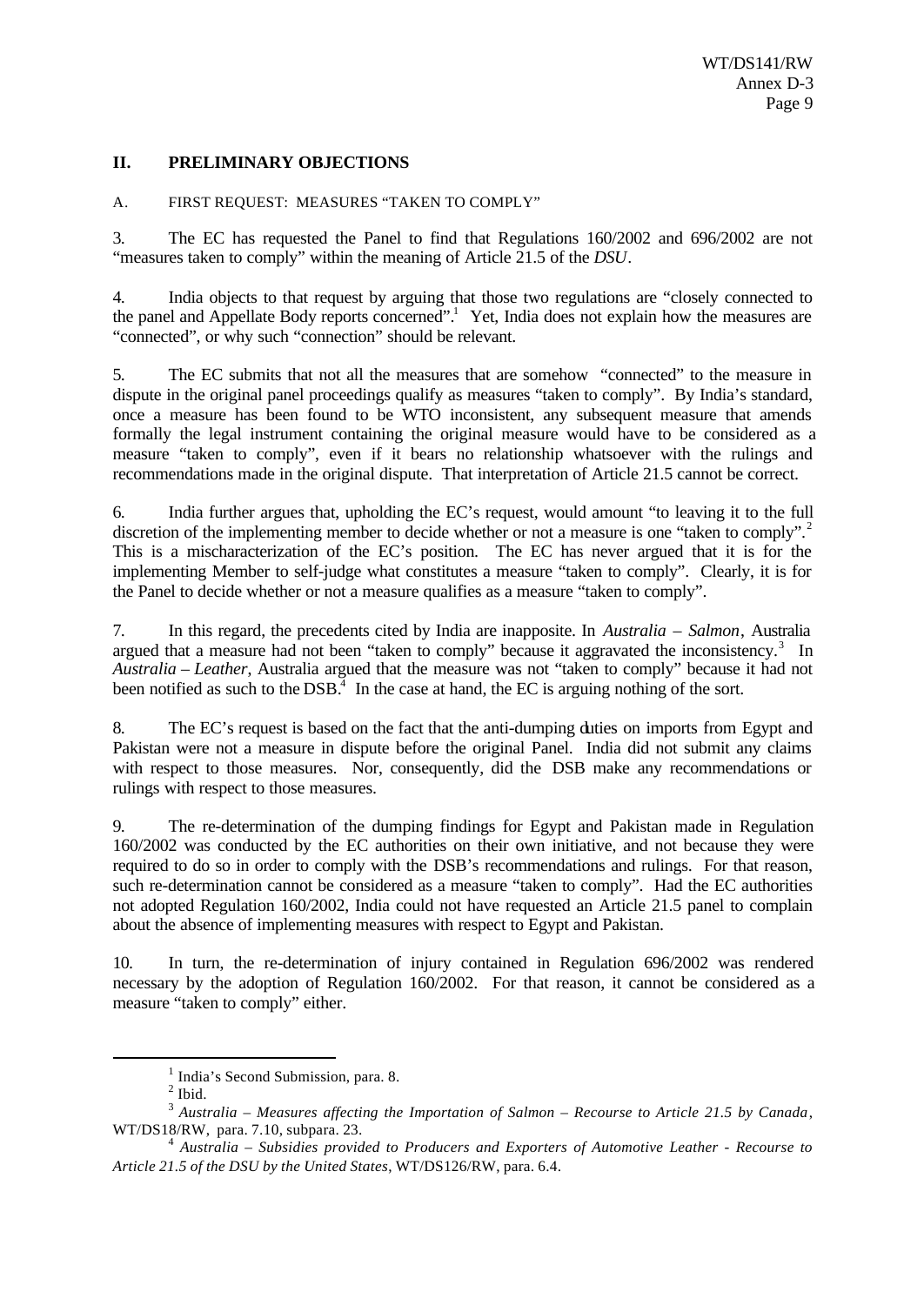## II. PRELIMINARY OBJECTIONS

### A. FIRST REQUEST: MEASURES "TAKEN TO COMPLY"

3. The EC has requested the Panel to find that Regulations 160/2002 and 696/2002 are not "measures taken to comply" within the meaning of Article 21.5 of the *DSU*.

4. India objects to that request by arguing that those two regulations are "closely connected to the panel and Appellate Body reports concerned".[1] Yet, India does not explain how the measures are "connected", or why such "connection" should be relevant.

5. The EC submits that not all the measures that are somehow "connected" to the measure in dispute in the original panel proceedings qualify as measures "taken to comply". By India's standard, once a measure has been found to be WTO inconsistent, any subsequent measure that amends formally the legal instrument containing the original measure would have to be considered as a measure "taken to comply", even if it bears no relationship whatsoever with the rulings and recommendations made in the original dispute. That interpretation of Article 21.5 cannot be correct.

6. India further argues that, upholding the EC's request, would amount "to leaving it to the full discretion of the implementing member to decide whether or not a measure is one "taken to comply".[2] This is a mischaracterization of the EC's position. The EC has never argued that it is for the implementing Member to self-judge what constitutes a measure "taken to comply". Clearly, it is for the Panel to decide whether or not a measure qualifies as a measure "taken to comply".

7. In this regard, the precedents cited by India are inapposite. In *Australia – Salmon*, Australia argued that a measure had not been "taken to comply" because it aggravated the inconsistency.[3] In *Australia – Leather*, Australia argued that the measure was not "taken to comply" because it had not been notified as such to the DSB.[4] In the case at hand, the EC is arguing nothing of the sort.

8. The EC's request is based on the fact that the anti-dumping duties on imports from Egypt and Pakistan were not a measure in dispute before the original Panel. India did not submit any claims with respect to those measures. Nor, consequently, did the DSB make any recommendations or rulings with respect to those measures.

9. The re-determination of the dumping findings for Egypt and Pakistan made in Regulation 160/2002 was conducted by the EC authorities on their own initiative, and not because they were required to do so in order to comply with the DSB's recommendations and rulings. For that reason, such re-determination cannot be considered as a measure "taken to comply". Had the EC authorities not adopted Regulation 160/2002, India could not have requested an Article 21.5 panel to complain about the absence of implementing measures with respect to Egypt and Pakistan.

10. In turn, the re-determination of injury contained in Regulation 696/2002 was rendered necessary by the adoption of Regulation 160/2002. For that reason, it cannot be considered as a measure "taken to comply" either.

---

[1] India's Second Submission, para. 8.

[2] Ibid.

[3] *Australia – Measures affecting the Importation of Salmon – Recourse to Article 21.5 by Canada*, WT/DS18/RW, para. 7.10, subpara. 23.

[4] *Australia – Subsidies provided to Producers and Exporters of Automotive Leather - Recourse to Article 21.5 of the DSU by the United States*, WT/DS126/RW, para. 6.4.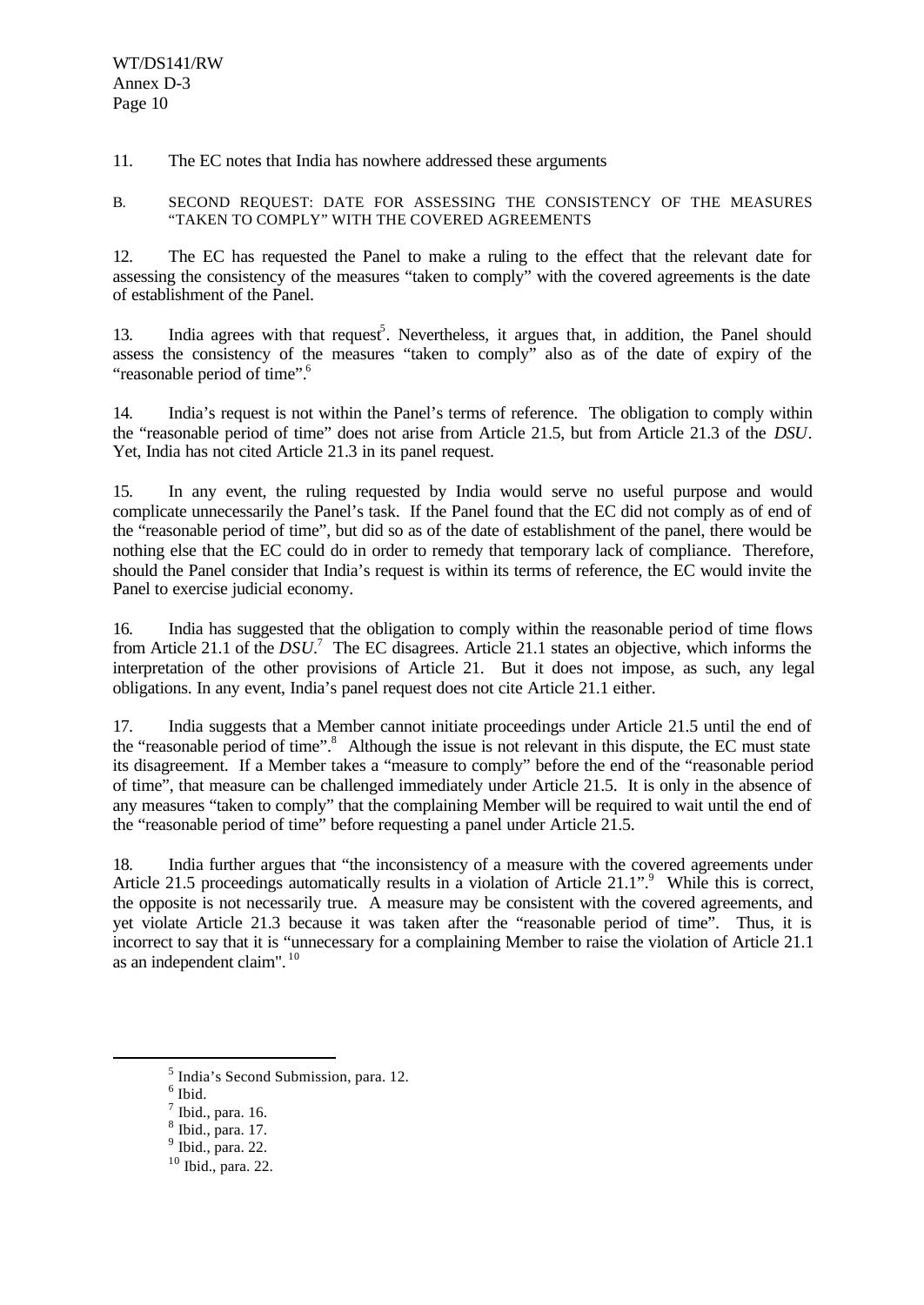11. The EC notes that India has nowhere addressed these arguments

### B. SECOND REQUEST: DATE FOR ASSESSING THE CONSISTENCY OF THE MEASURES "TAKEN TO COMPLY" WITH THE COVERED AGREEMENTS

12. The EC has requested the Panel to make a ruling to the effect that the relevant date for assessing the consistency of the measures "taken to comply" with the covered agreements is the date of establishment of the Panel.

13. India agrees with that request[5]. Nevertheless, it argues that, in addition, the Panel should assess the consistency of the measures "taken to comply" also as of the date of expiry of the "reasonable period of time".[6]

14. India's request is not within the Panel's terms of reference. The obligation to comply within the "reasonable period of time" does not arise from Article 21.5, but from Article 21.3 of the *DSU*. Yet, India has not cited Article 21.3 in its panel request.

15. In any event, the ruling requested by India would serve no useful purpose and would complicate unnecessarily the Panel's task. If the Panel found that the EC did not comply as of end of the "reasonable period of time", but did so as of the date of establishment of the panel, there would be nothing else that the EC could do in order to remedy that temporary lack of compliance. Therefore, should the Panel consider that India's request is within its terms of reference, the EC would invite the Panel to exercise judicial economy.

16. India has suggested that the obligation to comply within the reasonable period of time flows from Article 21.1 of the *DSU*.[7] The EC disagrees. Article 21.1 states an objective, which informs the interpretation of the other provisions of Article 21. But it does not impose, as such, any legal obligations. In any event, India's panel request does not cite Article 21.1 either.

17. India suggests that a Member cannot initiate proceedings under Article 21.5 until the end of the "reasonable period of time".[8] Although the issue is not relevant in this dispute, the EC must state its disagreement. If a Member takes a "measure to comply" before the end of the "reasonable period of time", that measure can be challenged immediately under Article 21.5. It is only in the absence of any measures "taken to comply" that the complaining Member will be required to wait until the end of the "reasonable period of time" before requesting a panel under Article 21.5.

18. India further argues that "the inconsistency of a measure with the covered agreements under Article 21.5 proceedings automatically results in a violation of Article 21.1".[9] While this is correct, the opposite is not necessarily true. A measure may be consistent with the covered agreements, and yet violate Article 21.3 because it was taken after the "reasonable period of time". Thus, it is incorrect to say that it is "unnecessary for a complaining Member to raise the violation of Article 21.1 as an independent claim".[10]

---

[5] India's Second Submission, para. 12.

[6] Ibid.

[7] Ibid., para. 16.

[8] Ibid., para. 17.

[9] Ibid., para. 22.

[10] Ibid., para. 22.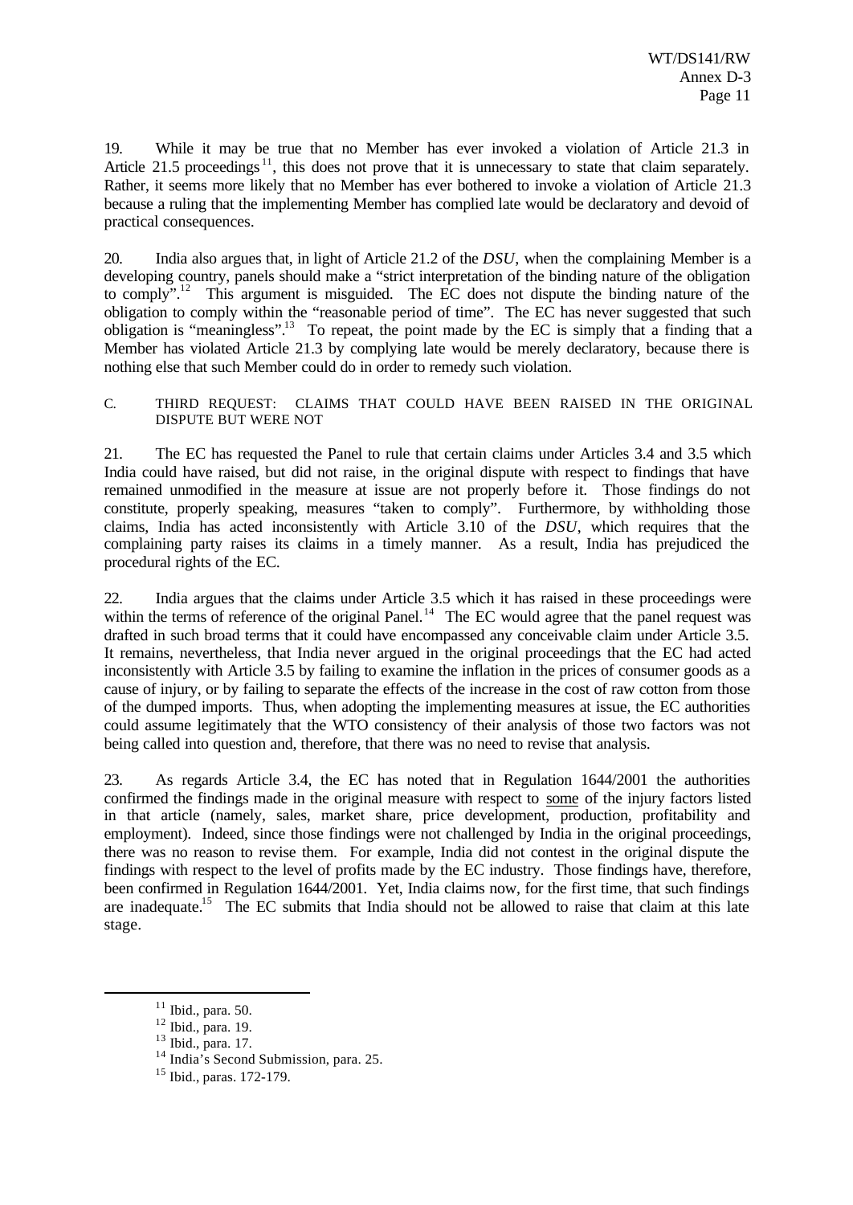19. While it may be true that no Member has ever invoked a violation of Article 21.3 in Article 21.5 proceedings[11], this does not prove that it is unnecessary to state that claim separately. Rather, it seems more likely that no Member has ever bothered to invoke a violation of Article 21.3 because a ruling that the implementing Member has complied late would be declaratory and devoid of practical consequences.

20. India also argues that, in light of Article 21.2 of the *DSU*, when the complaining Member is a developing country, panels should make a "strict interpretation of the binding nature of the obligation to comply".[12] This argument is misguided. The EC does not dispute the binding nature of the obligation to comply within the "reasonable period of time". The EC has never suggested that such obligation is "meaningless".[13] To repeat, the point made by the EC is simply that a finding that a Member has violated Article 21.3 by complying late would be merely declaratory, because there is nothing else that such Member could do in order to remedy such violation.

C. THIRD REQUEST: CLAIMS THAT COULD HAVE BEEN RAISED IN THE ORIGINAL DISPUTE BUT WERE NOT

21. The EC has requested the Panel to rule that certain claims under Articles 3.4 and 3.5 which India could have raised, but did not raise, in the original dispute with respect to findings that have remained unmodified in the measure at issue are not properly before it. Those findings do not constitute, properly speaking, measures "taken to comply". Furthermore, by withholding those claims, India has acted inconsistently with Article 3.10 of the *DSU*, which requires that the complaining party raises its claims in a timely manner. As a result, India has prejudiced the procedural rights of the EC.

22. India argues that the claims under Article 3.5 which it has raised in these proceedings were within the terms of reference of the original Panel.[14] The EC would agree that the panel request was drafted in such broad terms that it could have encompassed any conceivable claim under Article 3.5. It remains, nevertheless, that India never argued in the original proceedings that the EC had acted inconsistently with Article 3.5 by failing to examine the inflation in the prices of consumer goods as a cause of injury, or by failing to separate the effects of the increase in the cost of raw cotton from those of the dumped imports. Thus, when adopting the implementing measures at issue, the EC authorities could assume legitimately that the WTO consistency of their analysis of those two factors was not being called into question and, therefore, that there was no need to revise that analysis.

23. As regards Article 3.4, the EC has noted that in Regulation 1644/2001 the authorities confirmed the findings made in the original measure with respect to some of the injury factors listed in that article (namely, sales, market share, price development, production, profitability and employment). Indeed, since those findings were not challenged by India in the original proceedings, there was no reason to revise them. For example, India did not contest in the original dispute the findings with respect to the level of profits made by the EC industry. Those findings have, therefore, been confirmed in Regulation 1644/2001. Yet, India claims now, for the first time, that such findings are inadequate.[15] The EC submits that India should not be allowed to raise that claim at this late stage.

[11] Ibid., para. 50.

[12] Ibid., para. 19.

[13] Ibid., para. 17.

[14] India's Second Submission, para. 25.

[15] Ibid., paras. 172-179.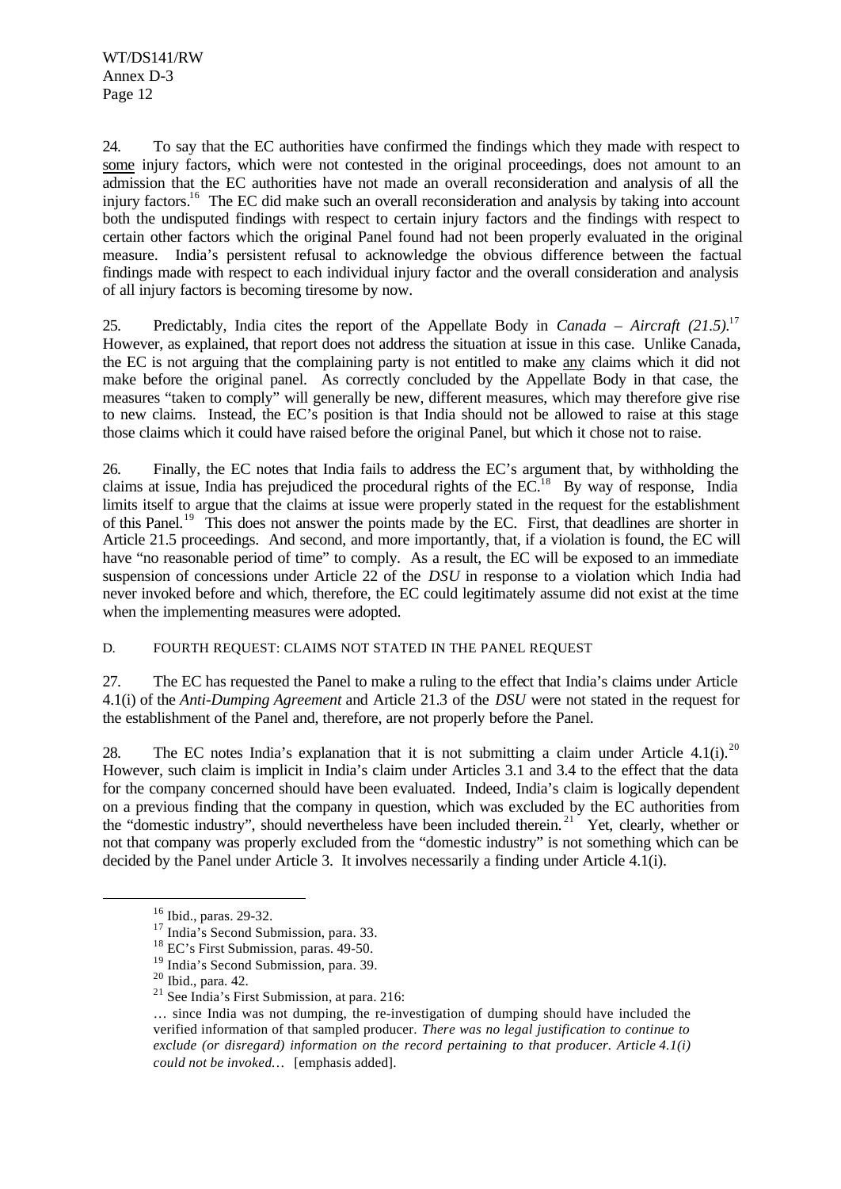24. To say that the EC authorities have confirmed the findings which they made with respect to <u>some</u> injury factors, which were not contested in the original proceedings, does not amount to an admission that the EC authorities have not made an overall reconsideration and analysis of all the injury factors.[16] The EC did make such an overall reconsideration and analysis by taking into account both the undisputed findings with respect to certain injury factors and the findings with respect to certain other factors which the original Panel found had not been properly evaluated in the original measure. India's persistent refusal to acknowledge the obvious difference between the factual findings made with respect to each individual injury factor and the overall consideration and analysis of all injury factors is becoming tiresome by now.

25. Predictably, India cites the report of the Appellate Body in *Canada – Aircraft (21.5)*.[17] However, as explained, that report does not address the situation at issue in this case. Unlike Canada, the EC is not arguing that the complaining party is not entitled to make <u>any</u> claims which it did not make before the original panel. As correctly concluded by the Appellate Body in that case, the measures "taken to comply" will generally be new, different measures, which may therefore give rise to new claims. Instead, the EC's position is that India should not be allowed to raise at this stage those claims which it could have raised before the original Panel, but which it chose not to raise.

26. Finally, the EC notes that India fails to address the EC's argument that, by withholding the claims at issue, India has prejudiced the procedural rights of the EC.[18] By way of response, India limits itself to argue that the claims at issue were properly stated in the request for the establishment of this Panel.[19] This does not answer the points made by the EC. First, that deadlines are shorter in Article 21.5 proceedings. And second, and more importantly, that, if a violation is found, the EC will have "no reasonable period of time" to comply. As a result, the EC will be exposed to an immediate suspension of concessions under Article 22 of the *DSU* in response to a violation which India had never invoked before and which, therefore, the EC could legitimately assume did not exist at the time when the implementing measures were adopted.

### D. FOURTH REQUEST: CLAIMS NOT STATED IN THE PANEL REQUEST

27. The EC has requested the Panel to make a ruling to the effect that India's claims under Article 4.1(i) of the *Anti-Dumping Agreement* and Article 21.3 of the *DSU* were not stated in the request for the establishment of the Panel and, therefore, are not properly before the Panel.

28. The EC notes India's explanation that it is not submitting a claim under Article 4.1(i).[20] However, such claim is implicit in India's claim under Articles 3.1 and 3.4 to the effect that the data for the company concerned should have been evaluated. Indeed, India's claim is logically dependent on a previous finding that the company in question, which was excluded by the EC authorities from the "domestic industry", should nevertheless have been included therein.[21] Yet, clearly, whether or not that company was properly excluded from the "domestic industry" is not something which can be decided by the Panel under Article 3. It involves necessarily a finding under Article 4.1(i).

---

[16] Ibid., paras. 29-32.

[17] India's Second Submission, para. 33.

[18] EC's First Submission, paras. 49-50.

[19] India's Second Submission, para. 39.

[20] Ibid., para. 42.

[21] See India's First Submission, at para. 216:

> … since India was not dumping, the re-investigation of dumping should have included the verified information of that sampled producer. *There was no legal justification to continue to exclude (or disregard) information on the record pertaining to that producer. Article 4.1(i) could not be invoked…* [emphasis added].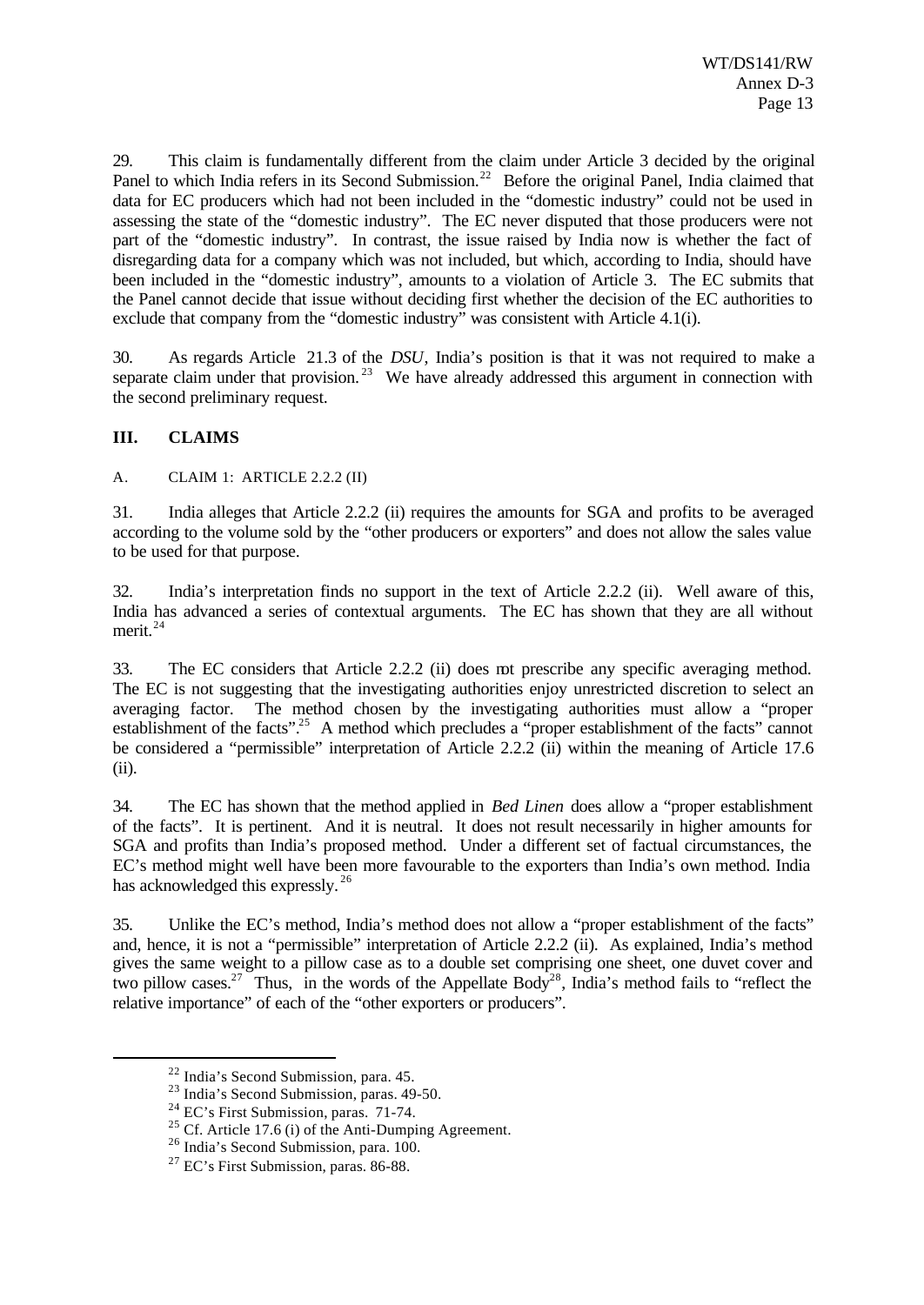29. This claim is fundamentally different from the claim under Article 3 decided by the original Panel to which India refers in its Second Submission.[22] Before the original Panel, India claimed that data for EC producers which had not been included in the "domestic industry" could not be used in assessing the state of the "domestic industry". The EC never disputed that those producers were not part of the "domestic industry". In contrast, the issue raised by India now is whether the fact of disregarding data for a company which was not included, but which, according to India, should have been included in the "domestic industry", amounts to a violation of Article 3. The EC submits that the Panel cannot decide that issue without deciding first whether the decision of the EC authorities to exclude that company from the "domestic industry" was consistent with Article 4.1(i).

30. As regards Article 21.3 of the *DSU*, India's position is that it was not required to make a separate claim under that provision.[23] We have already addressed this argument in connection with the second preliminary request.

## III. CLAIMS

### A. CLAIM 1: ARTICLE 2.2.2 (II)

31. India alleges that Article 2.2.2 (ii) requires the amounts for SGA and profits to be averaged according to the volume sold by the "other producers or exporters" and does not allow the sales value to be used for that purpose.

32. India's interpretation finds no support in the text of Article 2.2.2 (ii). Well aware of this, India has advanced a series of contextual arguments. The EC has shown that they are all without merit.[24]

33. The EC considers that Article 2.2.2 (ii) does not prescribe any specific averaging method. The EC is not suggesting that the investigating authorities enjoy unrestricted discretion to select an averaging factor. The method chosen by the investigating authorities must allow a "proper establishment of the facts".[25] A method which precludes a "proper establishment of the facts" cannot be considered a "permissible" interpretation of Article 2.2.2 (ii) within the meaning of Article 17.6 (ii).

34. The EC has shown that the method applied in *Bed Linen* does allow a "proper establishment of the facts". It is pertinent. And it is neutral. It does not result necessarily in higher amounts for SGA and profits than India's proposed method. Under a different set of factual circumstances, the EC's method might well have been more favourable to the exporters than India's own method. India has acknowledged this expressly.[26]

35. Unlike the EC's method, India's method does not allow a "proper establishment of the facts" and, hence, it is not a "permissible" interpretation of Article 2.2.2 (ii). As explained, India's method gives the same weight to a pillow case as to a double set comprising one sheet, one duvet cover and two pillow cases.[27] Thus, in the words of the Appellate Body[28], India's method fails to "reflect the relative importance" of each of the "other exporters or producers".

---

[22] India's Second Submission, para. 45.

[23] India's Second Submission, paras. 49-50.

[24] EC's First Submission, paras. 71-74.

[25] Cf. Article 17.6 (i) of the Anti-Dumping Agreement.

[26] India's Second Submission, para. 100.

[27] EC's First Submission, paras. 86-88.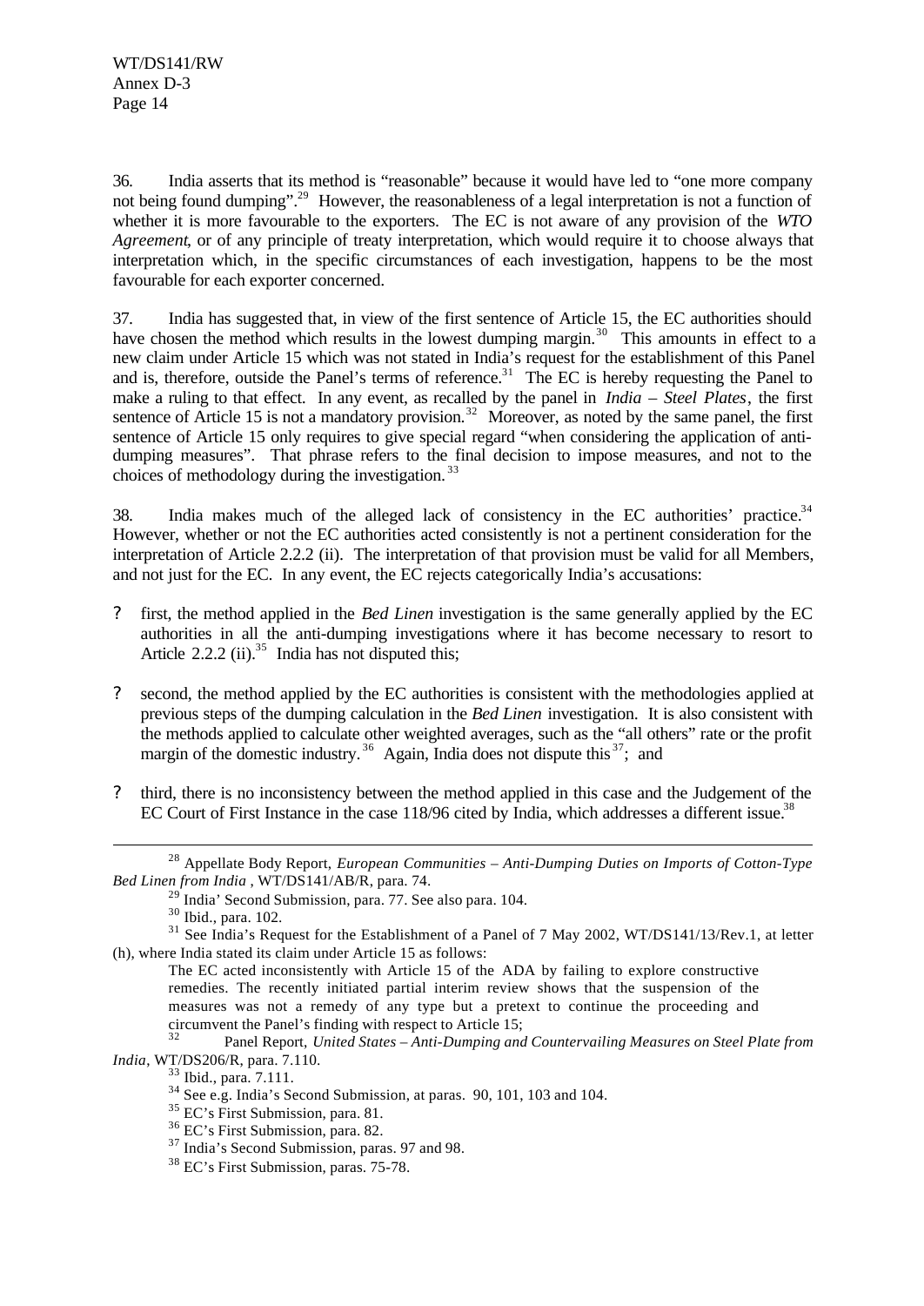36. India asserts that its method is "reasonable" because it would have led to "one more company not being found dumping".[29] However, the reasonableness of a legal interpretation is not a function of whether it is more favourable to the exporters. The EC is not aware of any provision of the *WTO Agreement*, or of any principle of treaty interpretation, which would require it to choose always that interpretation which, in the specific circumstances of each investigation, happens to be the most favourable for each exporter concerned.

37. India has suggested that, in view of the first sentence of Article 15, the EC authorities should have chosen the method which results in the lowest dumping margin.[30] This amounts in effect to a new claim under Article 15 which was not stated in India's request for the establishment of this Panel and is, therefore, outside the Panel's terms of reference.[31] The EC is hereby requesting the Panel to make a ruling to that effect. In any event, as recalled by the panel in *India – Steel Plates*, the first sentence of Article 15 is not a mandatory provision.[32] Moreover, as noted by the same panel, the first sentence of Article 15 only requires to give special regard "when considering the application of anti-dumping measures". That phrase refers to the final decision to impose measures, and not to the choices of methodology during the investigation.[33]

38. India makes much of the alleged lack of consistency in the EC authorities' practice.[34] However, whether or not the EC authorities acted consistently is not a pertinent consideration for the interpretation of Article 2.2.2 (ii). The interpretation of that provision must be valid for all Members, and not just for the EC. In any event, the EC rejects categorically India's accusations:

- first, the method applied in the *Bed Linen* investigation is the same generally applied by the EC authorities in all the anti-dumping investigations where it has become necessary to resort to Article 2.2.2 (ii).[35] India has not disputed this;

- second, the method applied by the EC authorities is consistent with the methodologies applied at previous steps of the dumping calculation in the *Bed Linen* investigation. It is also consistent with the methods applied to calculate other weighted averages, such as the "all others" rate or the profit margin of the domestic industry.[36] Again, India does not dispute this[37]; and

- third, there is no inconsistency between the method applied in this case and the Judgement of the EC Court of First Instance in the case 118/96 cited by India, which addresses a different issue.[38]

---

[28] Appellate Body Report, *European Communities – Anti-Dumping Duties on Imports of Cotton-Type Bed Linen from India* , WT/DS141/AB/R, para. 74.

[29] India' Second Submission, para. 77. See also para. 104.

[30] Ibid., para. 102.

[31] See India's Request for the Establishment of a Panel of 7 May 2002, WT/DS141/13/Rev.1, at letter (h), where India stated its claim under Article 15 as follows:

> The EC acted inconsistently with Article 15 of the ADA by failing to explore constructive remedies. The recently initiated partial interim review shows that the suspension of the measures was not a remedy of any type but a pretext to continue the proceeding and circumvent the Panel's finding with respect to Article 15;

[32] Panel Report, *United States – Anti-Dumping and Countervailing Measures on Steel Plate from India*, WT/DS206/R, para. 7.110.

[33] Ibid., para. 7.111.

[34] See e.g. India's Second Submission, at paras. 90, 101, 103 and 104.

[35] EC's First Submission, para. 81.

[36] EC's First Submission, para. 82.

[37] India's Second Submission, paras. 97 and 98.

[38] EC's First Submission, paras. 75-78.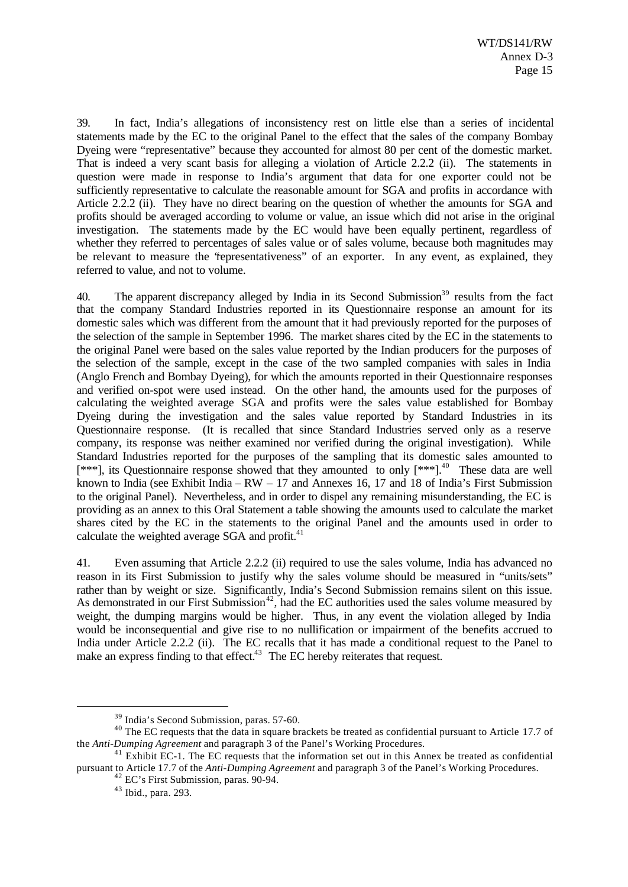39. In fact, India's allegations of inconsistency rest on little else than a series of incidental statements made by the EC to the original Panel to the effect that the sales of the company Bombay Dyeing were "representative" because they accounted for almost 80 per cent of the domestic market. That is indeed a very scant basis for alleging a violation of Article 2.2.2 (ii). The statements in question were made in response to India's argument that data for one exporter could not be sufficiently representative to calculate the reasonable amount for SGA and profits in accordance with Article 2.2.2 (ii). They have no direct bearing on the question of whether the amounts for SGA and profits should be averaged according to volume or value, an issue which did not arise in the original investigation. The statements made by the EC would have been equally pertinent, regardless of whether they referred to percentages of sales value or of sales volume, because both magnitudes may be relevant to measure the "representativeness" of an exporter. In any event, as explained, they referred to value, and not to volume.

40. The apparent discrepancy alleged by India in its Second Submission[39] results from the fact that the company Standard Industries reported in its Questionnaire response an amount for its domestic sales which was different from the amount that it had previously reported for the purposes of the selection of the sample in September 1996. The market shares cited by the EC in the statements to the original Panel were based on the sales value reported by the Indian producers for the purposes of the selection of the sample, except in the case of the two sampled companies with sales in India (Anglo French and Bombay Dyeing), for which the amounts reported in their Questionnaire responses and verified on-spot were used instead. On the other hand, the amounts used for the purposes of calculating the weighted average SGA and profits were the sales value established for Bombay Dyeing during the investigation and the sales value reported by Standard Industries in its Questionnaire response. (It is recalled that since Standard Industries served only as a reserve company, its response was neither examined nor verified during the original investigation). While Standard Industries reported for the purposes of the sampling that its domestic sales amounted to [***], its Questionnaire response showed that they amounted to only [***].[40] These data are well known to India (see Exhibit India – RW – 17 and Annexes 16, 17 and 18 of India's First Submission to the original Panel). Nevertheless, and in order to dispel any remaining misunderstanding, the EC is providing as an annex to this Oral Statement a table showing the amounts used to calculate the market shares cited by the EC in the statements to the original Panel and the amounts used in order to calculate the weighted average SGA and profit.[41]

41. Even assuming that Article 2.2.2 (ii) required to use the sales volume, India has advanced no reason in its First Submission to justify why the sales volume should be measured in "units/sets" rather than by weight or size. Significantly, India's Second Submission remains silent on this issue. As demonstrated in our First Submission[42], had the EC authorities used the sales volume measured by weight, the dumping margins would be higher. Thus, in any event the violation alleged by India would be inconsequential and give rise to no nullification or impairment of the benefits accrued to India under Article 2.2.2 (ii). The EC recalls that it has made a conditional request to the Panel to make an express finding to that effect.[43] The EC hereby reiterates that request.

---

[39] India's Second Submission, paras. 57-60.

[40] The EC requests that the data in square brackets be treated as confidential pursuant to Article 17.7 of the *Anti-Dumping Agreement* and paragraph 3 of the Panel's Working Procedures.

[41] Exhibit EC-1. The EC requests that the information set out in this Annex be treated as confidential pursuant to Article 17.7 of the *Anti-Dumping Agreement* and paragraph 3 of the Panel's Working Procedures.

[42] EC's First Submission, paras. 90-94.

[43] Ibid., para. 293.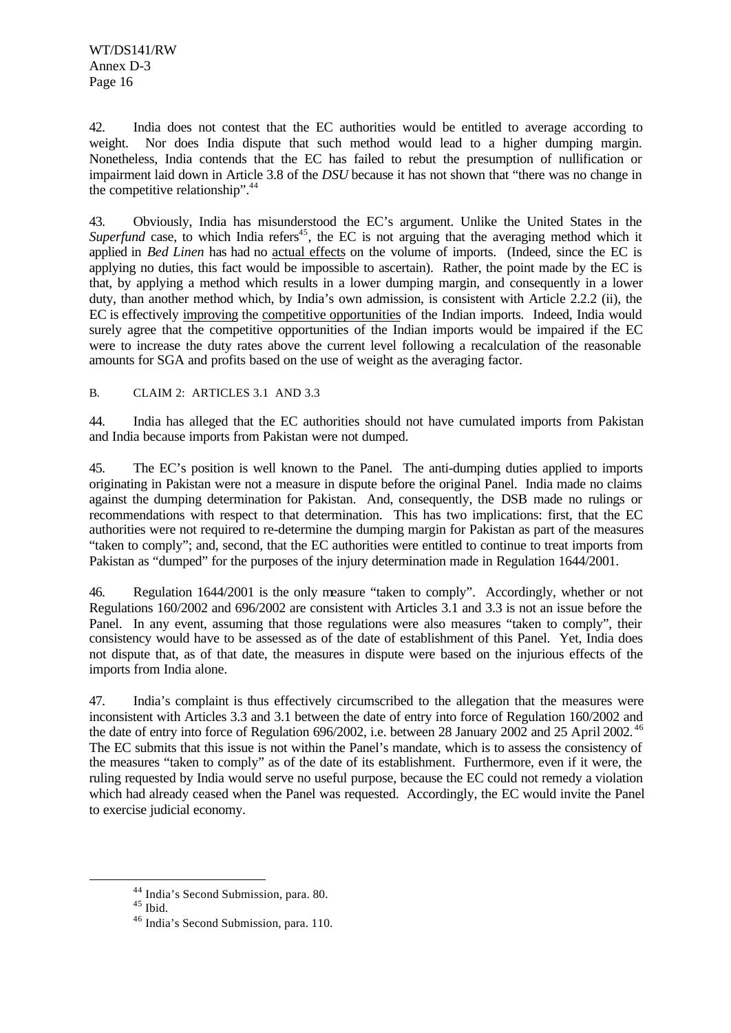42. India does not contest that the EC authorities would be entitled to average according to weight. Nor does India dispute that such method would lead to a higher dumping margin. Nonetheless, India contends that the EC has failed to rebut the presumption of nullification or impairment laid down in Article 3.8 of the *DSU* because it has not shown that "there was no change in the competitive relationship".[44]

43. Obviously, India has misunderstood the EC's argument. Unlike the United States in the *Superfund* case, to which India refers[45], the EC is not arguing that the averaging method which it applied in *Bed Linen* has had no actual effects on the volume of imports. (Indeed, since the EC is applying no duties, this fact would be impossible to ascertain). Rather, the point made by the EC is that, by applying a method which results in a lower dumping margin, and consequently in a lower duty, than another method which, by India's own admission, is consistent with Article 2.2.2 (ii), the EC is effectively improving the competitive opportunities of the Indian imports. Indeed, India would surely agree that the competitive opportunities of the Indian imports would be impaired if the EC were to increase the duty rates above the current level following a recalculation of the reasonable amounts for SGA and profits based on the use of weight as the averaging factor.

B. CLAIM 2: ARTICLES 3.1 AND 3.3

44. India has alleged that the EC authorities should not have cumulated imports from Pakistan and India because imports from Pakistan were not dumped.

45. The EC's position is well known to the Panel. The anti-dumping duties applied to imports originating in Pakistan were not a measure in dispute before the original Panel. India made no claims against the dumping determination for Pakistan. And, consequently, the DSB made no rulings or recommendations with respect to that determination. This has two implications: first, that the EC authorities were not required to re-determine the dumping margin for Pakistan as part of the measures "taken to comply"; and, second, that the EC authorities were entitled to continue to treat imports from Pakistan as "dumped" for the purposes of the injury determination made in Regulation 1644/2001.

46. Regulation 1644/2001 is the only measure "taken to comply". Accordingly, whether or not Regulations 160/2002 and 696/2002 are consistent with Articles 3.1 and 3.3 is not an issue before the Panel. In any event, assuming that those regulations were also measures "taken to comply", their consistency would have to be assessed as of the date of establishment of this Panel. Yet, India does not dispute that, as of that date, the measures in dispute were based on the injurious effects of the imports from India alone.

47. India's complaint is thus effectively circumscribed to the allegation that the measures were inconsistent with Articles 3.3 and 3.1 between the date of entry into force of Regulation 160/2002 and the date of entry into force of Regulation 696/2002, i.e. between 28 January 2002 and 25 April 2002.[46] The EC submits that this issue is not within the Panel's mandate, which is to assess the consistency of the measures "taken to comply" as of the date of its establishment. Furthermore, even if it were, the ruling requested by India would serve no useful purpose, because the EC could not remedy a violation which had already ceased when the Panel was requested. Accordingly, the EC would invite the Panel to exercise judicial economy.

---

[44] India's Second Submission, para. 80.

[45] Ibid.

[46] India's Second Submission, para. 110.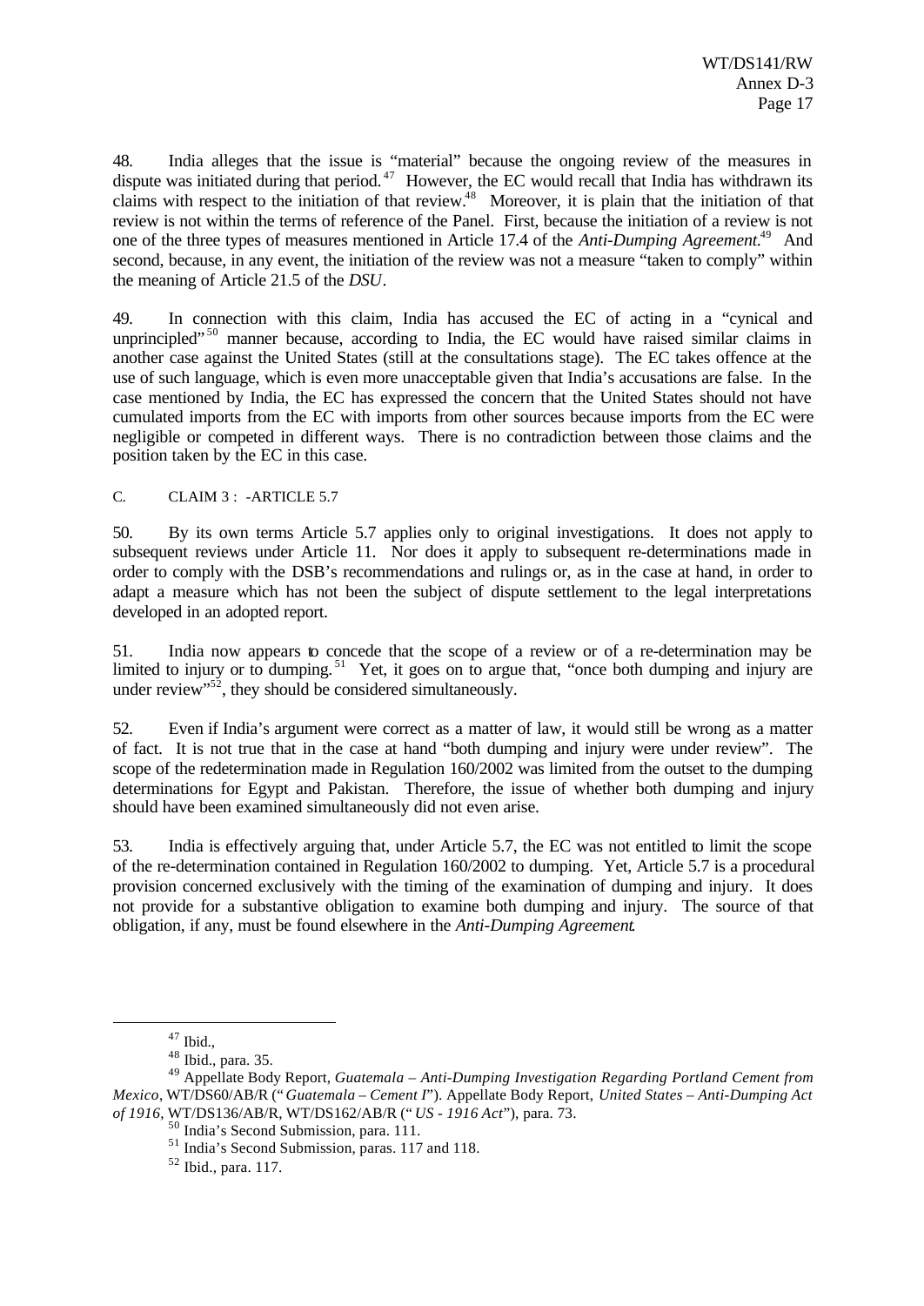48. India alleges that the issue is "material" because the ongoing review of the measures in dispute was initiated during that period.[47] However, the EC would recall that India has withdrawn its claims with respect to the initiation of that review.[48] Moreover, it is plain that the initiation of that review is not within the terms of reference of the Panel. First, because the initiation of a review is not one of the three types of measures mentioned in Article 17.4 of the *Anti-Dumping Agreement*.[49] And second, because, in any event, the initiation of the review was not a measure "taken to comply" within the meaning of Article 21.5 of the *DSU*.

49. In connection with this claim, India has accused the EC of acting in a "cynical and unprincipled"[50] manner because, according to India, the EC would have raised similar claims in another case against the United States (still at the consultations stage). The EC takes offence at the use of such language, which is even more unacceptable given that India's accusations are false. In the case mentioned by India, the EC has expressed the concern that the United States should not have cumulated imports from the EC with imports from other sources because imports from the EC were negligible or competed in different ways. There is no contradiction between those claims and the position taken by the EC in this case.

C. CLAIM 3 : -ARTICLE 5.7

50. By its own terms Article 5.7 applies only to original investigations. It does not apply to subsequent reviews under Article 11. Nor does it apply to subsequent re-determinations made in order to comply with the DSB's recommendations and rulings or, as in the case at hand, in order to adapt a measure which has not been the subject of dispute settlement to the legal interpretations developed in an adopted report.

51. India now appears to concede that the scope of a review or of a re-determination may be limited to injury or to dumping.[51] Yet, it goes on to argue that, "once both dumping and injury are under review"[52], they should be considered simultaneously.

52. Even if India's argument were correct as a matter of law, it would still be wrong as a matter of fact. It is not true that in the case at hand "both dumping and injury were under review". The scope of the redetermination made in Regulation 160/2002 was limited from the outset to the dumping determinations for Egypt and Pakistan. Therefore, the issue of whether both dumping and injury should have been examined simultaneously did not even arise.

53. India is effectively arguing that, under Article 5.7, the EC was not entitled to limit the scope of the re-determination contained in Regulation 160/2002 to dumping. Yet, Article 5.7 is a procedural provision concerned exclusively with the timing of the examination of dumping and injury. It does not provide for a substantive obligation to examine both dumping and injury. The source of that obligation, if any, must be found elsewhere in the *Anti-Dumping Agreement*.

---

[47] Ibid.,

[48] Ibid., para. 35.

[49] Appellate Body Report, *Guatemala – Anti-Dumping Investigation Regarding Portland Cement from Mexico*, WT/DS60/AB/R ("*Guatemala – Cement I*"). Appellate Body Report, *United States – Anti-Dumping Act of 1916*, WT/DS136/AB/R, WT/DS162/AB/R ("*US - 1916 Act*"), para. 73.

[50] India's Second Submission, para. 111.

[51] India's Second Submission, paras. 117 and 118.

[52] Ibid., para. 117.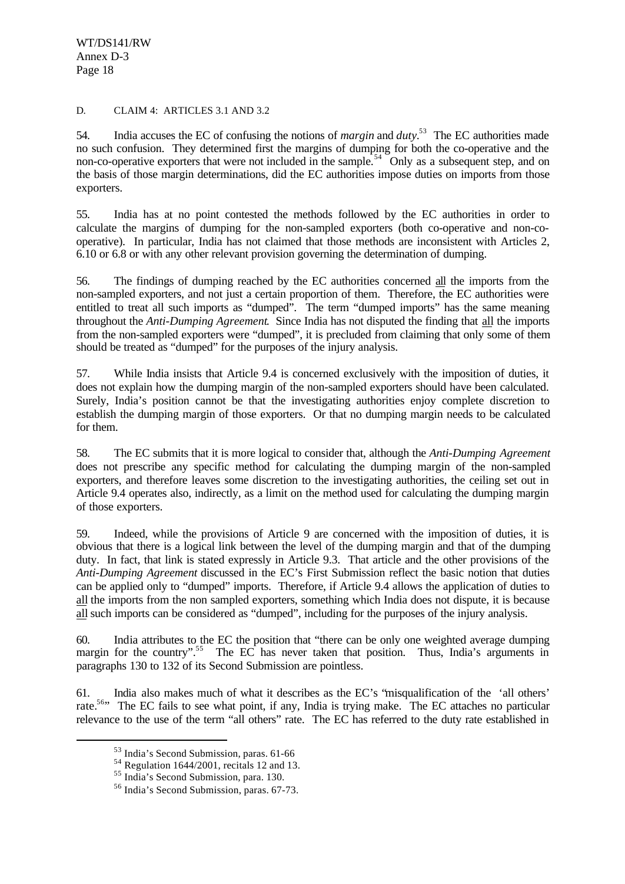D. CLAIM 4: ARTICLES 3.1 AND 3.2

54. India accuses the EC of confusing the notions of *margin* and *duty*.[53] The EC authorities made no such confusion. They determined first the margins of dumping for both the co-operative and the non-co-operative exporters that were not included in the sample.[54] Only as a subsequent step, and on the basis of those margin determinations, did the EC authorities impose duties on imports from those exporters.

55. India has at no point contested the methods followed by the EC authorities in order to calculate the margins of dumping for the non-sampled exporters (both co-operative and non-co-operative). In particular, India has not claimed that those methods are inconsistent with Articles 2, 6.10 or 6.8 or with any other relevant provision governing the determination of dumping.

56. The findings of dumping reached by the EC authorities concerned <u>all</u> the imports from the non-sampled exporters, and not just a certain proportion of them. Therefore, the EC authorities were entitled to treat all such imports as "dumped". The term "dumped imports" has the same meaning throughout the *Anti-Dumping Agreement*. Since India has not disputed the finding that <u>all</u> the imports from the non-sampled exporters were "dumped", it is precluded from claiming that only some of them should be treated as "dumped" for the purposes of the injury analysis.

57. While India insists that Article 9.4 is concerned exclusively with the imposition of duties, it does not explain how the dumping margin of the non-sampled exporters should have been calculated. Surely, India's position cannot be that the investigating authorities enjoy complete discretion to establish the dumping margin of those exporters. Or that no dumping margin needs to be calculated for them.

58. The EC submits that it is more logical to consider that, although the *Anti-Dumping Agreement* does not prescribe any specific method for calculating the dumping margin of the non-sampled exporters, and therefore leaves some discretion to the investigating authorities, the ceiling set out in Article 9.4 operates also, indirectly, as a limit on the method used for calculating the dumping margin of those exporters.

59. Indeed, while the provisions of Article 9 are concerned with the imposition of duties, it is obvious that there is a logical link between the level of the dumping margin and that of the dumping duty. In fact, that link is stated expressly in Article 9.3. That article and the other provisions of the *Anti-Dumping Agreement* discussed in the EC's First Submission reflect the basic notion that duties can be applied only to "dumped" imports. Therefore, if Article 9.4 allows the application of duties to <u>all</u> the imports from the non sampled exporters, something which India does not dispute, it is because <u>all</u> such imports can be considered as "dumped", including for the purposes of the injury analysis.

60. India attributes to the EC the position that "there can be only one weighted average dumping margin for the country".[55] The EC has never taken that position. Thus, India's arguments in paragraphs 130 to 132 of its Second Submission are pointless.

61. India also makes much of what it describes as the EC's "misqualification of the 'all others' rate.[56]" The EC fails to see what point, if any, India is trying make. The EC attaches no particular relevance to the use of the term "all others" rate. The EC has referred to the duty rate established in

---

[53] India's Second Submission, paras. 61-66

[54] Regulation 1644/2001, recitals 12 and 13.

[55] India's Second Submission, para. 130.

[56] India's Second Submission, paras. 67-73.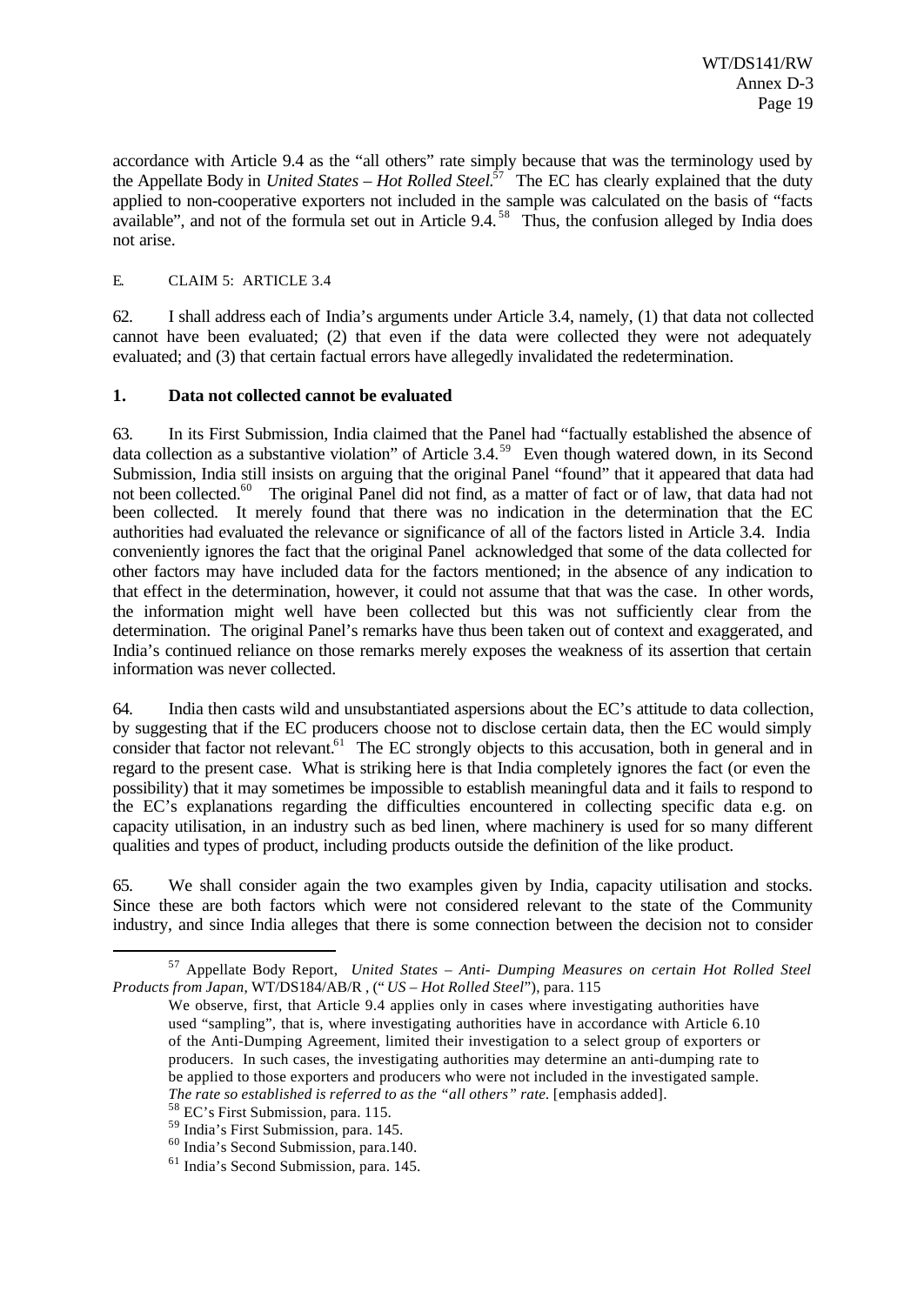accordance with Article 9.4 as the "all others" rate simply because that was the terminology used by the Appellate Body in *United States – Hot Rolled Steel*.[57] The EC has clearly explained that the duty applied to non-cooperative exporters not included in the sample was calculated on the basis of "facts available", and not of the formula set out in Article 9.4.[58] Thus, the confusion alleged by India does not arise.

E. CLAIM 5: ARTICLE 3.4

62. I shall address each of India's arguments under Article 3.4, namely, (1) that data not collected cannot have been evaluated; (2) that even if the data were collected they were not adequately evaluated; and (3) that certain factual errors have allegedly invalidated the redetermination.

**1. Data not collected cannot be evaluated**

63. In its First Submission, India claimed that the Panel had "factually established the absence of data collection as a substantive violation" of Article 3.4.[59] Even though watered down, in its Second Submission, India still insists on arguing that the original Panel "found" that it appeared that data had not been collected.[60] The original Panel did not find, as a matter of fact or of law, that data had not been collected. It merely found that there was no indication in the determination that the EC authorities had evaluated the relevance or significance of all of the factors listed in Article 3.4. India conveniently ignores the fact that the original Panel acknowledged that some of the data collected for other factors may have included data for the factors mentioned; in the absence of any indication to that effect in the determination, however, it could not assume that that was the case. In other words, the information might well have been collected but this was not sufficiently clear from the determination. The original Panel's remarks have thus been taken out of context and exaggerated, and India's continued reliance on those remarks merely exposes the weakness of its assertion that certain information was never collected.

64. India then casts wild and unsubstantiated aspersions about the EC's attitude to data collection, by suggesting that if the EC producers choose not to disclose certain data, then the EC would simply consider that factor not relevant.[61] The EC strongly objects to this accusation, both in general and in regard to the present case. What is striking here is that India completely ignores the fact (or even the possibility) that it may sometimes be impossible to establish meaningful data and it fails to respond to the EC's explanations regarding the difficulties encountered in collecting specific data e.g. on capacity utilisation, in an industry such as bed linen, where machinery is used for so many different qualities and types of product, including products outside the definition of the like product.

65. We shall consider again the two examples given by India, capacity utilisation and stocks. Since these are both factors which were not considered relevant to the state of the Community industry, and since India alleges that there is some connection between the decision not to consider

---

[57] Appellate Body Report, *United States – Anti- Dumping Measures on certain Hot Rolled Steel Products from Japan*, WT/DS184/AB/R , ("*US – Hot Rolled Steel*"), para. 115

> We observe, first, that Article 9.4 applies only in cases where investigating authorities have used "sampling", that is, where investigating authorities have in accordance with Article 6.10 of the Anti-Dumping Agreement, limited their investigation to a select group of exporters or producers. In such cases, the investigating authorities may determine an anti-dumping rate to be applied to those exporters and producers who were not included in the investigated sample. *The rate so established is referred to as the "all others" rate.* [emphasis added].

[58] EC's First Submission, para. 115.

[59] India's First Submission, para. 145.

[60] India's Second Submission, para.140.

[61] India's Second Submission, para. 145.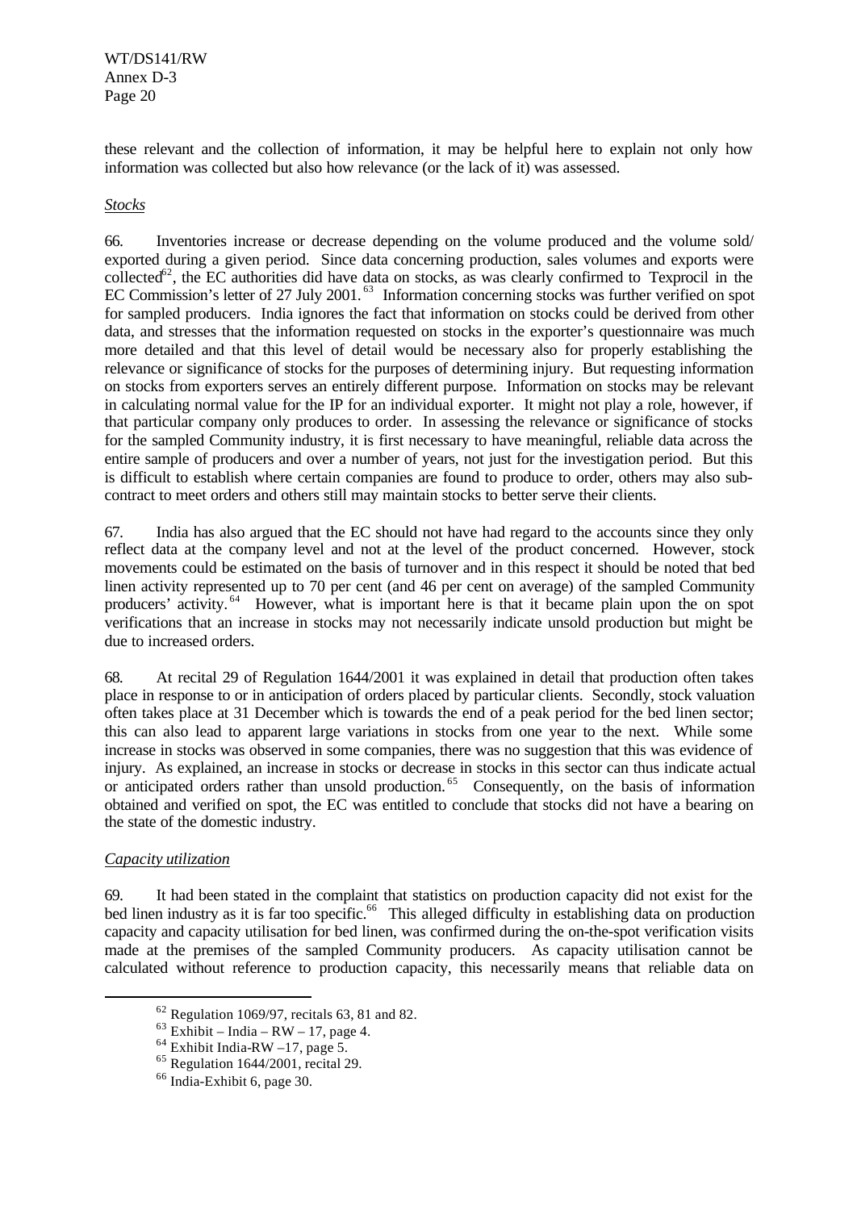these relevant and the collection of information, it may be helpful here to explain not only how information was collected but also how relevance (or the lack of it) was assessed.

*Stocks*

66. Inventories increase or decrease depending on the volume produced and the volume sold/ exported during a given period. Since data concerning production, sales volumes and exports were collected[62], the EC authorities did have data on stocks, as was clearly confirmed to Texprocil in the EC Commission's letter of 27 July 2001.[63] Information concerning stocks was further verified on spot for sampled producers. India ignores the fact that information on stocks could be derived from other data, and stresses that the information requested on stocks in the exporter's questionnaire was much more detailed and that this level of detail would be necessary also for properly establishing the relevance or significance of stocks for the purposes of determining injury. But requesting information on stocks from exporters serves an entirely different purpose. Information on stocks may be relevant in calculating normal value for the IP for an individual exporter. It might not play a role, however, if that particular company only produces to order. In assessing the relevance or significance of stocks for the sampled Community industry, it is first necessary to have meaningful, reliable data across the entire sample of producers and over a number of years, not just for the investigation period. But this is difficult to establish where certain companies are found to produce to order, others may also sub-contract to meet orders and others still may maintain stocks to better serve their clients.

67. India has also argued that the EC should not have had regard to the accounts since they only reflect data at the company level and not at the level of the product concerned. However, stock movements could be estimated on the basis of turnover and in this respect it should be noted that bed linen activity represented up to 70 per cent (and 46 per cent on average) of the sampled Community producers' activity.[64] However, what is important here is that it became plain upon the on spot verifications that an increase in stocks may not necessarily indicate unsold production but might be due to increased orders.

68. At recital 29 of Regulation 1644/2001 it was explained in detail that production often takes place in response to or in anticipation of orders placed by particular clients. Secondly, stock valuation often takes place at 31 December which is towards the end of a peak period for the bed linen sector; this can also lead to apparent large variations in stocks from one year to the next. While some increase in stocks was observed in some companies, there was no suggestion that this was evidence of injury. As explained, an increase in stocks or decrease in stocks in this sector can thus indicate actual or anticipated orders rather than unsold production.[65] Consequently, on the basis of information obtained and verified on spot, the EC was entitled to conclude that stocks did not have a bearing on the state of the domestic industry.

*Capacity utilization*

69. It had been stated in the complaint that statistics on production capacity did not exist for the bed linen industry as it is far too specific.[66] This alleged difficulty in establishing data on production capacity and capacity utilisation for bed linen, was confirmed during the on-the-spot verification visits made at the premises of the sampled Community producers. As capacity utilisation cannot be calculated without reference to production capacity, this necessarily means that reliable data on

---

[62] Regulation 1069/97, recitals 63, 81 and 82.

[63] Exhibit – India – RW – 17, page 4.

[64] Exhibit India-RW –17, page 5.

[65] Regulation 1644/2001, recital 29.

[66] India-Exhibit 6, page 30.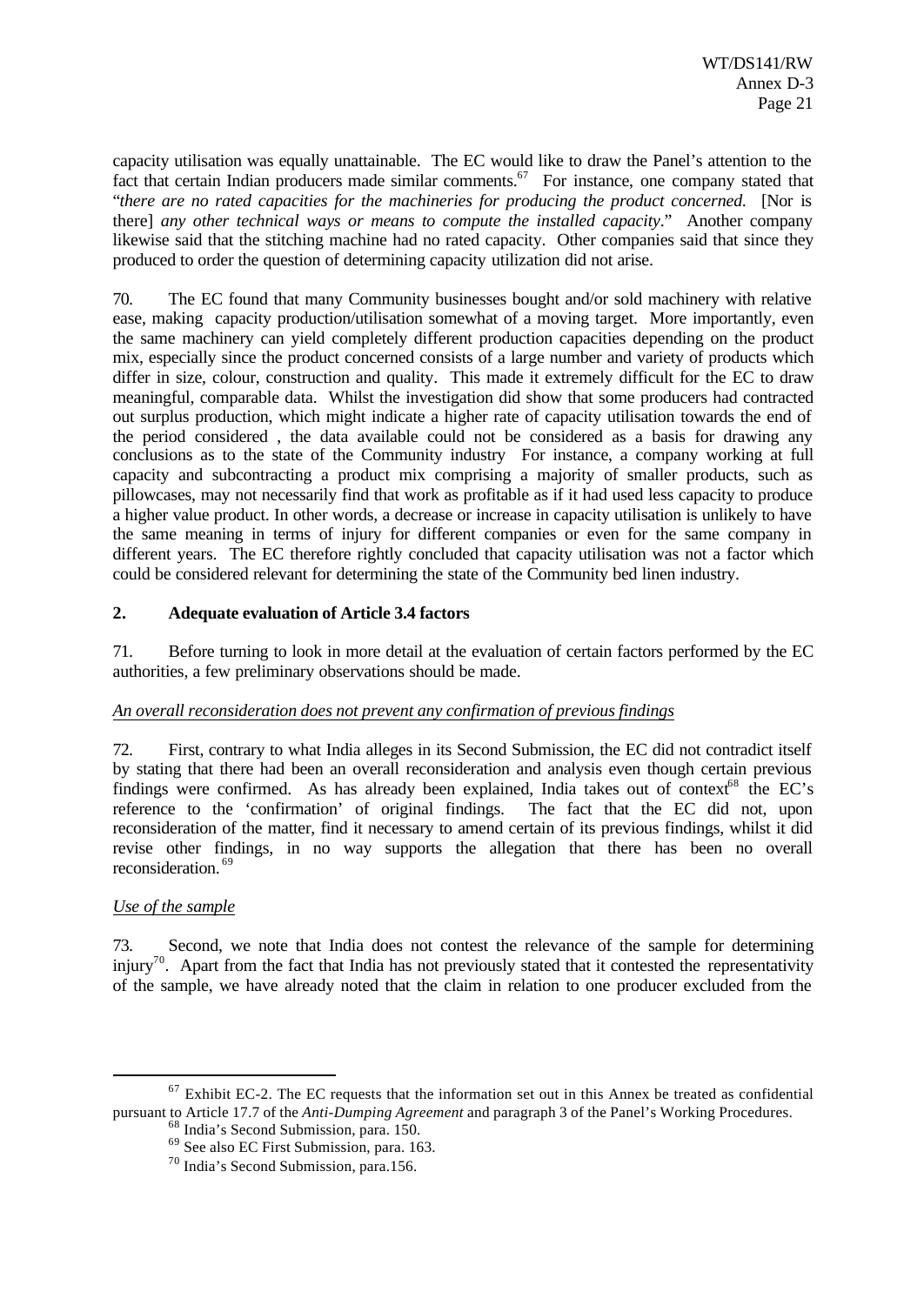capacity utilisation was equally unattainable. The EC would like to draw the Panel's attention to the fact that certain Indian producers made similar comments.[67] For instance, one company stated that "*there are no rated capacities for the machineries for producing the product concerned.* [Nor is there] *any other technical ways or means to compute the installed capacity*." Another company likewise said that the stitching machine had no rated capacity. Other companies said that since they produced to order the question of determining capacity utilization did not arise.

70. The EC found that many Community businesses bought and/or sold machinery with relative ease, making capacity production/utilisation somewhat of a moving target. More importantly, even the same machinery can yield completely different production capacities depending on the product mix, especially since the product concerned consists of a large number and variety of products which differ in size, colour, construction and quality. This made it extremely difficult for the EC to draw meaningful, comparable data. Whilst the investigation did show that some producers had contracted out surplus production, which might indicate a higher rate of capacity utilisation towards the end of the period considered , the data available could not be considered as a basis for drawing any conclusions as to the state of the Community industry For instance, a company working at full capacity and subcontracting a product mix comprising a majority of smaller products, such as pillowcases, may not necessarily find that work as profitable as if it had used less capacity to produce a higher value product. In other words, a decrease or increase in capacity utilisation is unlikely to have the same meaning in terms of injury for different companies or even for the same company in different years. The EC therefore rightly concluded that capacity utilisation was not a factor which could be considered relevant for determining the state of the Community bed linen industry.

## 2. Adequate evaluation of Article 3.4 factors

71. Before turning to look in more detail at the evaluation of certain factors performed by the EC authorities, a few preliminary observations should be made.

*An overall reconsideration does not prevent any confirmation of previous findings*

72. First, contrary to what India alleges in its Second Submission, the EC did not contradict itself by stating that there had been an overall reconsideration and analysis even though certain previous findings were confirmed. As has already been explained, India takes out of context[68] the EC's reference to the 'confirmation' of original findings. The fact that the EC did not, upon reconsideration of the matter, find it necessary to amend certain of its previous findings, whilst it did revise other findings, in no way supports the allegation that there has been no overall reconsideration.[69]

*Use of the sample*

73. Second, we note that India does not contest the relevance of the sample for determining injury[70]. Apart from the fact that India has not previously stated that it contested the representativity of the sample, we have already noted that the claim in relation to one producer excluded from the

[67] Exhibit EC-2. The EC requests that the information set out in this Annex be treated as confidential pursuant to Article 17.7 of the *Anti-Dumping Agreement* and paragraph 3 of the Panel's Working Procedures.

[68] India's Second Submission, para. 150.

[69] See also EC First Submission, para. 163.

[70] India's Second Submission, para.156.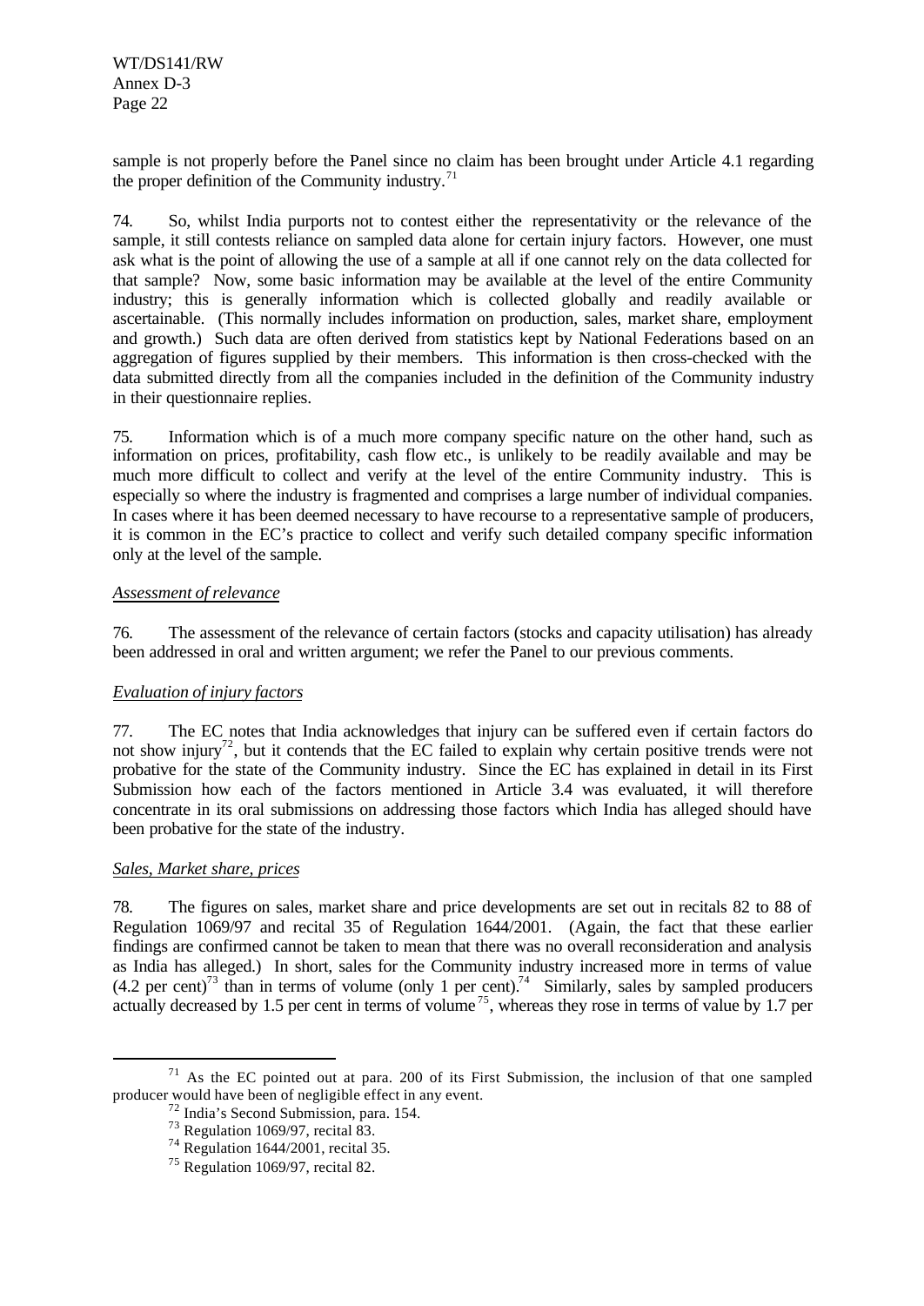sample is not properly before the Panel since no claim has been brought under Article 4.1 regarding the proper definition of the Community industry.[71]

74. So, whilst India purports not to contest either the representativity or the relevance of the sample, it still contests reliance on sampled data alone for certain injury factors. However, one must ask what is the point of allowing the use of a sample at all if one cannot rely on the data collected for that sample? Now, some basic information may be available at the level of the entire Community industry; this is generally information which is collected globally and readily available or ascertainable. (This normally includes information on production, sales, market share, employment and growth.) Such data are often derived from statistics kept by National Federations based on an aggregation of figures supplied by their members. This information is then cross-checked with the data submitted directly from all the companies included in the definition of the Community industry in their questionnaire replies.

75. Information which is of a much more company specific nature on the other hand, such as information on prices, profitability, cash flow etc., is unlikely to be readily available and may be much more difficult to collect and verify at the level of the entire Community industry. This is especially so where the industry is fragmented and comprises a large number of individual companies. In cases where it has been deemed necessary to have recourse to a representative sample of producers, it is common in the EC's practice to collect and verify such detailed company specific information only at the level of the sample.

*Assessment of relevance*

76. The assessment of the relevance of certain factors (stocks and capacity utilisation) has already been addressed in oral and written argument; we refer the Panel to our previous comments.

*Evaluation of injury factors*

77. The EC notes that India acknowledges that injury can be suffered even if certain factors do not show injury[72], but it contends that the EC failed to explain why certain positive trends were not probative for the state of the Community industry. Since the EC has explained in detail in its First Submission how each of the factors mentioned in Article 3.4 was evaluated, it will therefore concentrate in its oral submissions on addressing those factors which India has alleged should have been probative for the state of the industry.

*Sales, Market share, prices*

78. The figures on sales, market share and price developments are set out in recitals 82 to 88 of Regulation 1069/97 and recital 35 of Regulation 1644/2001. (Again, the fact that these earlier findings are confirmed cannot be taken to mean that there was no overall reconsideration and analysis as India has alleged.) In short, sales for the Community industry increased more in terms of value (4.2 per cent)[73] than in terms of volume (only 1 per cent).[74] Similarly, sales by sampled producers actually decreased by 1.5 per cent in terms of volume[75], whereas they rose in terms of value by 1.7 per

---

[71] As the EC pointed out at para. 200 of its First Submission, the inclusion of that one sampled producer would have been of negligible effect in any event.

[72] India's Second Submission, para. 154.

[73] Regulation 1069/97, recital 83.

[74] Regulation 1644/2001, recital 35.

[75] Regulation 1069/97, recital 82.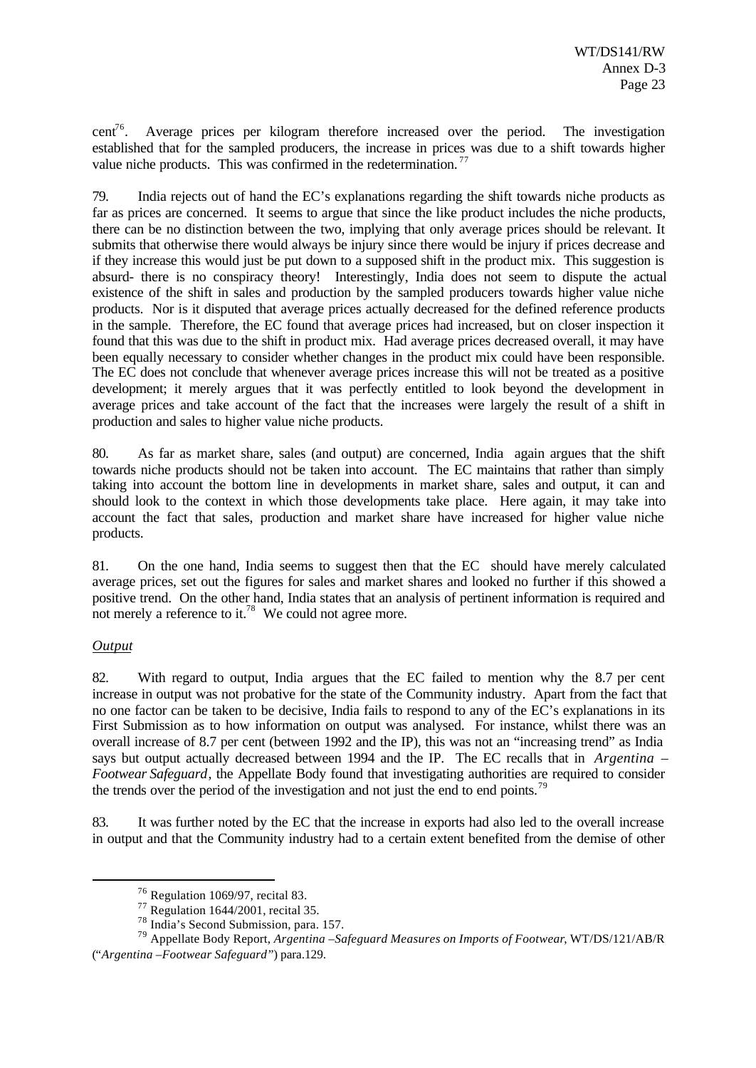cent[76]. Average prices per kilogram therefore increased over the period. The investigation established that for the sampled producers, the increase in prices was due to a shift towards higher value niche products. This was confirmed in the redetermination.[77]

79. India rejects out of hand the EC's explanations regarding the shift towards niche products as far as prices are concerned. It seems to argue that since the like product includes the niche products, there can be no distinction between the two, implying that only average prices should be relevant. It submits that otherwise there would always be injury since there would be injury if prices decrease and if they increase this would just be put down to a supposed shift in the product mix. This suggestion is absurd- there is no conspiracy theory! Interestingly, India does not seem to dispute the actual existence of the shift in sales and production by the sampled producers towards higher value niche products. Nor is it disputed that average prices actually decreased for the defined reference products in the sample. Therefore, the EC found that average prices had increased, but on closer inspection it found that this was due to the shift in product mix. Had average prices decreased overall, it may have been equally necessary to consider whether changes in the product mix could have been responsible. The EC does not conclude that whenever average prices increase this will not be treated as a positive development; it merely argues that it was perfectly entitled to look beyond the development in average prices and take account of the fact that the increases were largely the result of a shift in production and sales to higher value niche products.

80. As far as market share, sales (and output) are concerned, India again argues that the shift towards niche products should not be taken into account. The EC maintains that rather than simply taking into account the bottom line in developments in market share, sales and output, it can and should look to the context in which those developments take place. Here again, it may take into account the fact that sales, production and market share have increased for higher value niche products.

81. On the one hand, India seems to suggest then that the EC should have merely calculated average prices, set out the figures for sales and market shares and looked no further if this showed a positive trend. On the other hand, India states that an analysis of pertinent information is required and not merely a reference to it.[78] We could not agree more.

*Output*

82. With regard to output, India argues that the EC failed to mention why the 8.7 per cent increase in output was not probative for the state of the Community industry. Apart from the fact that no one factor can be taken to be decisive, India fails to respond to any of the EC's explanations in its First Submission as to how information on output was analysed. For instance, whilst there was an overall increase of 8.7 per cent (between 1992 and the IP), this was not an "increasing trend" as India says but output actually decreased between 1994 and the IP. The EC recalls that in *Argentina – Footwear Safeguard*, the Appellate Body found that investigating authorities are required to consider the trends over the period of the investigation and not just the end to end points.[79]

83. It was further noted by the EC that the increase in exports had also led to the overall increase in output and that the Community industry had to a certain extent benefited from the demise of other

---

[76] Regulation 1069/97, recital 83.

[77] Regulation 1644/2001, recital 35.

[78] India's Second Submission, para. 157.

[79] Appellate Body Report, *Argentina –Safeguard Measures on Imports of Footwear*, WT/DS/121/AB/R ("*Argentina –Footwear Safeguard*") para.129.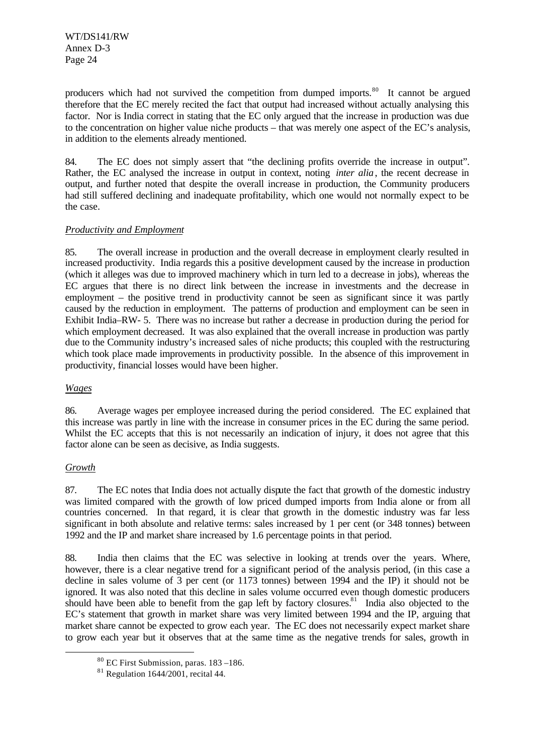producers which had not survived the competition from dumped imports.[80] It cannot be argued therefore that the EC merely recited the fact that output had increased without actually analysing this factor. Nor is India correct in stating that the EC only argued that the increase in production was due to the concentration on higher value niche products – that was merely one aspect of the EC's analysis, in addition to the elements already mentioned.

84. The EC does not simply assert that "the declining profits override the increase in output". Rather, the EC analysed the increase in output in context, noting *inter alia*, the recent decrease in output, and further noted that despite the overall increase in production, the Community producers had still suffered declining and inadequate profitability, which one would not normally expect to be the case.

*Productivity and Employment*

85. The overall increase in production and the overall decrease in employment clearly resulted in increased productivity. India regards this a positive development caused by the increase in production (which it alleges was due to improved machinery which in turn led to a decrease in jobs), whereas the EC argues that there is no direct link between the increase in investments and the decrease in employment – the positive trend in productivity cannot be seen as significant since it was partly caused by the reduction in employment. The patterns of production and employment can be seen in Exhibit India–RW- 5. There was no increase but rather a decrease in production during the period for which employment decreased. It was also explained that the overall increase in production was partly due to the Community industry's increased sales of niche products; this coupled with the restructuring which took place made improvements in productivity possible. In the absence of this improvement in productivity, financial losses would have been higher.

*Wages*

86. Average wages per employee increased during the period considered. The EC explained that this increase was partly in line with the increase in consumer prices in the EC during the same period. Whilst the EC accepts that this is not necessarily an indication of injury, it does not agree that this factor alone can be seen as decisive, as India suggests.

*Growth*

87. The EC notes that India does not actually dispute the fact that growth of the domestic industry was limited compared with the growth of low priced dumped imports from India alone or from all countries concerned. In that regard, it is clear that growth in the domestic industry was far less significant in both absolute and relative terms: sales increased by 1 per cent (or 348 tonnes) between 1992 and the IP and market share increased by 1.6 percentage points in that period.

88. India then claims that the EC was selective in looking at trends over the years. Where, however, there is a clear negative trend for a significant period of the analysis period, (in this case a decline in sales volume of 3 per cent (or 1173 tonnes) between 1994 and the IP) it should not be ignored. It was also noted that this decline in sales volume occurred even though domestic producers should have been able to benefit from the gap left by factory closures.[81] India also objected to the EC's statement that growth in market share was very limited between 1994 and the IP, arguing that market share cannot be expected to grow each year. The EC does not necessarily expect market share to grow each year but it observes that at the same time as the negative trends for sales, growth in

[80] EC First Submission, paras. 183 –186.

[81] Regulation 1644/2001, recital 44.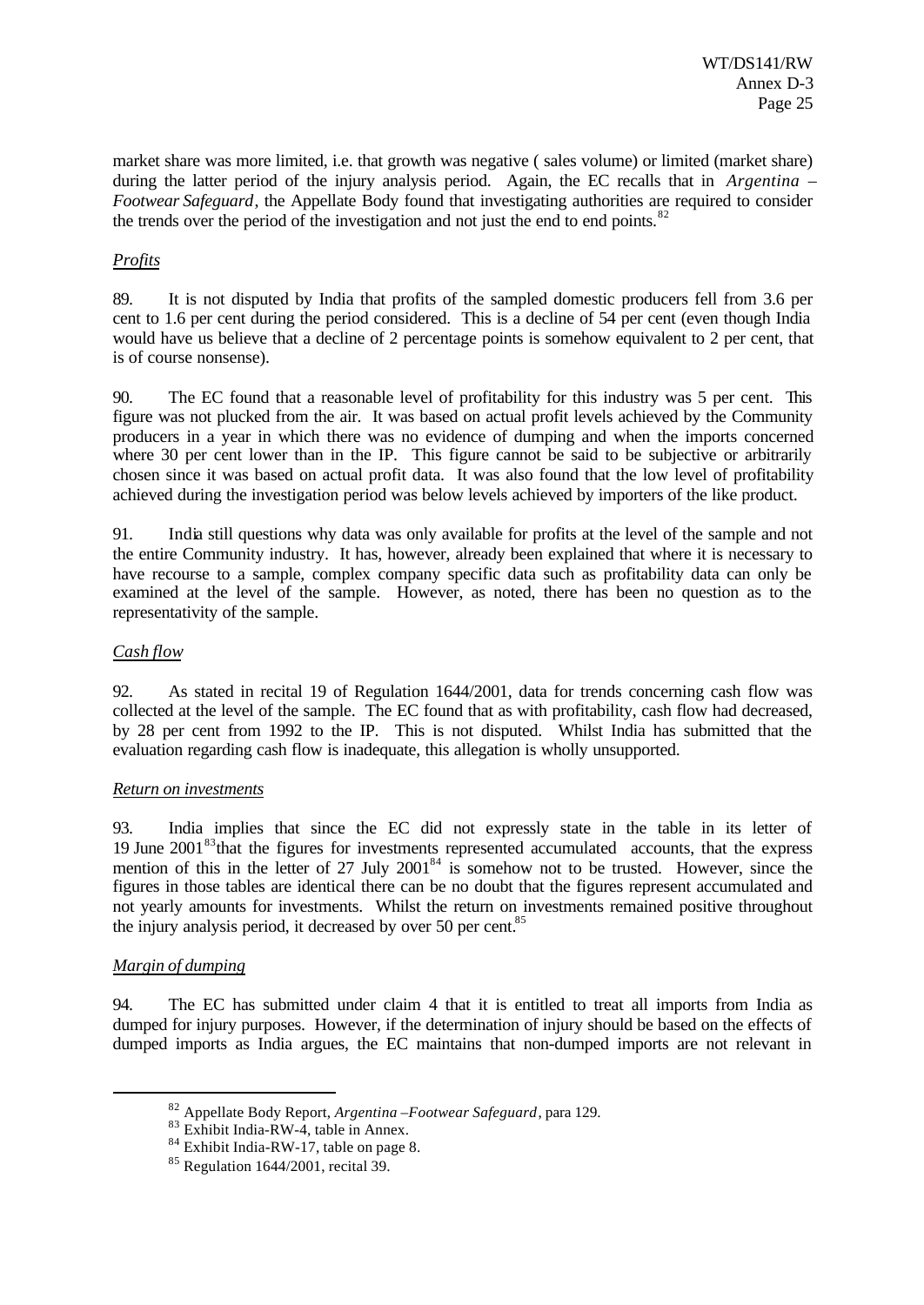market share was more limited, i.e. that growth was negative ( sales volume) or limited (market share) during the latter period of the injury analysis period. Again, the EC recalls that in *Argentina – Footwear Safeguard*, the Appellate Body found that investigating authorities are required to consider the trends over the period of the investigation and not just the end to end points.[82]

*Profits*

89. It is not disputed by India that profits of the sampled domestic producers fell from 3.6 per cent to 1.6 per cent during the period considered. This is a decline of 54 per cent (even though India would have us believe that a decline of 2 percentage points is somehow equivalent to 2 per cent, that is of course nonsense).

90. The EC found that a reasonable level of profitability for this industry was 5 per cent. This figure was not plucked from the air. It was based on actual profit levels achieved by the Community producers in a year in which there was no evidence of dumping and when the imports concerned where 30 per cent lower than in the IP. This figure cannot be said to be subjective or arbitrarily chosen since it was based on actual profit data. It was also found that the low level of profitability achieved during the investigation period was below levels achieved by importers of the like product.

91. India still questions why data was only available for profits at the level of the sample and not the entire Community industry. It has, however, already been explained that where it is necessary to have recourse to a sample, complex company specific data such as profitability data can only be examined at the level of the sample. However, as noted, there has been no question as to the representativity of the sample.

*Cash flow*

92. As stated in recital 19 of Regulation 1644/2001, data for trends concerning cash flow was collected at the level of the sample. The EC found that as with profitability, cash flow had decreased, by 28 per cent from 1992 to the IP. This is not disputed. Whilst India has submitted that the evaluation regarding cash flow is inadequate, this allegation is wholly unsupported.

*Return on investments*

93. India implies that since the EC did not expressly state in the table in its letter of 19 June 2001[83] that the figures for investments represented accumulated accounts, that the express mention of this in the letter of 27 July 2001[84] is somehow not to be trusted. However, since the figures in those tables are identical there can be no doubt that the figures represent accumulated and not yearly amounts for investments. Whilst the return on investments remained positive throughout the injury analysis period, it decreased by over 50 per cent.[85]

*Margin of dumping*

94. The EC has submitted under claim 4 that it is entitled to treat all imports from India as dumped for injury purposes. However, if the determination of injury should be based on the effects of dumped imports as India argues, the EC maintains that non-dumped imports are not relevant in

---

[82] Appellate Body Report, *Argentina –Footwear Safeguard*, para 129.

[83] Exhibit India-RW-4, table in Annex.

[84] Exhibit India-RW-17, table on page 8.

[85] Regulation 1644/2001, recital 39.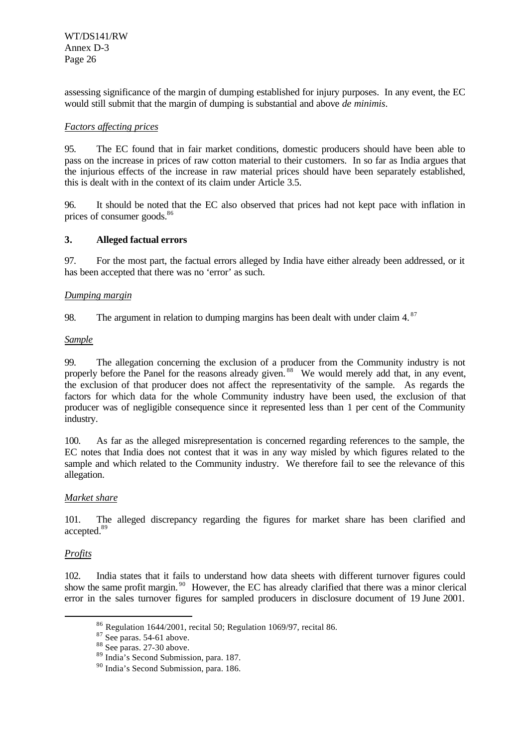assessing significance of the margin of dumping established for injury purposes. In any event, the EC would still submit that the margin of dumping is substantial and above *de minimis*.

*Factors affecting prices*

95. The EC found that in fair market conditions, domestic producers should have been able to pass on the increase in prices of raw cotton material to their customers. In so far as India argues that the injurious effects of the increase in raw material prices should have been separately established, this is dealt with in the context of its claim under Article 3.5.

96. It should be noted that the EC also observed that prices had not kept pace with inflation in prices of consumer goods.[86]

### 3. Alleged factual errors

97. For the most part, the factual errors alleged by India have either already been addressed, or it has been accepted that there was no 'error' as such.

*Dumping margin*

98. The argument in relation to dumping margins has been dealt with under claim 4.[87]

*Sample*

99. The allegation concerning the exclusion of a producer from the Community industry is not properly before the Panel for the reasons already given.[88] We would merely add that, in any event, the exclusion of that producer does not affect the representativity of the sample. As regards the factors for which data for the whole Community industry have been used, the exclusion of that producer was of negligible consequence since it represented less than 1 per cent of the Community industry.

100. As far as the alleged misrepresentation is concerned regarding references to the sample, the EC notes that India does not contest that it was in any way misled by which figures related to the sample and which related to the Community industry. We therefore fail to see the relevance of this allegation.

*Market share*

101. The alleged discrepancy regarding the figures for market share has been clarified and accepted.[89]

*Profits*

102. India states that it fails to understand how data sheets with different turnover figures could show the same profit margin.[90] However, the EC has already clarified that there was a minor clerical error in the sales turnover figures for sampled producers in disclosure document of 19 June 2001.

---

[86] Regulation 1644/2001, recital 50; Regulation 1069/97, recital 86.

[87] See paras. 54-61 above.

[88] See paras. 27-30 above.

[89] India's Second Submission, para. 187.

[90] India's Second Submission, para. 186.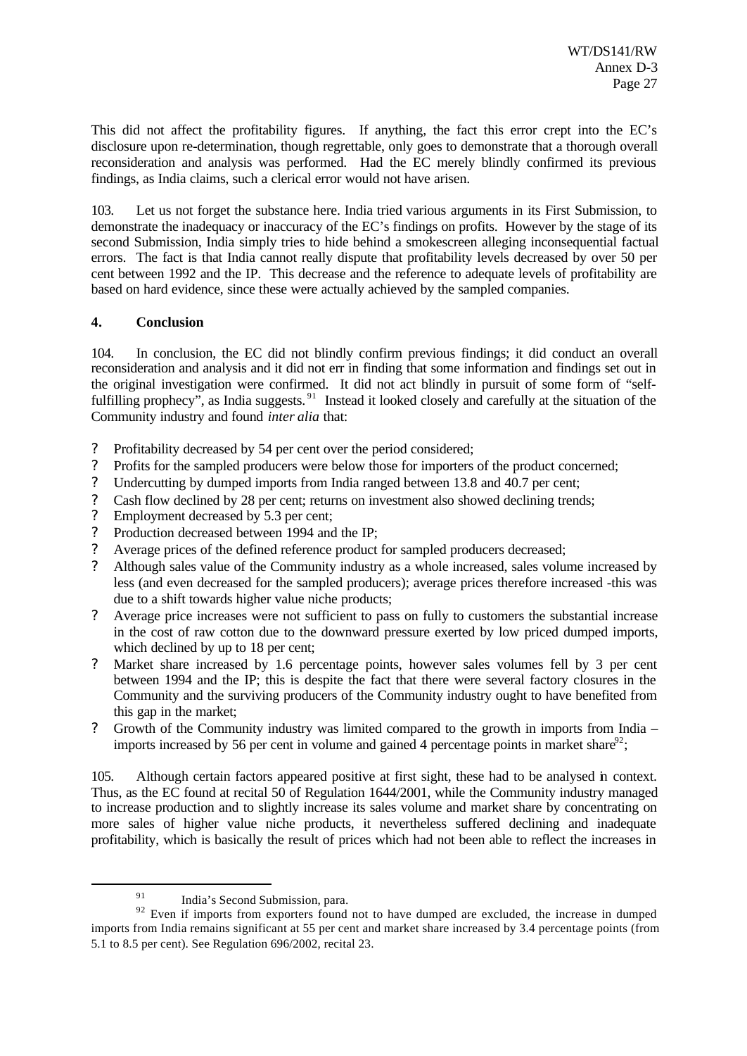This did not affect the profitability figures. If anything, the fact this error crept into the EC's disclosure upon re-determination, though regrettable, only goes to demonstrate that a thorough overall reconsideration and analysis was performed. Had the EC merely blindly confirmed its previous findings, as India claims, such a clerical error would not have arisen.

103. Let us not forget the substance here. India tried various arguments in its First Submission, to demonstrate the inadequacy or inaccuracy of the EC's findings on profits. However by the stage of its second Submission, India simply tries to hide behind a smokescreen alleging inconsequential factual errors. The fact is that India cannot really dispute that profitability levels decreased by over 50 per cent between 1992 and the IP. This decrease and the reference to adequate levels of profitability are based on hard evidence, since these were actually achieved by the sampled companies.

**4. Conclusion**

104. In conclusion, the EC did not blindly confirm previous findings; it did conduct an overall reconsideration and analysis and it did not err in finding that some information and findings set out in the original investigation were confirmed. It did not act blindly in pursuit of some form of "self-fulfilling prophecy", as India suggests.[91] Instead it looked closely and carefully at the situation of the Community industry and found *inter alia* that:

- Profitability decreased by 54 per cent over the period considered;
- Profits for the sampled producers were below those for importers of the product concerned;
- Undercutting by dumped imports from India ranged between 13.8 and 40.7 per cent;
- Cash flow declined by 28 per cent; returns on investment also showed declining trends;
- Employment decreased by 5.3 per cent;
- Production decreased between 1994 and the IP;
- Average prices of the defined reference product for sampled producers decreased;
- Although sales value of the Community industry as a whole increased, sales volume increased by less (and even decreased for the sampled producers); average prices therefore increased -this was due to a shift towards higher value niche products;
- Average price increases were not sufficient to pass on fully to customers the substantial increase in the cost of raw cotton due to the downward pressure exerted by low priced dumped imports, which declined by up to 18 per cent;
- Market share increased by 1.6 percentage points, however sales volumes fell by 3 per cent between 1994 and the IP; this is despite the fact that there were several factory closures in the Community and the surviving producers of the Community industry ought to have benefited from this gap in the market;
- Growth of the Community industry was limited compared to the growth in imports from India – imports increased by 56 per cent in volume and gained 4 percentage points in market share[92];

105. Although certain factors appeared positive at first sight, these had to be analysed in context. Thus, as the EC found at recital 50 of Regulation 1644/2001, while the Community industry managed to increase production and to slightly increase its sales volume and market share by concentrating on more sales of higher value niche products, it nevertheless suffered declining and inadequate profitability, which is basically the result of prices which had not been able to reflect the increases in

---

[91] India's Second Submission, para.

[92] Even if imports from exporters found not to have dumped are excluded, the increase in dumped imports from India remains significant at 55 per cent and market share increased by 3.4 percentage points (from 5.1 to 8.5 per cent). See Regulation 696/2002, recital 23.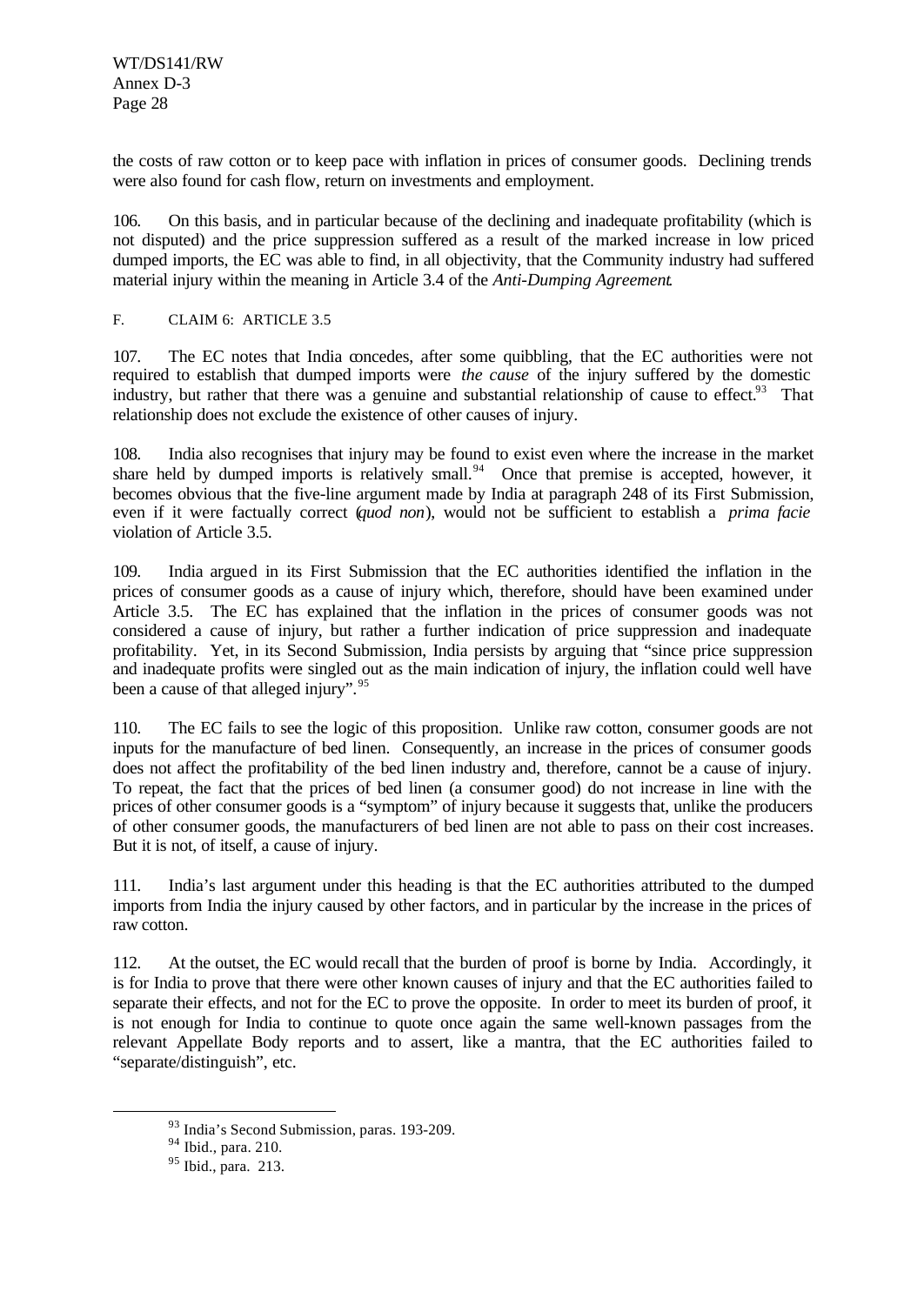the costs of raw cotton or to keep pace with inflation in prices of consumer goods. Declining trends were also found for cash flow, return on investments and employment.

106. On this basis, and in particular because of the declining and inadequate profitability (which is not disputed) and the price suppression suffered as a result of the marked increase in low priced dumped imports, the EC was able to find, in all objectivity, that the Community industry had suffered material injury within the meaning in Article 3.4 of the *Anti-Dumping Agreement*.

### F. CLAIM 6: ARTICLE 3.5

107. The EC notes that India concedes, after some quibbling, that the EC authorities were not required to establish that dumped imports were *the cause* of the injury suffered by the domestic industry, but rather that there was a genuine and substantial relationship of cause to effect.[93] That relationship does not exclude the existence of other causes of injury.

108. India also recognises that injury may be found to exist even where the increase in the market share held by dumped imports is relatively small.[94] Once that premise is accepted, however, it becomes obvious that the five-line argument made by India at paragraph 248 of its First Submission, even if it were factually correct (*quod non*), would not be sufficient to establish a *prima facie* violation of Article 3.5.

109. India argued in its First Submission that the EC authorities identified the inflation in the prices of consumer goods as a cause of injury which, therefore, should have been examined under Article 3.5. The EC has explained that the inflation in the prices of consumer goods was not considered a cause of injury, but rather a further indication of price suppression and inadequate profitability. Yet, in its Second Submission, India persists by arguing that "since price suppression and inadequate profits were singled out as the main indication of injury, the inflation could well have been a cause of that alleged injury".[95]

110. The EC fails to see the logic of this proposition. Unlike raw cotton, consumer goods are not inputs for the manufacture of bed linen. Consequently, an increase in the prices of consumer goods does not affect the profitability of the bed linen industry and, therefore, cannot be a cause of injury. To repeat, the fact that the prices of bed linen (a consumer good) do not increase in line with the prices of other consumer goods is a "symptom" of injury because it suggests that, unlike the producers of other consumer goods, the manufacturers of bed linen are not able to pass on their cost increases. But it is not, of itself, a cause of injury.

111. India's last argument under this heading is that the EC authorities attributed to the dumped imports from India the injury caused by other factors, and in particular by the increase in the prices of raw cotton.

112. At the outset, the EC would recall that the burden of proof is borne by India. Accordingly, it is for India to prove that there were other known causes of injury and that the EC authorities failed to separate their effects, and not for the EC to prove the opposite. In order to meet its burden of proof, it is not enough for India to continue to quote once again the same well-known passages from the relevant Appellate Body reports and to assert, like a mantra, that the EC authorities failed to "separate/distinguish", etc.

---

[93] India's Second Submission, paras. 193-209.

[94] Ibid., para. 210.

[95] Ibid., para. 213.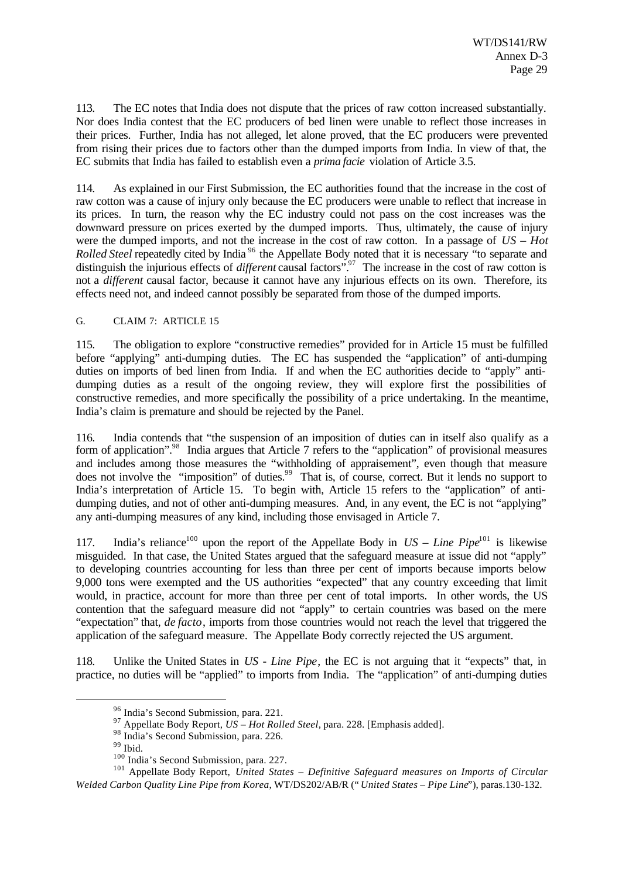113. The EC notes that India does not dispute that the prices of raw cotton increased substantially. Nor does India contest that the EC producers of bed linen were unable to reflect those increases in their prices. Further, India has not alleged, let alone proved, that the EC producers were prevented from rising their prices due to factors other than the dumped imports from India. In view of that, the EC submits that India has failed to establish even a *prima facie* violation of Article 3.5.

114. As explained in our First Submission, the EC authorities found that the increase in the cost of raw cotton was a cause of injury only because the EC producers were unable to reflect that increase in its prices. In turn, the reason why the EC industry could not pass on the cost increases was the downward pressure on prices exerted by the dumped imports. Thus, ultimately, the cause of injury were the dumped imports, and not the increase in the cost of raw cotton. In a passage of *US – Hot Rolled Steel* repeatedly cited by India [96] the Appellate Body noted that it is necessary "to separate and distinguish the injurious effects of *different* causal factors".[97] The increase in the cost of raw cotton is not a *different* causal factor, because it cannot have any injurious effects on its own. Therefore, its effects need not, and indeed cannot possibly be separated from those of the dumped imports.

### G. CLAIM 7: ARTICLE 15

115. The obligation to explore "constructive remedies" provided for in Article 15 must be fulfilled before "applying" anti-dumping duties. The EC has suspended the "application" of anti-dumping duties on imports of bed linen from India. If and when the EC authorities decide to "apply" anti-dumping duties as a result of the ongoing review, they will explore first the possibilities of constructive remedies, and more specifically the possibility of a price undertaking. In the meantime, India's claim is premature and should be rejected by the Panel.

116. India contends that "the suspension of an imposition of duties can in itself also qualify as a form of application".[98] India argues that Article 7 refers to the "application" of provisional measures and includes among those measures the "withholding of appraisement", even though that measure does not involve the "imposition" of duties.[99] That is, of course, correct. But it lends no support to India's interpretation of Article 15. To begin with, Article 15 refers to the "application" of anti-dumping duties, and not of other anti-dumping measures. And, in any event, the EC is not "applying" any anti-dumping measures of any kind, including those envisaged in Article 7.

117. India's reliance[100] upon the report of the Appellate Body in *US – Line Pipe*[101] is likewise misguided. In that case, the United States argued that the safeguard measure at issue did not "apply" to developing countries accounting for less than three per cent of imports because imports below 9,000 tons were exempted and the US authorities "expected" that any country exceeding that limit would, in practice, account for more than three per cent of total imports. In other words, the US contention that the safeguard measure did not "apply" to certain countries was based on the mere "expectation" that, *de facto*, imports from those countries would not reach the level that triggered the application of the safeguard measure. The Appellate Body correctly rejected the US argument.

118. Unlike the United States in *US - Line Pipe*, the EC is not arguing that it "expects" that, in practice, no duties will be "applied" to imports from India. The "application" of anti-dumping duties

---

[96] India's Second Submission, para. 221.

[97] Appellate Body Report, *US – Hot Rolled Steel*, para. 228. [Emphasis added].

[98] India's Second Submission, para. 226.

[99] Ibid.

[100] India's Second Submission, para. 227.

[101] Appellate Body Report, *United States – Definitive Safeguard measures on Imports of Circular Welded Carbon Quality Line Pipe from Korea*, WT/DS202/AB/R ("*United States – Pipe Line*"), paras.130-132.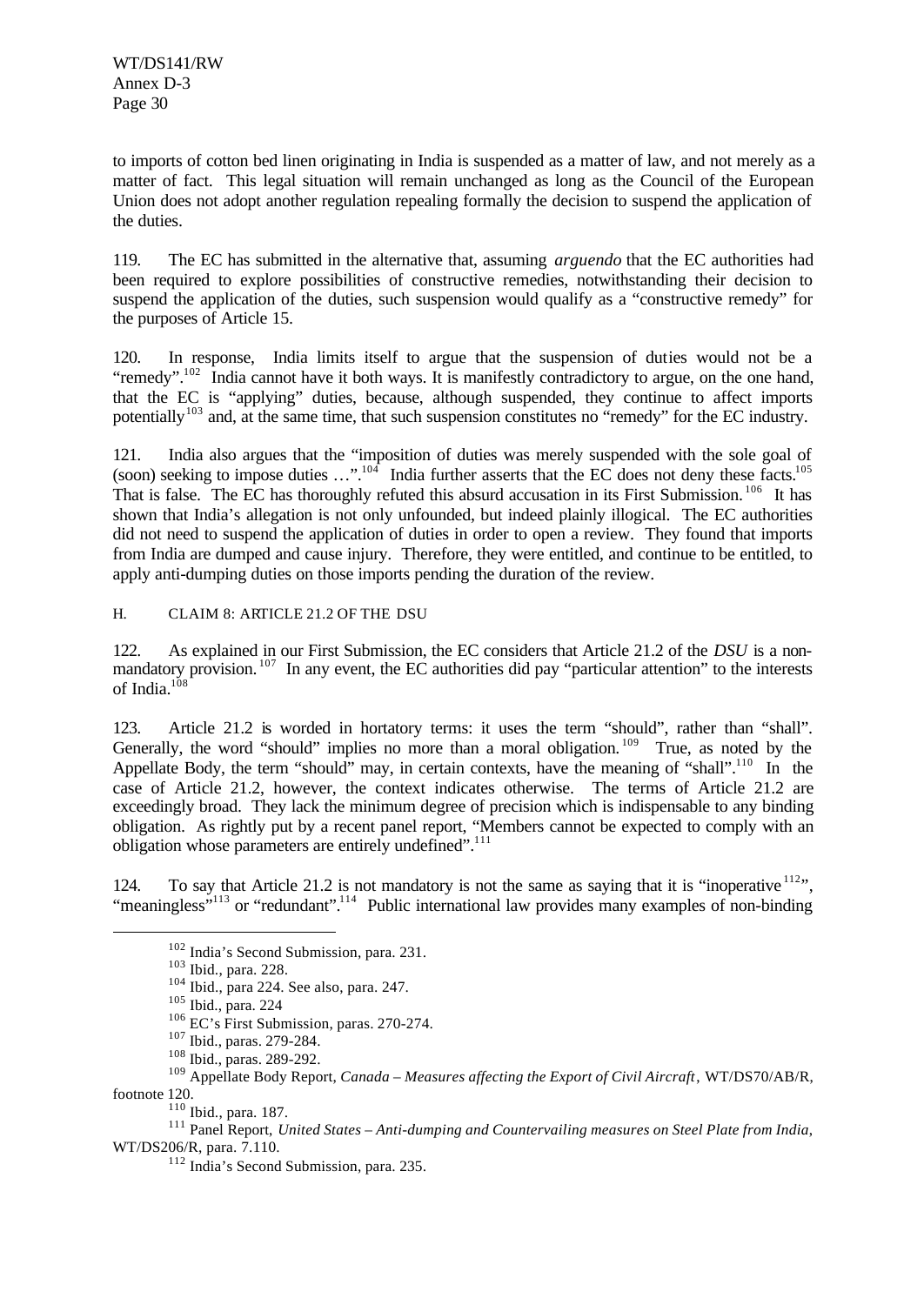to imports of cotton bed linen originating in India is suspended as a matter of law, and not merely as a matter of fact. This legal situation will remain unchanged as long as the Council of the European Union does not adopt another regulation repealing formally the decision to suspend the application of the duties.

119. The EC has submitted in the alternative that, assuming *arguendo* that the EC authorities had been required to explore possibilities of constructive remedies, notwithstanding their decision to suspend the application of the duties, such suspension would qualify as a "constructive remedy" for the purposes of Article 15.

120. In response, India limits itself to argue that the suspension of duties would not be a "remedy".[102] India cannot have it both ways. It is manifestly contradictory to argue, on the one hand, that the EC is "applying" duties, because, although suspended, they continue to affect imports potentially[103] and, at the same time, that such suspension constitutes no "remedy" for the EC industry.

121. India also argues that the "imposition of duties was merely suspended with the sole goal of (soon) seeking to impose duties …".[104] India further asserts that the EC does not deny these facts.[105] That is false. The EC has thoroughly refuted this absurd accusation in its First Submission.[106] It has shown that India's allegation is not only unfounded, but indeed plainly illogical. The EC authorities did not need to suspend the application of duties in order to open a review. They found that imports from India are dumped and cause injury. Therefore, they were entitled, and continue to be entitled, to apply anti-dumping duties on those imports pending the duration of the review.

### H. CLAIM 8: ARTICLE 21.2 OF THE DSU

122. As explained in our First Submission, the EC considers that Article 21.2 of the *DSU* is a non-mandatory provision.[107] In any event, the EC authorities did pay "particular attention" to the interests of India.[108]

123. Article 21.2 is worded in hortatory terms: it uses the term "should", rather than "shall". Generally, the word "should" implies no more than a moral obligation.[109] True, as noted by the Appellate Body, the term "should" may, in certain contexts, have the meaning of "shall".[110] In the case of Article 21.2, however, the context indicates otherwise. The terms of Article 21.2 are exceedingly broad. They lack the minimum degree of precision which is indispensable to any binding obligation. As rightly put by a recent panel report, "Members cannot be expected to comply with an obligation whose parameters are entirely undefined".[111]

124. To say that Article 21.2 is not mandatory is not the same as saying that it is "inoperative[112]", "meaningless"[113] or "redundant".[114] Public international law provides many examples of non-binding

---

[102] India's Second Submission, para. 231.

[103] Ibid., para. 228.

[104] Ibid., para 224. See also, para. 247.

[105] Ibid., para. 224

[106] EC's First Submission, paras. 270-274.

[107] Ibid., paras. 279-284.

[108] Ibid., paras. 289-292.

[109] Appellate Body Report, *Canada – Measures affecting the Export of Civil Aircraft*, WT/DS70/AB/R, footnote 120.

[110] Ibid., para. 187.

[111] Panel Report, *United States – Anti-dumping and Countervailing measures on Steel Plate from India*, WT/DS206/R, para. 7.110.

[112] India's Second Submission, para. 235.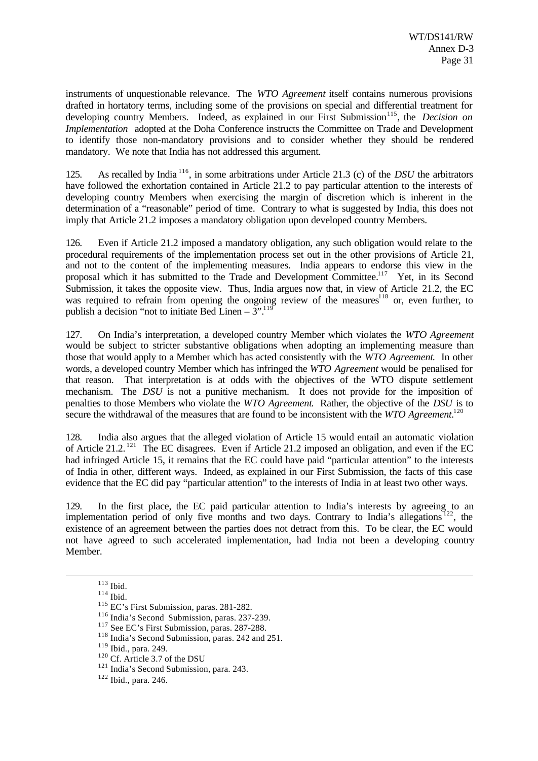instruments of unquestionable relevance. The *WTO Agreement* itself contains numerous provisions drafted in hortatory terms, including some of the provisions on special and differential treatment for developing country Members. Indeed, as explained in our First Submission[115], the *Decision on Implementation* adopted at the Doha Conference instructs the Committee on Trade and Development to identify those non-mandatory provisions and to consider whether they should be rendered mandatory. We note that India has not addressed this argument.

125. As recalled by India[116], in some arbitrations under Article 21.3 (c) of the *DSU* the arbitrators have followed the exhortation contained in Article 21.2 to pay particular attention to the interests of developing country Members when exercising the margin of discretion which is inherent in the determination of a "reasonable" period of time. Contrary to what is suggested by India, this does not imply that Article 21.2 imposes a mandatory obligation upon developed country Members.

126. Even if Article 21.2 imposed a mandatory obligation, any such obligation would relate to the procedural requirements of the implementation process set out in the other provisions of Article 21, and not to the content of the implementing measures. India appears to endorse this view in the proposal which it has submitted to the Trade and Development Committee.[117] Yet, in its Second Submission, it takes the opposite view. Thus, India argues now that, in view of Article 21.2, the EC was required to refrain from opening the ongoing review of the measures[118] or, even further, to publish a decision "not to initiate Bed Linen – 3".[119]

127. On India's interpretation, a developed country Member which violates the *WTO Agreement* would be subject to stricter substantive obligations when adopting an implementing measure than those that would apply to a Member which has acted consistently with the *WTO Agreement*. In other words, a developed country Member which has infringed the *WTO Agreement* would be penalised for that reason. That interpretation is at odds with the objectives of the WTO dispute settlement mechanism. The *DSU* is not a punitive mechanism. It does not provide for the imposition of penalties to those Members who violate the *WTO Agreement*. Rather, the objective of the *DSU* is to secure the withdrawal of the measures that are found to be inconsistent with the *WTO Agreement*.[120]

128. India also argues that the alleged violation of Article 15 would entail an automatic violation of Article 21.2.[121] The EC disagrees. Even if Article 21.2 imposed an obligation, and even if the EC had infringed Article 15, it remains that the EC could have paid "particular attention" to the interests of India in other, different ways. Indeed, as explained in our First Submission, the facts of this case evidence that the EC did pay "particular attention" to the interests of India in at least two other ways.

129. In the first place, the EC paid particular attention to India's interests by agreeing to an implementation period of only five months and two days. Contrary to India's allegations[122], the existence of an agreement between the parties does not detract from this. To be clear, the EC would not have agreed to such accelerated implementation, had India not been a developing country Member.

---

[113] Ibid.

[114] Ibid.

[115] EC's First Submission, paras. 281-282.

[116] India's Second Submission, paras. 237-239.

[117] See EC's First Submission, paras. 287-288.

[118] India's Second Submission, paras. 242 and 251.

[119] Ibid., para. 249.

[120] Cf. Article 3.7 of the DSU

[121] India's Second Submission, para. 243.

[122] Ibid., para. 246.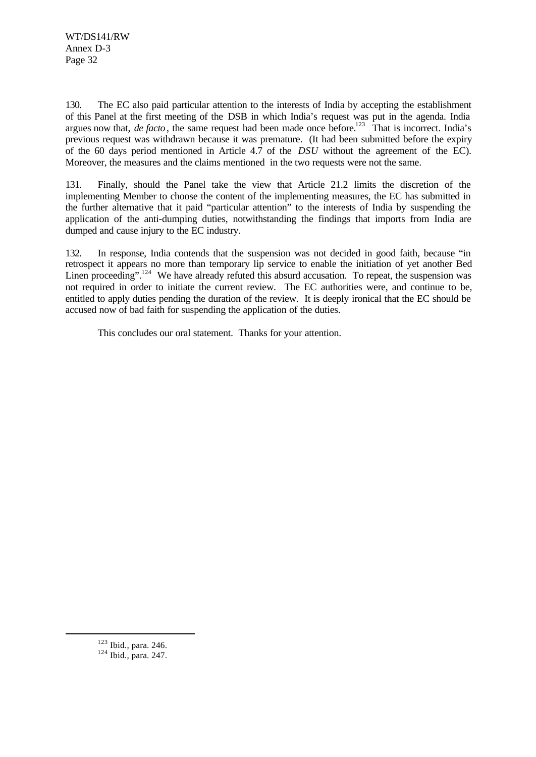130. The EC also paid particular attention to the interests of India by accepting the establishment of this Panel at the first meeting of the DSB in which India's request was put in the agenda. India argues now that, *de facto*, the same request had been made once before.[123] That is incorrect. India's previous request was withdrawn because it was premature. (It had been submitted before the expiry of the 60 days period mentioned in Article 4.7 of the *DSU* without the agreement of the EC). Moreover, the measures and the claims mentioned in the two requests were not the same.

131. Finally, should the Panel take the view that Article 21.2 limits the discretion of the implementing Member to choose the content of the implementing measures, the EC has submitted in the further alternative that it paid "particular attention" to the interests of India by suspending the application of the anti-dumping duties, notwithstanding the findings that imports from India are dumped and cause injury to the EC industry.

132. In response, India contends that the suspension was not decided in good faith, because "in retrospect it appears no more than temporary lip service to enable the initiation of yet another Bed Linen proceeding".[124] We have already refuted this absurd accusation. To repeat, the suspension was not required in order to initiate the current review. The EC authorities were, and continue to be, entitled to apply duties pending the duration of the review. It is deeply ironical that the EC should be accused now of bad faith for suspending the application of the duties.

This concludes our oral statement. Thanks for your attention.

---

[123] Ibid., para. 246.
[124] Ibid., para. 247.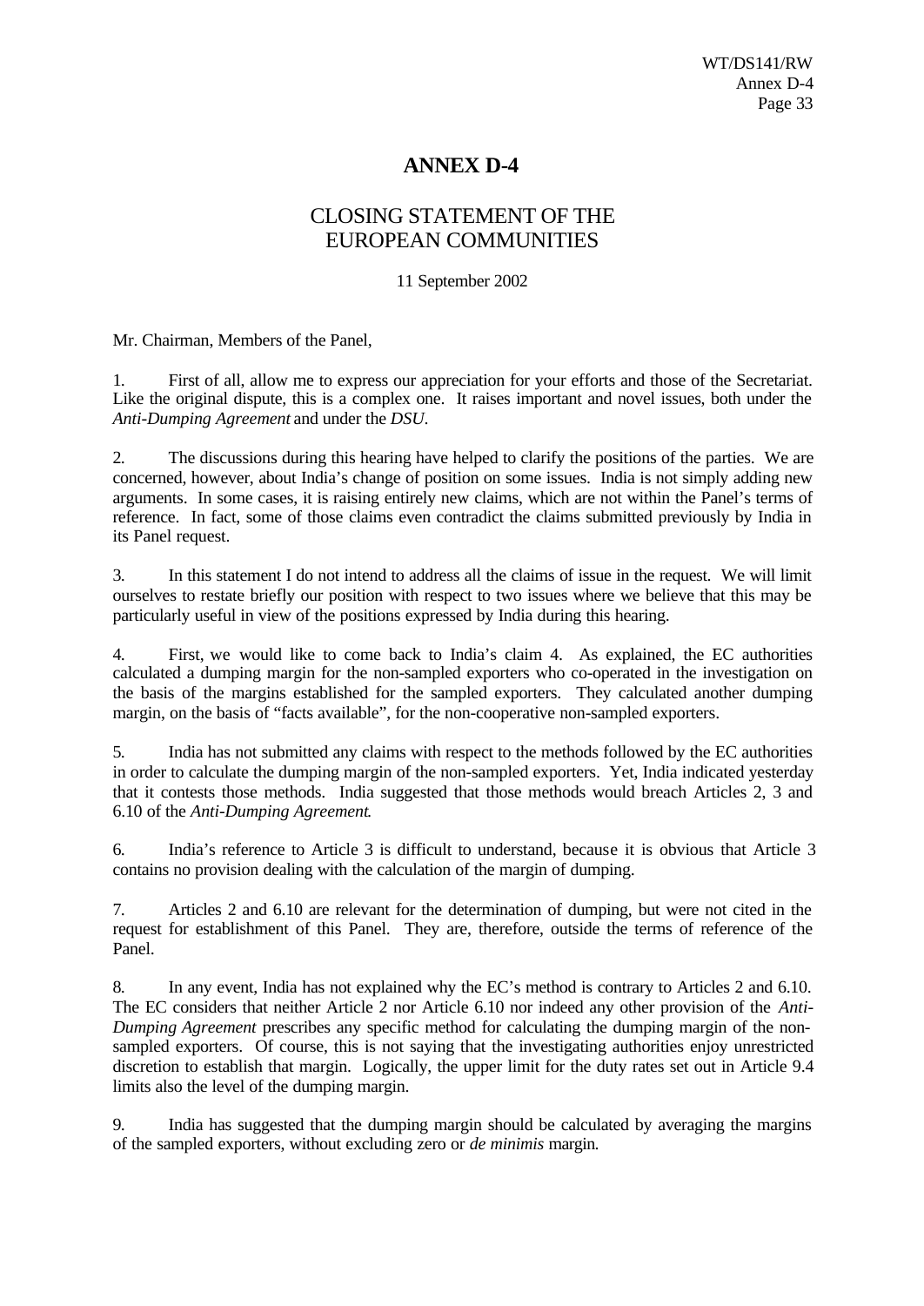# ANNEX D-4

## CLOSING STATEMENT OF THE EUROPEAN COMMUNITIES

11 September 2002

Mr. Chairman, Members of the Panel,

1. First of all, allow me to express our appreciation for your efforts and those of the Secretariat. Like the original dispute, this is a complex one. It raises important and novel issues, both under the *Anti-Dumping Agreement* and under the *DSU*.

2. The discussions during this hearing have helped to clarify the positions of the parties. We are concerned, however, about India's change of position on some issues. India is not simply adding new arguments. In some cases, it is raising entirely new claims, which are not within the Panel's terms of reference. In fact, some of those claims even contradict the claims submitted previously by India in its Panel request.

3. In this statement I do not intend to address all the claims of issue in the request. We will limit ourselves to restate briefly our position with respect to two issues where we believe that this may be particularly useful in view of the positions expressed by India during this hearing.

4. First, we would like to come back to India's claim 4. As explained, the EC authorities calculated a dumping margin for the non-sampled exporters who co-operated in the investigation on the basis of the margins established for the sampled exporters. They calculated another dumping margin, on the basis of "facts available", for the non-cooperative non-sampled exporters.

5. India has not submitted any claims with respect to the methods followed by the EC authorities in order to calculate the dumping margin of the non-sampled exporters. Yet, India indicated yesterday that it contests those methods. India suggested that those methods would breach Articles 2, 3 and 6.10 of the *Anti-Dumping Agreement*.

6. India's reference to Article 3 is difficult to understand, because it is obvious that Article 3 contains no provision dealing with the calculation of the margin of dumping.

7. Articles 2 and 6.10 are relevant for the determination of dumping, but were not cited in the request for establishment of this Panel. They are, therefore, outside the terms of reference of the Panel.

8. In any event, India has not explained why the EC's method is contrary to Articles 2 and 6.10. The EC considers that neither Article 2 nor Article 6.10 nor indeed any other provision of the *Anti-Dumping Agreement* prescribes any specific method for calculating the dumping margin of the non-sampled exporters. Of course, this is not saying that the investigating authorities enjoy unrestricted discretion to establish that margin. Logically, the upper limit for the duty rates set out in Article 9.4 limits also the level of the dumping margin.

9. India has suggested that the dumping margin should be calculated by averaging the margins of the sampled exporters, without excluding zero or *de minimis* margin.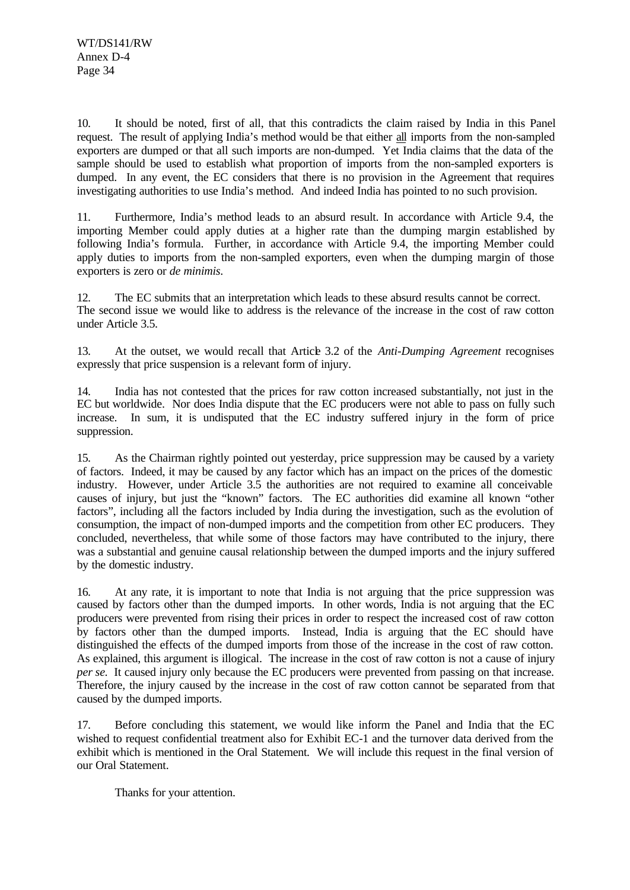10. It should be noted, first of all, that this contradicts the claim raised by India in this Panel request. The result of applying India's method would be that either all imports from the non-sampled exporters are dumped or that all such imports are non-dumped. Yet India claims that the data of the sample should be used to establish what proportion of imports from the non-sampled exporters is dumped. In any event, the EC considers that there is no provision in the Agreement that requires investigating authorities to use India's method. And indeed India has pointed to no such provision.

11. Furthermore, India's method leads to an absurd result. In accordance with Article 9.4, the importing Member could apply duties at a higher rate than the dumping margin established by following India's formula. Further, in accordance with Article 9.4, the importing Member could apply duties to imports from the non-sampled exporters, even when the dumping margin of those exporters is zero or *de minimis*.

12. The EC submits that an interpretation which leads to these absurd results cannot be correct. The second issue we would like to address is the relevance of the increase in the cost of raw cotton under Article 3.5.

13. At the outset, we would recall that Article 3.2 of the *Anti-Dumping Agreement* recognises expressly that price suspension is a relevant form of injury.

14. India has not contested that the prices for raw cotton increased substantially, not just in the EC but worldwide. Nor does India dispute that the EC producers were not able to pass on fully such increase. In sum, it is undisputed that the EC industry suffered injury in the form of price suppression.

15. As the Chairman rightly pointed out yesterday, price suppression may be caused by a variety of factors. Indeed, it may be caused by any factor which has an impact on the prices of the domestic industry. However, under Article 3.5 the authorities are not required to examine all conceivable causes of injury, but just the "known" factors. The EC authorities did examine all known "other factors", including all the factors included by India during the investigation, such as the evolution of consumption, the impact of non-dumped imports and the competition from other EC producers. They concluded, nevertheless, that while some of those factors may have contributed to the injury, there was a substantial and genuine causal relationship between the dumped imports and the injury suffered by the domestic industry.

16. At any rate, it is important to note that India is not arguing that the price suppression was caused by factors other than the dumped imports. In other words, India is not arguing that the EC producers were prevented from rising their prices in order to respect the increased cost of raw cotton by factors other than the dumped imports. Instead, India is arguing that the EC should have distinguished the effects of the dumped imports from those of the increase in the cost of raw cotton. As explained, this argument is illogical. The increase in the cost of raw cotton is not a cause of injury *per se*. It caused injury only because the EC producers were prevented from passing on that increase. Therefore, the injury caused by the increase in the cost of raw cotton cannot be separated from that caused by the dumped imports.

17. Before concluding this statement, we would like inform the Panel and India that the EC wished to request confidential treatment also for Exhibit EC-1 and the turnover data derived from the exhibit which is mentioned in the Oral Statement. We will include this request in the final version of our Oral Statement.

Thanks for your attention.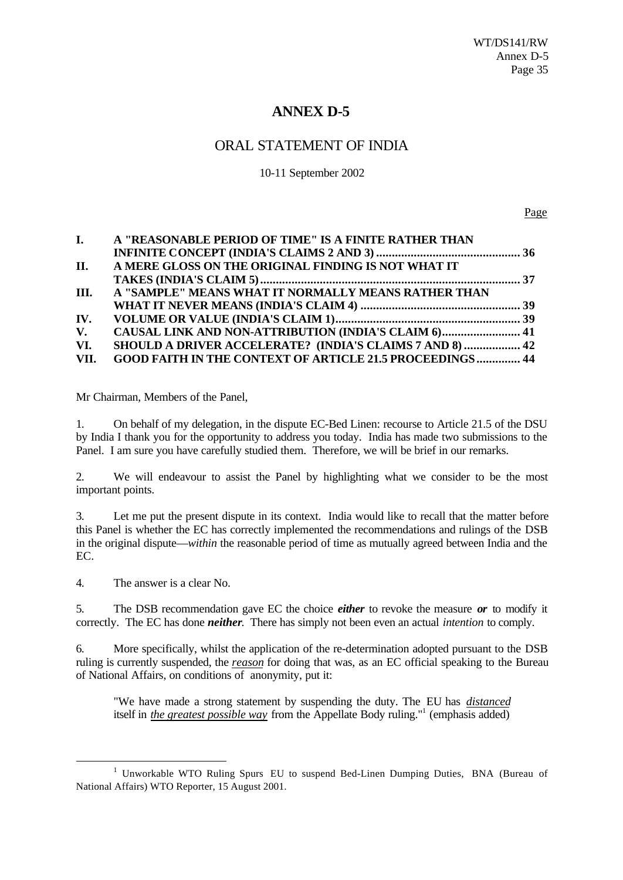# ANNEX D-5

## ORAL STATEMENT OF INDIA

10-11 September 2002

| | | Page |
|---|---|---|
| I. | A "REASONABLE PERIOD OF TIME" IS A FINITE RATHER THAN INFINITE CONCEPT (INDIA'S CLAIMS 2 AND 3) | 36 |
| II. | A MERE GLOSS ON THE ORIGINAL FINDING IS NOT WHAT IT TAKES (INDIA'S CLAIM 5) | 37 |
| III. | A "SAMPLE" MEANS WHAT IT NORMALLY MEANS RATHER THAN WHAT IT NEVER MEANS (INDIA'S CLAIM 4) | 39 |
| IV. | VOLUME OR VALUE (INDIA'S CLAIM 1) | 39 |
| V. | CAUSAL LINK AND NON-ATTRIBUTION (INDIA'S CLAIM 6) | 41 |
| VI. | SHOULD A DRIVER ACCELERATE? (INDIA'S CLAIMS 7 AND 8) | 42 |
| VII. | GOOD FAITH IN THE CONTEXT OF ARTICLE 21.5 PROCEEDINGS | 44 |

Mr Chairman, Members of the Panel,

1. On behalf of my delegation, in the dispute EC-Bed Linen: recourse to Article 21.5 of the DSU by India I thank you for the opportunity to address you today. India has made two submissions to the Panel. I am sure you have carefully studied them. Therefore, we will be brief in our remarks.

2. We will endeavour to assist the Panel by highlighting what we consider to be the most important points.

3. Let me put the present dispute in its context. India would like to recall that the matter before this Panel is whether the EC has correctly implemented the recommendations and rulings of the DSB in the original dispute—*within* the reasonable period of time as mutually agreed between India and the EC.

4. The answer is a clear No.

5. The DSB recommendation gave EC the choice ***either*** to revoke the measure ***or*** to modify it correctly. The EC has done ***neither***. There has simply not been even an actual *intention* to comply.

6. More specifically, whilst the application of the re-determination adopted pursuant to the DSB ruling is currently suspended, the ***reason*** for doing that was, as an EC official speaking to the Bureau of National Affairs, on conditions of anonymity, put it:

> "We have made a strong statement by suspending the duty. The EU has *distanced* itself in *the greatest possible way* from the Appellate Body ruling."[1] (emphasis added)

---

[1] Unworkable WTO Ruling Spurs EU to suspend Bed-Linen Dumping Duties, BNA (Bureau of National Affairs) WTO Reporter, 15 August 2001.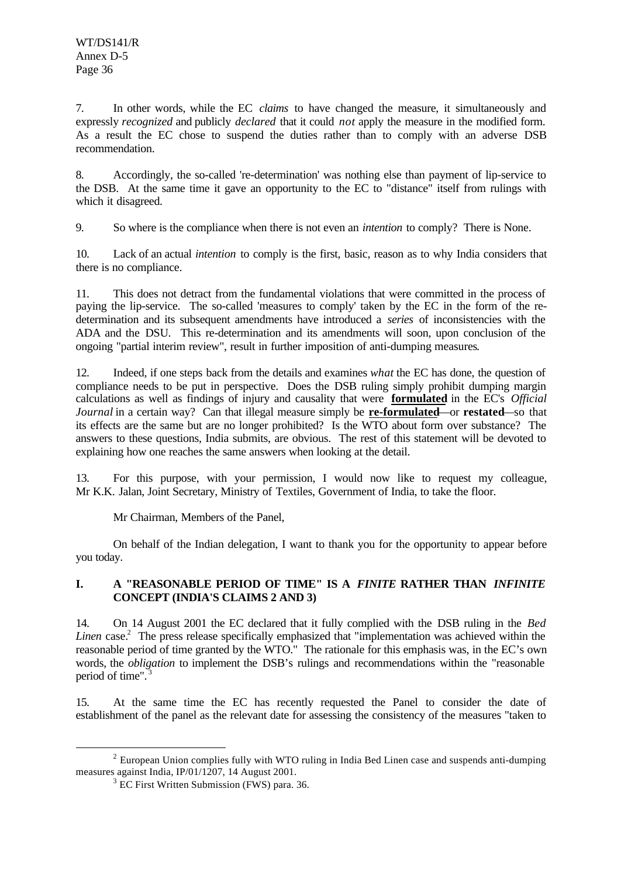7. In other words, while the EC *claims* to have changed the measure, it simultaneously and expressly *recognized* and publicly *declared* that it could *not* apply the measure in the modified form. As a result the EC chose to suspend the duties rather than to comply with an adverse DSB recommendation.

8. Accordingly, the so-called 're-determination' was nothing else than payment of lip-service to the DSB. At the same time it gave an opportunity to the EC to "distance" itself from rulings with which it disagreed.

9. So where is the compliance when there is not even an *intention* to comply? There is None.

10. Lack of an actual *intention* to comply is the first, basic, reason as to why India considers that there is no compliance.

11. This does not detract from the fundamental violations that were committed in the process of paying the lip-service. The so-called 'measures to comply' taken by the EC in the form of the re-determination and its subsequent amendments have introduced a *series* of inconsistencies with the ADA and the DSU. This re-determination and its amendments will soon, upon conclusion of the ongoing "partial interim review", result in further imposition of anti-dumping measures.

12. Indeed, if one steps back from the details and examines *what* the EC has done, the question of compliance needs to be put in perspective. Does the DSB ruling simply prohibit dumping margin calculations as well as findings of injury and causality that were **formulated** in the EC's *Official Journal* in a certain way? Can that illegal measure simply be **re-formulated**—or **restated**—so that its effects are the same but are no longer prohibited? Is the WTO about form over substance? The answers to these questions, India submits, are obvious. The rest of this statement will be devoted to explaining how one reaches the same answers when looking at the detail.

13. For this purpose, with your permission, I would now like to request my colleague, Mr K.K. Jalan, Joint Secretary, Ministry of Textiles, Government of India, to take the floor.

Mr Chairman, Members of the Panel,

On behalf of the Indian delegation, I want to thank you for the opportunity to appear before you today.

## I. A "REASONABLE PERIOD OF TIME" IS A *FINITE* RATHER THAN *INFINITE* CONCEPT (INDIA'S CLAIMS 2 AND 3)

14. On 14 August 2001 the EC declared that it fully complied with the DSB ruling in the *Bed Linen* case.[2] The press release specifically emphasized that "implementation was achieved within the reasonable period of time granted by the WTO." The rationale for this emphasis was, in the EC's own words, the *obligation* to implement the DSB's rulings and recommendations within the "reasonable period of time".[3]

15. At the same time the EC has recently requested the Panel to consider the date of establishment of the panel as the relevant date for assessing the consistency of the measures "taken to

---

[2] European Union complies fully with WTO ruling in India Bed Linen case and suspends anti-dumping measures against India, IP/01/1207, 14 August 2001.

[3] EC First Written Submission (FWS) para. 36.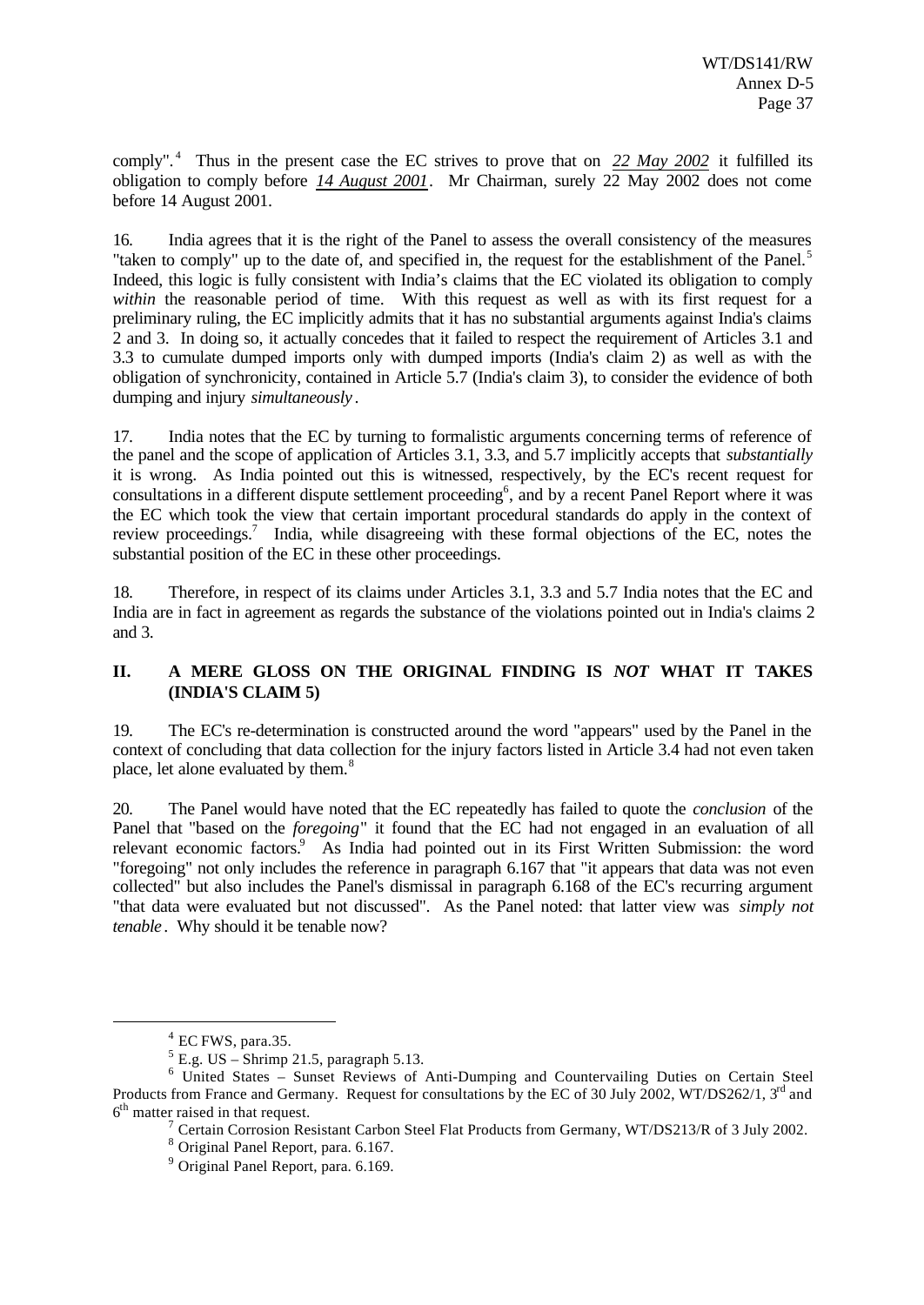comply".[4] Thus in the present case the EC strives to prove that on *22 May 2002* it fulfilled its obligation to comply before *14 August 2001*. Mr Chairman, surely 22 May 2002 does not come before 14 August 2001.

16. India agrees that it is the right of the Panel to assess the overall consistency of the measures "taken to comply" up to the date of, and specified in, the request for the establishment of the Panel.[5] Indeed, this logic is fully consistent with India's claims that the EC violated its obligation to comply *within* the reasonable period of time. With this request as well as with its first request for a preliminary ruling, the EC implicitly admits that it has no substantial arguments against India's claims 2 and 3. In doing so, it actually concedes that it failed to respect the requirement of Articles 3.1 and 3.3 to cumulate dumped imports only with dumped imports (India's claim 2) as well as with the obligation of synchronicity, contained in Article 5.7 (India's claim 3), to consider the evidence of both dumping and injury *simultaneously*.

17. India notes that the EC by turning to formalistic arguments concerning terms of reference of the panel and the scope of application of Articles 3.1, 3.3, and 5.7 implicitly accepts that *substantially* it is wrong. As India pointed out this is witnessed, respectively, by the EC's recent request for consultations in a different dispute settlement proceeding[6], and by a recent Panel Report where it was the EC which took the view that certain important procedural standards do apply in the context of review proceedings.[7] India, while disagreeing with these formal objections of the EC, notes the substantial position of the EC in these other proceedings.

18. Therefore, in respect of its claims under Articles 3.1, 3.3 and 5.7 India notes that the EC and India are in fact in agreement as regards the substance of the violations pointed out in India's claims 2 and 3.

## II. A MERE GLOSS ON THE ORIGINAL FINDING IS *NOT* WHAT IT TAKES (INDIA'S CLAIM 5)

19. The EC's re-determination is constructed around the word "appears" used by the Panel in the context of concluding that data collection for the injury factors listed in Article 3.4 had not even taken place, let alone evaluated by them.[8]

20. The Panel would have noted that the EC repeatedly has failed to quote the *conclusion* of the Panel that "based on the *foregoing*" it found that the EC had not engaged in an evaluation of all relevant economic factors.[9] As India had pointed out in its First Written Submission: the word "foregoing" not only includes the reference in paragraph 6.167 that "it appears that data was not even collected" but also includes the Panel's dismissal in paragraph 6.168 of the EC's recurring argument "that data were evaluated but not discussed". As the Panel noted: that latter view was *simply not tenable*. Why should it be tenable now?

---

[4] EC FWS, para.35.

[5] E.g. US – Shrimp 21.5, paragraph 5.13.

[6] United States – Sunset Reviews of Anti-Dumping and Countervailing Duties on Certain Steel Products from France and Germany. Request for consultations by the EC of 30 July 2002, WT/DS262/1, 3rd and 6th matter raised in that request.

[7] Certain Corrosion Resistant Carbon Steel Flat Products from Germany, WT/DS213/R of 3 July 2002.

[8] Original Panel Report, para. 6.167.

[9] Original Panel Report, para. 6.169.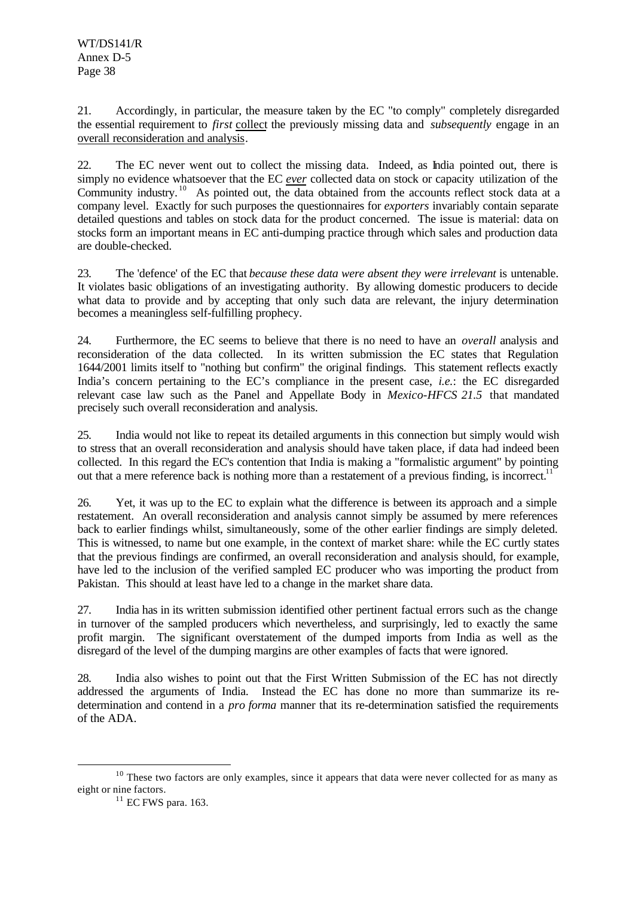21. Accordingly, in particular, the measure taken by the EC "to comply" completely disregarded the essential requirement to *first* collect the previously missing data and *subsequently* engage in an overall reconsideration and analysis.

22. The EC never went out to collect the missing data. Indeed, as India pointed out, there is simply no evidence whatsoever that the EC ***ever*** collected data on stock or capacity utilization of the Community industry.[10] As pointed out, the data obtained from the accounts reflect stock data at a company level. Exactly for such purposes the questionnaires for *exporters* invariably contain separate detailed questions and tables on stock data for the product concerned. The issue is material: data on stocks form an important means in EC anti-dumping practice through which sales and production data are double-checked.

23. The 'defence' of the EC that *because these data were absent they were irrelevant* is untenable. It violates basic obligations of an investigating authority. By allowing domestic producers to decide what data to provide and by accepting that only such data are relevant, the injury determination becomes a meaningless self-fulfilling prophecy.

24. Furthermore, the EC seems to believe that there is no need to have an *overall* analysis and reconsideration of the data collected. In its written submission the EC states that Regulation 1644/2001 limits itself to "nothing but confirm" the original findings. This statement reflects exactly India's concern pertaining to the EC's compliance in the present case, *i.e.*: the EC disregarded relevant case law such as the Panel and Appellate Body in *Mexico-HFCS 21.5* that mandated precisely such overall reconsideration and analysis.

25. India would not like to repeat its detailed arguments in this connection but simply would wish to stress that an overall reconsideration and analysis should have taken place, if data had indeed been collected. In this regard the EC's contention that India is making a "formalistic argument" by pointing out that a mere reference back is nothing more than a restatement of a previous finding, is incorrect.[11]

26. Yet, it was up to the EC to explain what the difference is between its approach and a simple restatement. An overall reconsideration and analysis cannot simply be assumed by mere references back to earlier findings whilst, simultaneously, some of the other earlier findings are simply deleted. This is witnessed, to name but one example, in the context of market share: while the EC curtly states that the previous findings are confirmed, an overall reconsideration and analysis should, for example, have led to the inclusion of the verified sampled EC producer who was importing the product from Pakistan. This should at least have led to a change in the market share data.

27. India has in its written submission identified other pertinent factual errors such as the change in turnover of the sampled producers which nevertheless, and surprisingly, led to exactly the same profit margin. The significant overstatement of the dumped imports from India as well as the disregard of the level of the dumping margins are other examples of facts that were ignored.

28. India also wishes to point out that the First Written Submission of the EC has not directly addressed the arguments of India. Instead the EC has done no more than summarize its re-determination and contend in a *pro forma* manner that its re-determination satisfied the requirements of the ADA.

---

[10] These two factors are only examples, since it appears that data were never collected for as many as eight or nine factors.

[11] EC FWS para. 163.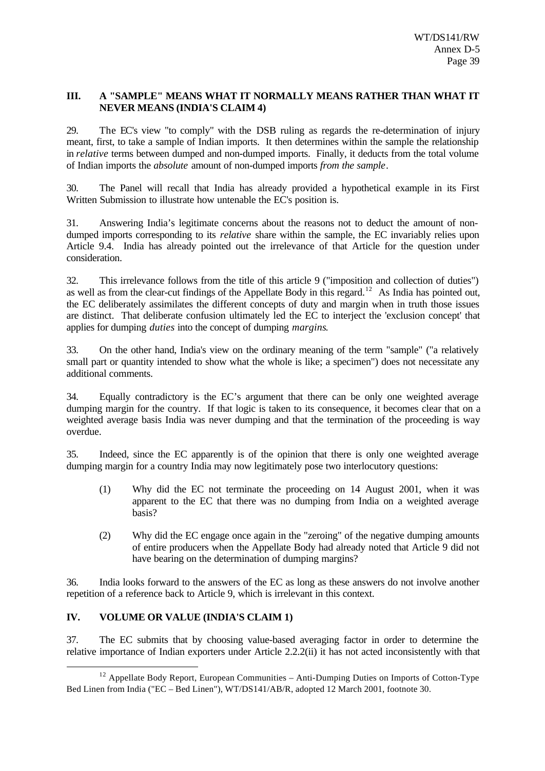## III. A "SAMPLE" MEANS WHAT IT NORMALLY MEANS RATHER THAN WHAT IT NEVER MEANS (INDIA'S CLAIM 4)

29. The EC's view "to comply" with the DSB ruling as regards the re-determination of injury meant, first, to take a sample of Indian imports. It then determines within the sample the relationship in *relative* terms between dumped and non-dumped imports. Finally, it deducts from the total volume of Indian imports the *absolute* amount of non-dumped imports *from the sample*.

30. The Panel will recall that India has already provided a hypothetical example in its First Written Submission to illustrate how untenable the EC's position is.

31. Answering India's legitimate concerns about the reasons not to deduct the amount of non-dumped imports corresponding to its *relative* share within the sample, the EC invariably relies upon Article 9.4. India has already pointed out the irrelevance of that Article for the question under consideration.

32. This irrelevance follows from the title of this article 9 ("imposition and collection of duties") as well as from the clear-cut findings of the Appellate Body in this regard.[12] As India has pointed out, the EC deliberately assimilates the different concepts of duty and margin when in truth those issues are distinct. That deliberate confusion ultimately led the EC to interject the 'exclusion concept' that applies for dumping *duties* into the concept of dumping *margins*.

33. On the other hand, India's view on the ordinary meaning of the term "sample" ("a relatively small part or quantity intended to show what the whole is like; a specimen") does not necessitate any additional comments.

34. Equally contradictory is the EC's argument that there can be only one weighted average dumping margin for the country. If that logic is taken to its consequence, it becomes clear that on a weighted average basis India was never dumping and that the termination of the proceeding is way overdue.

35. Indeed, since the EC apparently is of the opinion that there is only one weighted average dumping margin for a country India may now legitimately pose two interlocutory questions:

(1) Why did the EC not terminate the proceeding on 14 August 2001, when it was apparent to the EC that there was no dumping from India on a weighted average basis?

(2) Why did the EC engage once again in the "zeroing" of the negative dumping amounts of entire producers when the Appellate Body had already noted that Article 9 did not have bearing on the determination of dumping margins?

36. India looks forward to the answers of the EC as long as these answers do not involve another repetition of a reference back to Article 9, which is irrelevant in this context.

## IV. VOLUME OR VALUE (INDIA'S CLAIM 1)

37. The EC submits that by choosing value-based averaging factor in order to determine the relative importance of Indian exporters under Article 2.2.2(ii) it has not acted inconsistently with that

---

[12] Appellate Body Report, European Communities – Anti-Dumping Duties on Imports of Cotton-Type Bed Linen from India ("EC – Bed Linen"), WT/DS141/AB/R, adopted 12 March 2001, footnote 30.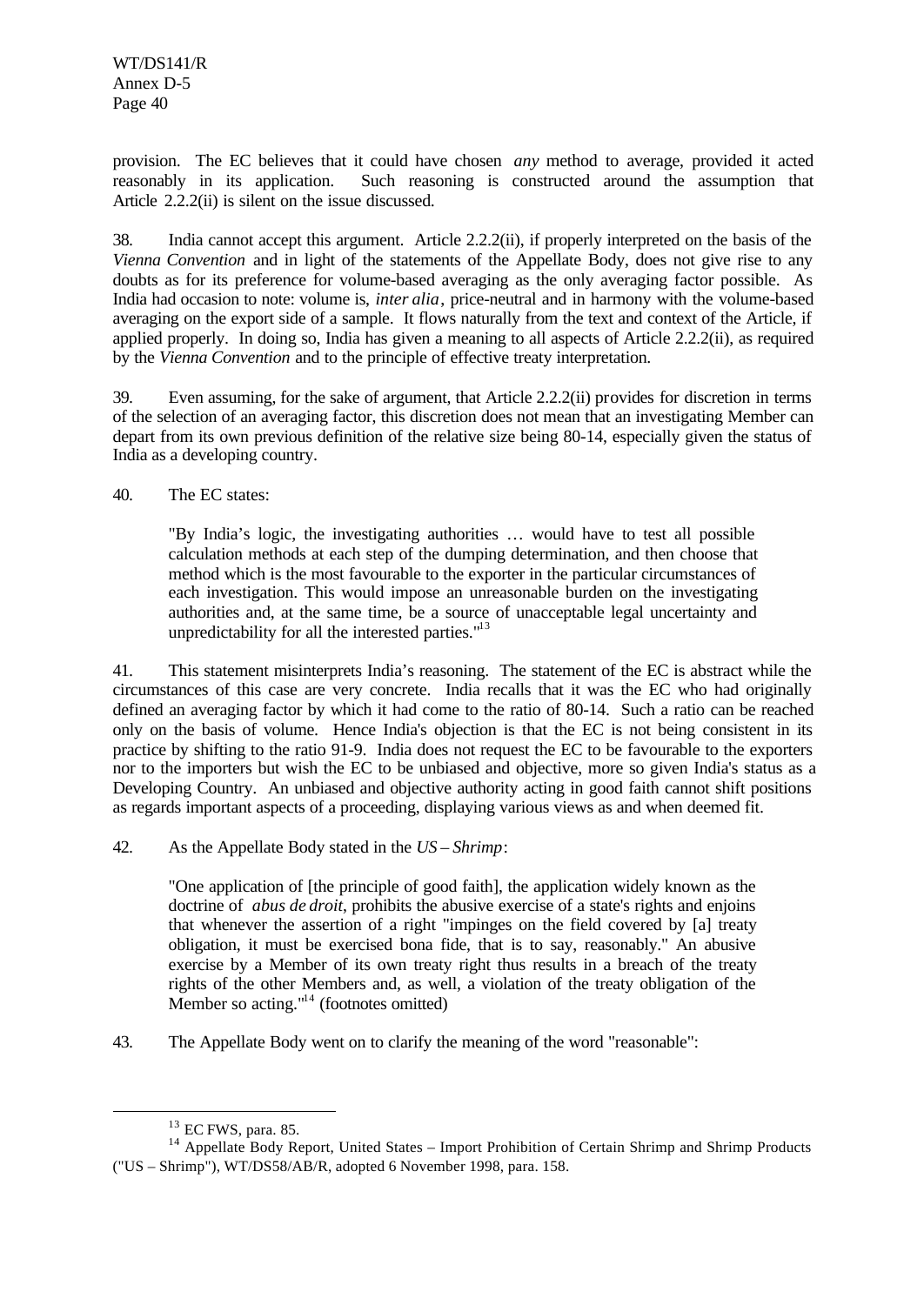provision. The EC believes that it could have chosen *any* method to average, provided it acted reasonably in its application. Such reasoning is constructed around the assumption that Article 2.2.2(ii) is silent on the issue discussed.

38. India cannot accept this argument. Article 2.2.2(ii), if properly interpreted on the basis of the *Vienna Convention* and in light of the statements of the Appellate Body, does not give rise to any doubts as for its preference for volume-based averaging as the only averaging factor possible. As India had occasion to note: volume is, *inter alia*, price-neutral and in harmony with the volume-based averaging on the export side of a sample. It flows naturally from the text and context of the Article, if applied properly. In doing so, India has given a meaning to all aspects of Article 2.2.2(ii), as required by the *Vienna Convention* and to the principle of effective treaty interpretation.

39. Even assuming, for the sake of argument, that Article 2.2.2(ii) provides for discretion in terms of the selection of an averaging factor, this discretion does not mean that an investigating Member can depart from its own previous definition of the relative size being 80-14, especially given the status of India as a developing country.

40. The EC states:

> "By India's logic, the investigating authorities … would have to test all possible calculation methods at each step of the dumping determination, and then choose that method which is the most favourable to the exporter in the particular circumstances of each investigation. This would impose an unreasonable burden on the investigating authorities and, at the same time, be a source of unacceptable legal uncertainty and unpredictability for all the interested parties."[13]

41. This statement misinterprets India's reasoning. The statement of the EC is abstract while the circumstances of this case are very concrete. India recalls that it was the EC who had originally defined an averaging factor by which it had come to the ratio of 80-14. Such a ratio can be reached only on the basis of volume. Hence India's objection is that the EC is not being consistent in its practice by shifting to the ratio 91-9. India does not request the EC to be favourable to the exporters nor to the importers but wish the EC to be unbiased and objective, more so given India's status as a Developing Country. An unbiased and objective authority acting in good faith cannot shift positions as regards important aspects of a proceeding, displaying various views as and when deemed fit.

42. As the Appellate Body stated in the *US – Shrimp*:

> "One application of [the principle of good faith], the application widely known as the doctrine of *abus de droit*, prohibits the abusive exercise of a state's rights and enjoins that whenever the assertion of a right "impinges on the field covered by [a] treaty obligation, it must be exercised bona fide, that is to say, reasonably." An abusive exercise by a Member of its own treaty right thus results in a breach of the treaty rights of the other Members and, as well, a violation of the treaty obligation of the Member so acting."[14] (footnotes omitted)

43. The Appellate Body went on to clarify the meaning of the word "reasonable":

---

[13] EC FWS, para. 85.

[14] Appellate Body Report, United States – Import Prohibition of Certain Shrimp and Shrimp Products ("US – Shrimp"), WT/DS58/AB/R, adopted 6 November 1998, para. 158.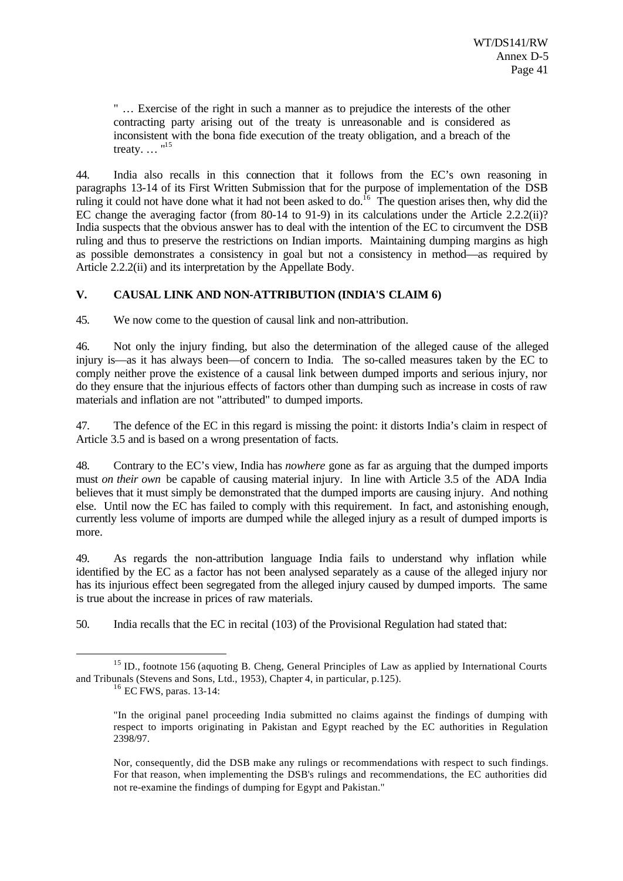" … Exercise of the right in such a manner as to prejudice the interests of the other contracting party arising out of the treaty is unreasonable and is considered as inconsistent with the bona fide execution of the treaty obligation, and a breach of the treaty. … "[15]

44. India also recalls in this connection that it follows from the EC's own reasoning in paragraphs 13-14 of its First Written Submission that for the purpose of implementation of the DSB ruling it could not have done what it had not been asked to do.[16] The question arises then, why did the EC change the averaging factor (from 80-14 to 91-9) in its calculations under the Article 2.2.2(ii)? India suspects that the obvious answer has to deal with the intention of the EC to circumvent the DSB ruling and thus to preserve the restrictions on Indian imports. Maintaining dumping margins as high as possible demonstrates a consistency in goal but not a consistency in method—as required by Article 2.2.2(ii) and its interpretation by the Appellate Body.

## V. CAUSAL LINK AND NON-ATTRIBUTION (INDIA'S CLAIM 6)

45. We now come to the question of causal link and non-attribution.

46. Not only the injury finding, but also the determination of the alleged cause of the alleged injury is—as it has always been—of concern to India. The so-called measures taken by the EC to comply neither prove the existence of a causal link between dumped imports and serious injury, nor do they ensure that the injurious effects of factors other than dumping such as increase in costs of raw materials and inflation are not "attributed" to dumped imports.

47. The defence of the EC in this regard is missing the point: it distorts India's claim in respect of Article 3.5 and is based on a wrong presentation of facts.

48. Contrary to the EC's view, India has *nowhere* gone as far as arguing that the dumped imports must *on their own* be capable of causing material injury. In line with Article 3.5 of the ADA India believes that it must simply be demonstrated that the dumped imports are causing injury. And nothing else. Until now the EC has failed to comply with this requirement. In fact, and astonishing enough, currently less volume of imports are dumped while the alleged injury as a result of dumped imports is more.

49. As regards the non-attribution language India fails to understand why inflation while identified by the EC as a factor has not been analysed separately as a cause of the alleged injury nor has its injurious effect been segregated from the alleged injury caused by dumped imports. The same is true about the increase in prices of raw materials.

50. India recalls that the EC in recital (103) of the Provisional Regulation had stated that:

---

[15] ID., footnote 156 (aquoting B. Cheng, General Principles of Law as applied by International Courts and Tribunals (Stevens and Sons, Ltd., 1953), Chapter 4, in particular, p.125).

[16] EC FWS, paras. 13-14:

"In the original panel proceeding India submitted no claims against the findings of dumping with respect to imports originating in Pakistan and Egypt reached by the EC authorities in Regulation 2398/97.

Nor, consequently, did the DSB make any rulings or recommendations with respect to such findings. For that reason, when implementing the DSB's rulings and recommendations, the EC authorities did not re-examine the findings of dumping for Egypt and Pakistan."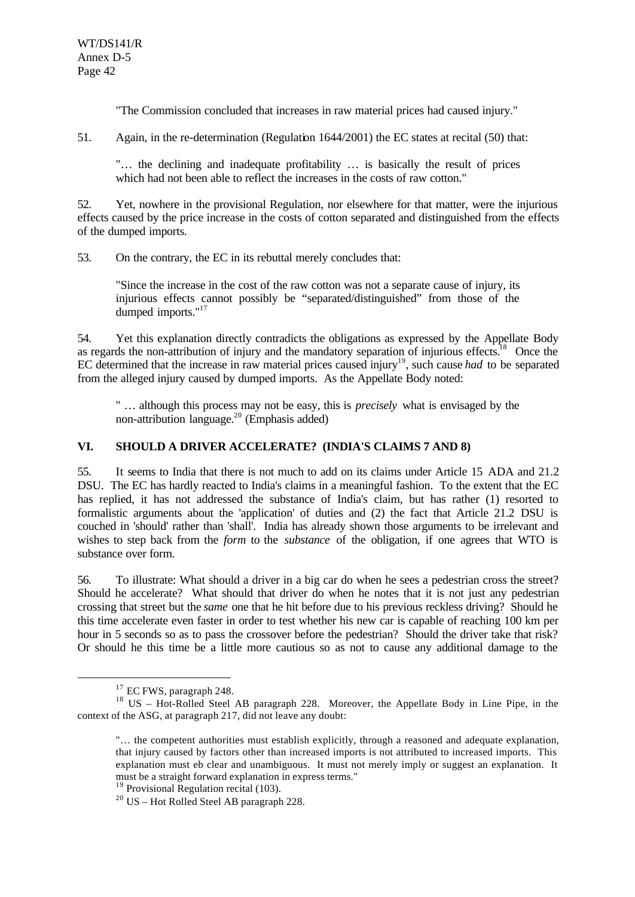"The Commission concluded that increases in raw material prices had caused injury."

51. Again, in the re-determination (Regulation 1644/2001) the EC states at recital (50) that:

> "… the declining and inadequate profitability … is basically the result of prices which had not been able to reflect the increases in the costs of raw cotton."

52. Yet, nowhere in the provisional Regulation, nor elsewhere for that matter, were the injurious effects caused by the price increase in the costs of cotton separated and distinguished from the effects of the dumped imports.

53. On the contrary, the EC in its rebuttal merely concludes that:

> "Since the increase in the cost of the raw cotton was not a separate cause of injury, its injurious effects cannot possibly be "separated/distinguished" from those of the dumped imports."[17]

54. Yet this explanation directly contradicts the obligations as expressed by the Appellate Body as regards the non-attribution of injury and the mandatory separation of injurious effects.[18] Once the EC determined that the increase in raw material prices caused injury[19], such cause *had* to be separated from the alleged injury caused by dumped imports. As the Appellate Body noted:

> " … although this process may not be easy, this is *precisely* what is envisaged by the non-attribution language.[20] (Emphasis added)

## VI. SHOULD A DRIVER ACCELERATE? (INDIA'S CLAIMS 7 AND 8)

55. It seems to India that there is not much to add on its claims under Article 15 ADA and 21.2 DSU. The EC has hardly reacted to India's claims in a meaningful fashion. To the extent that the EC has replied, it has not addressed the substance of India's claim, but has rather (1) resorted to formalistic arguments about the 'application' of duties and (2) the fact that Article 21.2 DSU is couched in 'should' rather than 'shall'. India has already shown those arguments to be irrelevant and wishes to step back from the *form* to the *substance* of the obligation, if one agrees that WTO is substance over form.

56. To illustrate: What should a driver in a big car do when he sees a pedestrian cross the street? Should he accelerate? What should that driver do when he notes that it is not just any pedestrian crossing that street but the *same* one that he hit before due to his previous reckless driving? Should he this time accelerate even faster in order to test whether his new car is capable of reaching 100 km per hour in 5 seconds so as to pass the crossover before the pedestrian? Should the driver take that risk? Or should he this time be a little more cautious so as not to cause any additional damage to the

---

[17] EC FWS, paragraph 248.

[18] US – Hot-Rolled Steel AB paragraph 228. Moreover, the Appellate Body in Line Pipe, in the context of the ASG, at paragraph 217, did not leave any doubt:

> "… the competent authorities must establish explicitly, through a reasoned and adequate explanation, that injury caused by factors other than increased imports is not attributed to increased imports. This explanation must eb clear and unambiguous. It must not merely imply or suggest an explanation. It must be a straight forward explanation in express terms."

[19] Provisional Regulation recital (103).

[20] US – Hot Rolled Steel AB paragraph 228.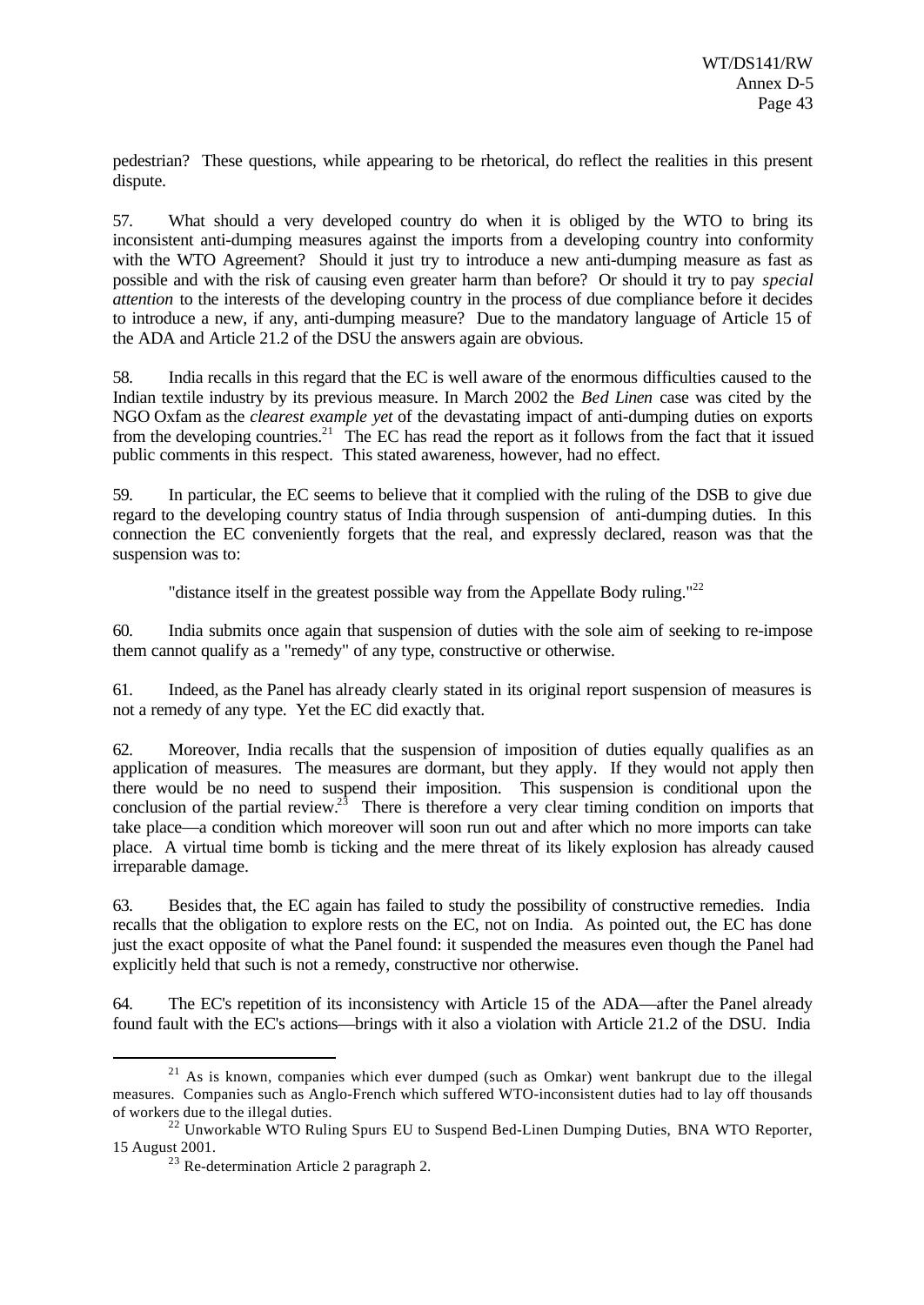pedestrian? These questions, while appearing to be rhetorical, do reflect the realities in this present dispute.

57. What should a very developed country do when it is obliged by the WTO to bring its inconsistent anti-dumping measures against the imports from a developing country into conformity with the WTO Agreement? Should it just try to introduce a new anti-dumping measure as fast as possible and with the risk of causing even greater harm than before? Or should it try to pay *special attention* to the interests of the developing country in the process of due compliance before it decides to introduce a new, if any, anti-dumping measure? Due to the mandatory language of Article 15 of the ADA and Article 21.2 of the DSU the answers again are obvious.

58. India recalls in this regard that the EC is well aware of the enormous difficulties caused to the Indian textile industry by its previous measure. In March 2002 the *Bed Linen* case was cited by the NGO Oxfam as the *clearest example yet* of the devastating impact of anti-dumping duties on exports from the developing countries.[21] The EC has read the report as it follows from the fact that it issued public comments in this respect. This stated awareness, however, had no effect.

59. In particular, the EC seems to believe that it complied with the ruling of the DSB to give due regard to the developing country status of India through suspension of anti-dumping duties. In this connection the EC conveniently forgets that the real, and expressly declared, reason was that the suspension was to:

> "distance itself in the greatest possible way from the Appellate Body ruling."[22]

60. India submits once again that suspension of duties with the sole aim of seeking to re-impose them cannot qualify as a "remedy" of any type, constructive or otherwise.

61. Indeed, as the Panel has already clearly stated in its original report suspension of measures is not a remedy of any type. Yet the EC did exactly that.

62. Moreover, India recalls that the suspension of imposition of duties equally qualifies as an application of measures. The measures are dormant, but they apply. If they would not apply then there would be no need to suspend their imposition. This suspension is conditional upon the conclusion of the partial review.[23] There is therefore a very clear timing condition on imports that take place—a condition which moreover will soon run out and after which no more imports can take place. A virtual time bomb is ticking and the mere threat of its likely explosion has already caused irreparable damage.

63. Besides that, the EC again has failed to study the possibility of constructive remedies. India recalls that the obligation to explore rests on the EC, not on India. As pointed out, the EC has done just the exact opposite of what the Panel found: it suspended the measures even though the Panel had explicitly held that such is not a remedy, constructive nor otherwise.

64. The EC's repetition of its inconsistency with Article 15 of the ADA—after the Panel already found fault with the EC's actions—brings with it also a violation with Article 21.2 of the DSU. India

---

[21] As is known, companies which ever dumped (such as Omkar) went bankrupt due to the illegal measures. Companies such as Anglo-French which suffered WTO-inconsistent duties had to lay off thousands of workers due to the illegal duties.

[22] Unworkable WTO Ruling Spurs EU to Suspend Bed-Linen Dumping Duties, BNA WTO Reporter, 15 August 2001.

[23] Re-determination Article 2 paragraph 2.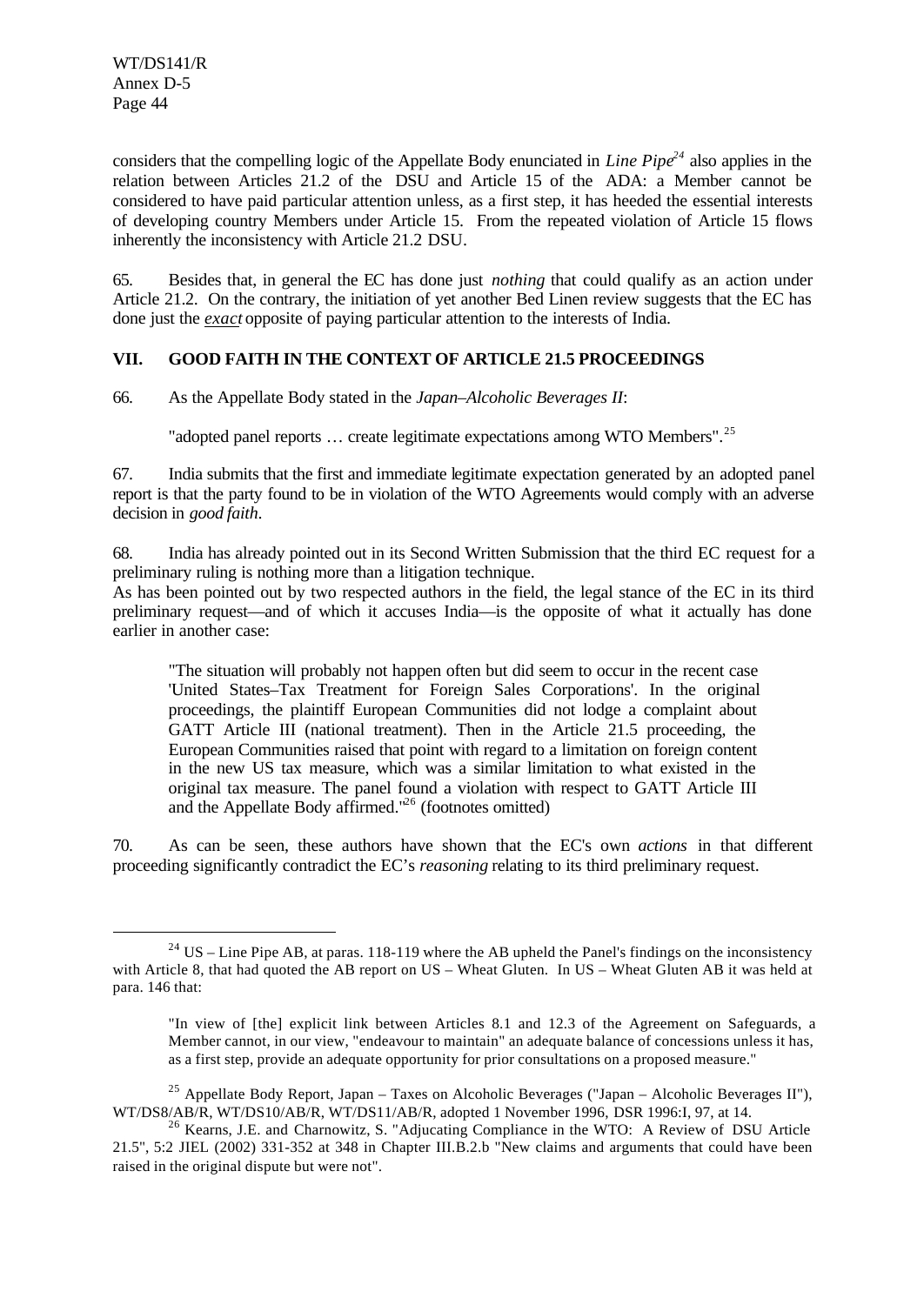considers that the compelling logic of the Appellate Body enunciated in *Line Pipe*[24] also applies in the relation between Articles 21.2 of the DSU and Article 15 of the ADA: a Member cannot be considered to have paid particular attention unless, as a first step, it has heeded the essential interests of developing country Members under Article 15. From the repeated violation of Article 15 flows inherently the inconsistency with Article 21.2 DSU.

65. Besides that, in general the EC has done just *nothing* that could qualify as an action under Article 21.2. On the contrary, the initiation of yet another Bed Linen review suggests that the EC has done just the ***exact*** opposite of paying particular attention to the interests of India.

## VII. GOOD FAITH IN THE CONTEXT OF ARTICLE 21.5 PROCEEDINGS

66. As the Appellate Body stated in the *Japan–Alcoholic Beverages II*:

> "adopted panel reports … create legitimate expectations among WTO Members".[25]

67. India submits that the first and immediate legitimate expectation generated by an adopted panel report is that the party found to be in violation of the WTO Agreements would comply with an adverse decision in *good faith*.

68. India has already pointed out in its Second Written Submission that the third EC request for a preliminary ruling is nothing more than a litigation technique.
As has been pointed out by two respected authors in the field, the legal stance of the EC in its third preliminary request—and of which it accuses India—is the opposite of what it actually has done earlier in another case:

> "The situation will probably not happen often but did seem to occur in the recent case 'United States–Tax Treatment for Foreign Sales Corporations'. In the original proceedings, the plaintiff European Communities did not lodge a complaint about GATT Article III (national treatment). Then in the Article 21.5 proceeding, the European Communities raised that point with regard to a limitation on foreign content in the new US tax measure, which was a similar limitation to what existed in the original tax measure. The panel found a violation with respect to GATT Article III and the Appellate Body affirmed."[26] (footnotes omitted)

70. As can be seen, these authors have shown that the EC's own *actions* in that different proceeding significantly contradict the EC's *reasoning* relating to its third preliminary request.

---

[24] US – Line Pipe AB, at paras. 118-119 where the AB upheld the Panel's findings on the inconsistency with Article 8, that had quoted the AB report on US – Wheat Gluten. In US – Wheat Gluten AB it was held at para. 146 that:

> "In view of [the] explicit link between Articles 8.1 and 12.3 of the Agreement on Safeguards, a Member cannot, in our view, "endeavour to maintain" an adequate balance of concessions unless it has, as a first step, provide an adequate opportunity for prior consultations on a proposed measure."

[25] Appellate Body Report, Japan – Taxes on Alcoholic Beverages ("Japan – Alcoholic Beverages II"), WT/DS8/AB/R, WT/DS10/AB/R, WT/DS11/AB/R, adopted 1 November 1996, DSR 1996:I, 97, at 14.

[26] Kearns, J.E. and Charnowitz, S. "Adjucating Compliance in the WTO: A Review of DSU Article 21.5", 5:2 JIEL (2002) 331-352 at 348 in Chapter III.B.2.b "New claims and arguments that could have been raised in the original dispute but were not".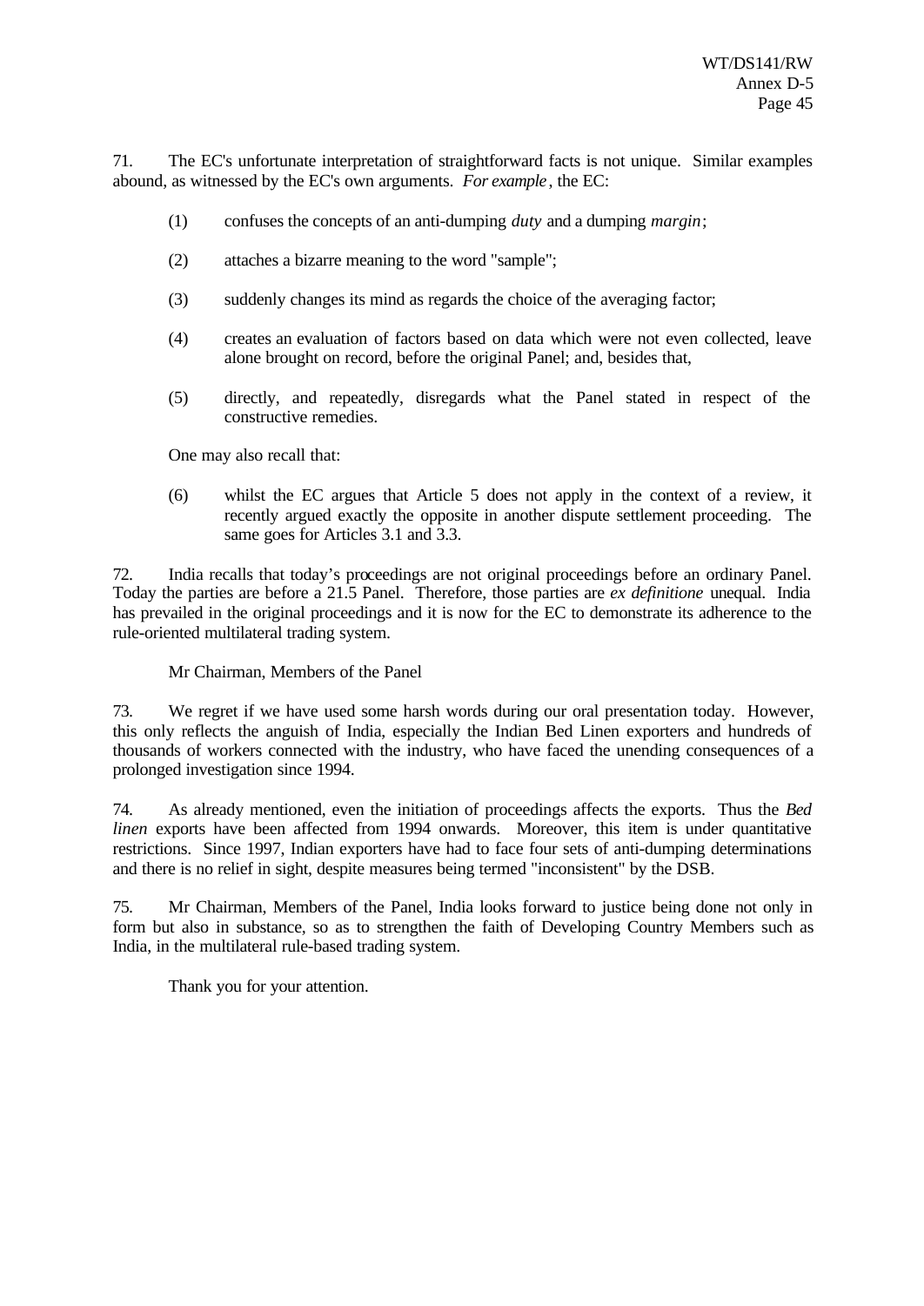71. The EC's unfortunate interpretation of straightforward facts is not unique. Similar examples abound, as witnessed by the EC's own arguments. *For example*, the EC:

(1) confuses the concepts of an anti-dumping *duty* and a dumping *margin*;

(2) attaches a bizarre meaning to the word "sample";

(3) suddenly changes its mind as regards the choice of the averaging factor;

(4) creates an evaluation of factors based on data which were not even collected, leave alone brought on record, before the original Panel; and, besides that,

(5) directly, and repeatedly, disregards what the Panel stated in respect of the constructive remedies.

One may also recall that:

(6) whilst the EC argues that Article 5 does not apply in the context of a review, it recently argued exactly the opposite in another dispute settlement proceeding. The same goes for Articles 3.1 and 3.3.

72. India recalls that today's proceedings are not original proceedings before an ordinary Panel. Today the parties are before a 21.5 Panel. Therefore, those parties are *ex definitione* unequal. India has prevailed in the original proceedings and it is now for the EC to demonstrate its adherence to the rule-oriented multilateral trading system.

Mr Chairman, Members of the Panel

73. We regret if we have used some harsh words during our oral presentation today. However, this only reflects the anguish of India, especially the Indian Bed Linen exporters and hundreds of thousands of workers connected with the industry, who have faced the unending consequences of a prolonged investigation since 1994.

74. As already mentioned, even the initiation of proceedings affects the exports. Thus the *Bed linen* exports have been affected from 1994 onwards. Moreover, this item is under quantitative restrictions. Since 1997, Indian exporters have had to face four sets of anti-dumping determinations and there is no relief in sight, despite measures being termed "inconsistent" by the DSB.

75. Mr Chairman, Members of the Panel, India looks forward to justice being done not only in form but also in substance, so as to strengthen the faith of Developing Country Members such as India, in the multilateral rule-based trading system.

Thank you for your attention.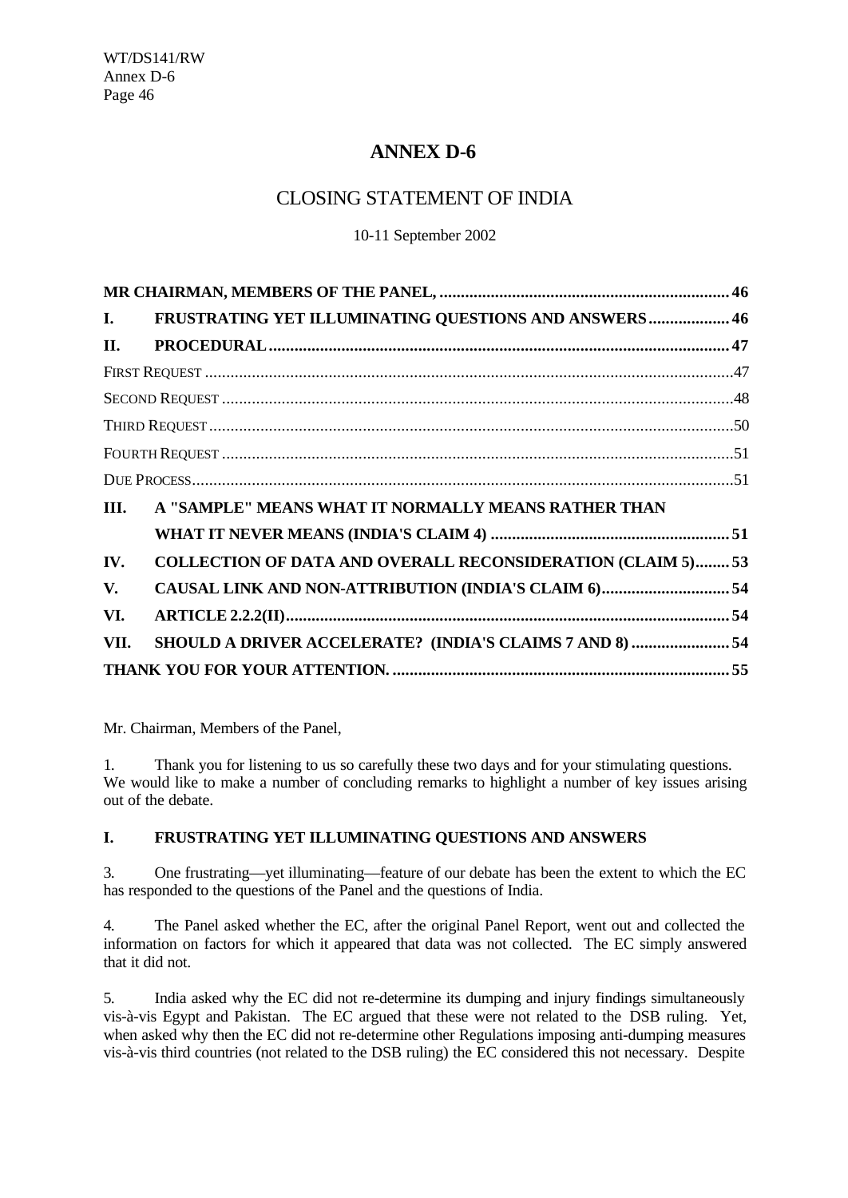# ANNEX D-6

## CLOSING STATEMENT OF INDIA

10-11 September 2002

| | | |
|---|---|---|
| **MR CHAIRMAN, MEMBERS OF THE PANEL,** | | **46** |
| **I.** | **FRUSTRATING YET ILLUMINATING QUESTIONS AND ANSWERS** | **46** |
| **II.** | **PROCEDURAL** | **47** |
| FIRST REQUEST | | 47 |
| SECOND REQUEST | | 48 |
| THIRD REQUEST | | 50 |
| FOURTH REQUEST | | 51 |
| DUE PROCESS | | 51 |
| **III.** | **A "SAMPLE" MEANS WHAT IT NORMALLY MEANS RATHER THAN WHAT IT NEVER MEANS (INDIA'S CLAIM 4)** | **51** |
| **IV.** | **COLLECTION OF DATA AND OVERALL RECONSIDERATION (CLAIM 5)** | **53** |
| **V.** | **CAUSAL LINK AND NON-ATTRIBUTION (INDIA'S CLAIM 6)** | **54** |
| **VI.** | **ARTICLE 2.2.2(II)** | **54** |
| **VII.** | **SHOULD A DRIVER ACCELERATE? (INDIA'S CLAIMS 7 AND 8)** | **54** |
| **THANK YOU FOR YOUR ATTENTION.** | | **55** |

Mr. Chairman, Members of the Panel,

1. Thank you for listening to us so carefully these two days and for your stimulating questions. We would like to make a number of concluding remarks to highlight a number of key issues arising out of the debate.

### I. FRUSTRATING YET ILLUMINATING QUESTIONS AND ANSWERS

3. One frustrating—yet illuminating—feature of our debate has been the extent to which the EC has responded to the questions of the Panel and the questions of India.

4. The Panel asked whether the EC, after the original Panel Report, went out and collected the information on factors for which it appeared that data was not collected. The EC simply answered that it did not.

5. India asked why the EC did not re-determine its dumping and injury findings simultaneously vis-à-vis Egypt and Pakistan. The EC argued that these were not related to the DSB ruling. Yet, when asked why then the EC did not re-determine other Regulations imposing anti-dumping measures vis-à-vis third countries (not related to the DSB ruling) the EC considered this not necessary. Despite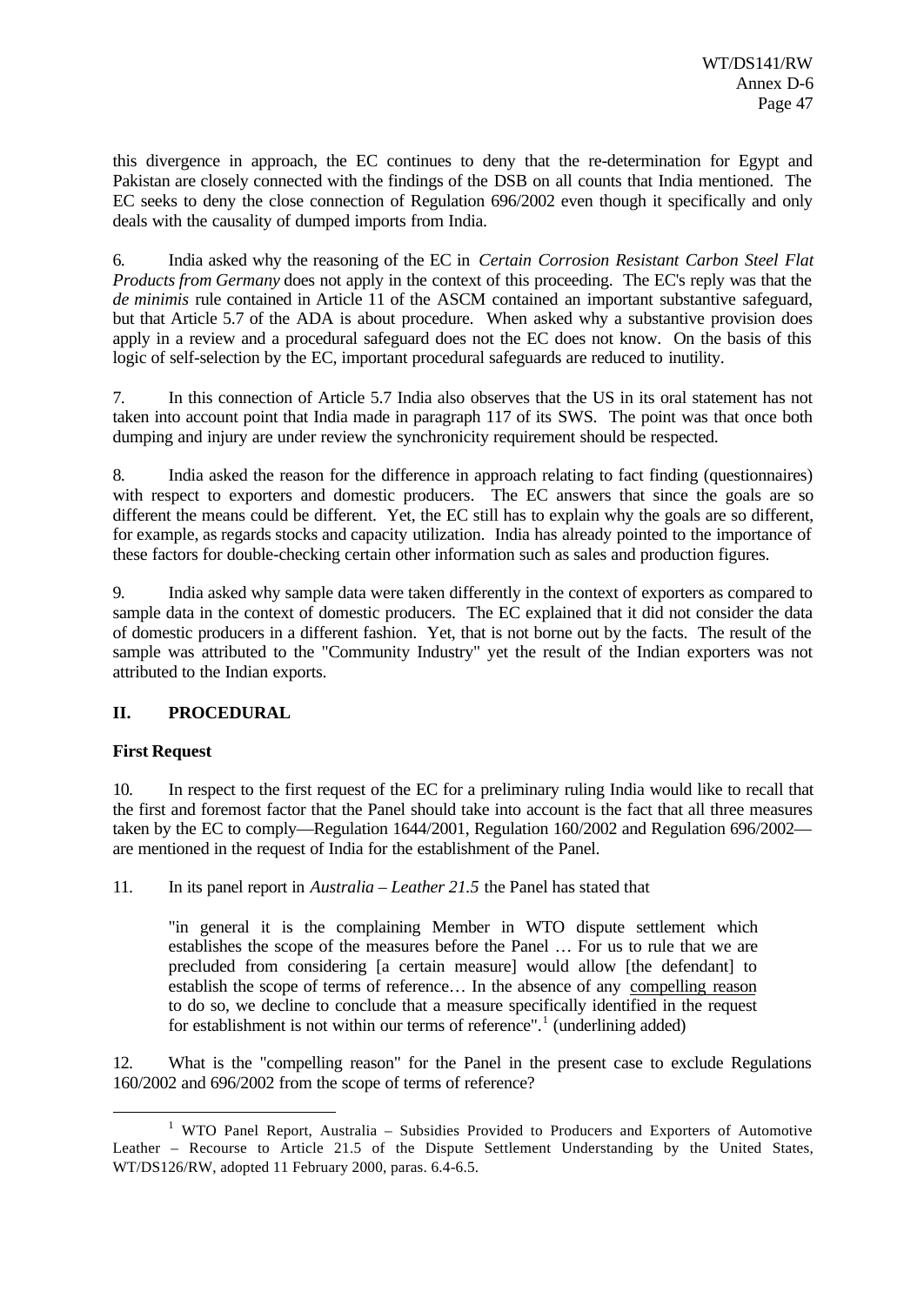this divergence in approach, the EC continues to deny that the re-determination for Egypt and Pakistan are closely connected with the findings of the DSB on all counts that India mentioned. The EC seeks to deny the close connection of Regulation 696/2002 even though it specifically and only deals with the causality of dumped imports from India.

6. India asked why the reasoning of the EC in *Certain Corrosion Resistant Carbon Steel Flat Products from Germany* does not apply in the context of this proceeding. The EC's reply was that the *de minimis* rule contained in Article 11 of the ASCM contained an important substantive safeguard, but that Article 5.7 of the ADA is about procedure. When asked why a substantive provision does apply in a review and a procedural safeguard does not the EC does not know. On the basis of this logic of self-selection by the EC, important procedural safeguards are reduced to inutility.

7. In this connection of Article 5.7 India also observes that the US in its oral statement has not taken into account point that India made in paragraph 117 of its SWS. The point was that once both dumping and injury are under review the synchronicity requirement should be respected.

8. India asked the reason for the difference in approach relating to fact finding (questionnaires) with respect to exporters and domestic producers. The EC answers that since the goals are so different the means could be different. Yet, the EC still has to explain why the goals are so different, for example, as regards stocks and capacity utilization. India has already pointed to the importance of these factors for double-checking certain other information such as sales and production figures.

9. India asked why sample data were taken differently in the context of exporters as compared to sample data in the context of domestic producers. The EC explained that it did not consider the data of domestic producers in a different fashion. Yet, that is not borne out by the facts. The result of the sample was attributed to the "Community Industry" yet the result of the Indian exporters was not attributed to the Indian exports.

## II. PROCEDURAL

**First Request**

10. In respect to the first request of the EC for a preliminary ruling India would like to recall that the first and foremost factor that the Panel should take into account is the fact that all three measures taken by the EC to comply—Regulation 1644/2001, Regulation 160/2002 and Regulation 696/2002—are mentioned in the request of India for the establishment of the Panel.

11. In its panel report in *Australia – Leather 21.5* the Panel has stated that

> "in general it is the complaining Member in WTO dispute settlement which establishes the scope of the measures before the Panel … For us to rule that we are precluded from considering [a certain measure] would allow [the defendant] to establish the scope of terms of reference… In the absence of any compelling reason to do so, we decline to conclude that a measure specifically identified in the request for establishment is not within our terms of reference".[1] (underlining added)

12. What is the "compelling reason" for the Panel in the present case to exclude Regulations 160/2002 and 696/2002 from the scope of terms of reference?

---

[1] WTO Panel Report, Australia – Subsidies Provided to Producers and Exporters of Automotive Leather – Recourse to Article 21.5 of the Dispute Settlement Understanding by the United States, WT/DS126/RW, adopted 11 February 2000, paras. 6.4-6.5.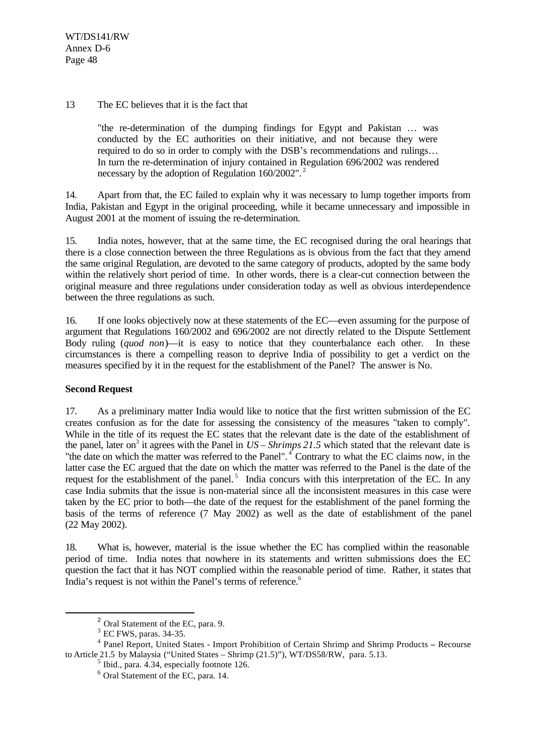13 The EC believes that it is the fact that

> "the re-determination of the dumping findings for Egypt and Pakistan … was conducted by the EC authorities on their initiative, and not because they were required to do so in order to comply with the DSB's recommendations and rulings… In turn the re-determination of injury contained in Regulation 696/2002 was rendered necessary by the adoption of Regulation 160/2002".[2]

14. Apart from that, the EC failed to explain why it was necessary to lump together imports from India, Pakistan and Egypt in the original proceeding, while it became unnecessary and impossible in August 2001 at the moment of issuing the re-determination.

15. India notes, however, that at the same time, the EC recognised during the oral hearings that there is a close connection between the three Regulations as is obvious from the fact that they amend the same original Regulation, are devoted to the same category of products, adopted by the same body within the relatively short period of time. In other words, there is a clear-cut connection between the original measure and three regulations under consideration today as well as obvious interdependence between the three regulations as such.

16. If one looks objectively now at these statements of the EC—even assuming for the purpose of argument that Regulations 160/2002 and 696/2002 are not directly related to the Dispute Settlement Body ruling (*quod non*)—it is easy to notice that they counterbalance each other. In these circumstances is there a compelling reason to deprive India of possibility to get a verdict on the measures specified by it in the request for the establishment of the Panel? The answer is No.

**Second Request**

17. As a preliminary matter India would like to notice that the first written submission of the EC creates confusion as for the date for assessing the consistency of the measures "taken to comply". While in the title of its request the EC states that the relevant date is the date of the establishment of the panel, later on[3] it agrees with the Panel in *US – Shrimps 21.5* which stated that the relevant date is "the date on which the matter was referred to the Panel".[4] Contrary to what the EC claims now, in the latter case the EC argued that the date on which the matter was referred to the Panel is the date of the request for the establishment of the panel.[5] India concurs with this interpretation of the EC. In any case India submits that the issue is non-material since all the inconsistent measures in this case were taken by the EC prior to both—the date of the request for the establishment of the panel forming the basis of the terms of reference (7 May 2002) as well as the date of establishment of the panel (22 May 2002).

18. What is, however, material is the issue whether the EC has complied within the reasonable period of time. India notes that nowhere in its statements and written submissions does the EC question the fact that it has NOT complied within the reasonable period of time. Rather, it states that India's request is not within the Panel's terms of reference.[6]

---

[2] Oral Statement of the EC, para. 9.

[3] EC FWS, paras. 34-35.

[4] Panel Report, United States - Import Prohibition of Certain Shrimp and Shrimp Products – Recourse to Article 21.5 by Malaysia ("United States – Shrimp (21.5)"), WT/DS58/RW, para. 5.13.

[5] Ibid., para. 4.34, especially footnote 126.

[6] Oral Statement of the EC, para. 14.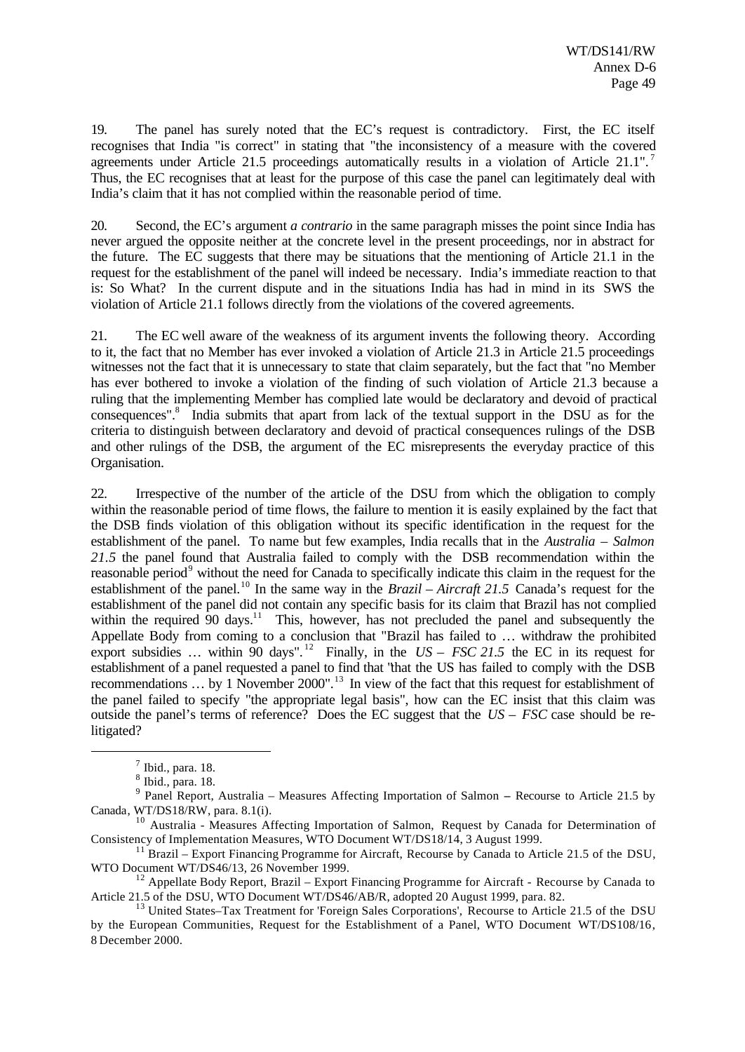19. The panel has surely noted that the EC's request is contradictory. First, the EC itself recognises that India "is correct" in stating that "the inconsistency of a measure with the covered agreements under Article 21.5 proceedings automatically results in a violation of Article 21.1".[7] Thus, the EC recognises that at least for the purpose of this case the panel can legitimately deal with India's claim that it has not complied within the reasonable period of time.

20. Second, the EC's argument *a contrario* in the same paragraph misses the point since India has never argued the opposite neither at the concrete level in the present proceedings, nor in abstract for the future. The EC suggests that there may be situations that the mentioning of Article 21.1 in the request for the establishment of the panel will indeed be necessary. India's immediate reaction to that is: So What? In the current dispute and in the situations India has had in mind in its SWS the violation of Article 21.1 follows directly from the violations of the covered agreements.

21. The EC well aware of the weakness of its argument invents the following theory. According to it, the fact that no Member has ever invoked a violation of Article 21.3 in Article 21.5 proceedings witnesses not the fact that it is unnecessary to state that claim separately, but the fact that "no Member has ever bothered to invoke a violation of the finding of such violation of Article 21.3 because a ruling that the implementing Member has complied late would be declaratory and devoid of practical consequences".[8] India submits that apart from lack of the textual support in the DSU as for the criteria to distinguish between declaratory and devoid of practical consequences rulings of the DSB and other rulings of the DSB, the argument of the EC misrepresents the everyday practice of this Organisation.

22. Irrespective of the number of the article of the DSU from which the obligation to comply within the reasonable period of time flows, the failure to mention it is easily explained by the fact that the DSB finds violation of this obligation without its specific identification in the request for the establishment of the panel. To name but few examples, India recalls that in the *Australia – Salmon 21.5* the panel found that Australia failed to comply with the DSB recommendation within the reasonable period[9] without the need for Canada to specifically indicate this claim in the request for the establishment of the panel.[10] In the same way in the *Brazil – Aircraft 21.5* Canada's request for the establishment of the panel did not contain any specific basis for its claim that Brazil has not complied within the required 90 days.[11] This, however, has not precluded the panel and subsequently the Appellate Body from coming to a conclusion that "Brazil has failed to … withdraw the prohibited export subsidies … within 90 days".[12] Finally, in the *US – FSC 21.5* the EC in its request for establishment of a panel requested a panel to find that "that the US has failed to comply with the DSB recommendations … by 1 November 2000".[13] In view of the fact that this request for establishment of the panel failed to specify "the appropriate legal basis", how can the EC insist that this claim was outside the panel's terms of reference? Does the EC suggest that the *US – FSC* case should be re-litigated?

---

[7] Ibid., para. 18.

[8] Ibid., para. 18.

[9] Panel Report, Australia – Measures Affecting Importation of Salmon – Recourse to Article 21.5 by Canada, WT/DS18/RW, para. 8.1(i).

[10] Australia - Measures Affecting Importation of Salmon, Request by Canada for Determination of Consistency of Implementation Measures, WTO Document WT/DS18/14, 3 August 1999.

[11] Brazil – Export Financing Programme for Aircraft, Recourse by Canada to Article 21.5 of the DSU, WTO Document WT/DS46/13, 26 November 1999.

[12] Appellate Body Report, Brazil – Export Financing Programme for Aircraft - Recourse by Canada to Article 21.5 of the DSU, WTO Document WT/DS46/AB/R, adopted 20 August 1999, para. 82.

[13] United States–Tax Treatment for 'Foreign Sales Corporations', Recourse to Article 21.5 of the DSU by the European Communities, Request for the Establishment of a Panel, WTO Document WT/DS108/16, 8 December 2000.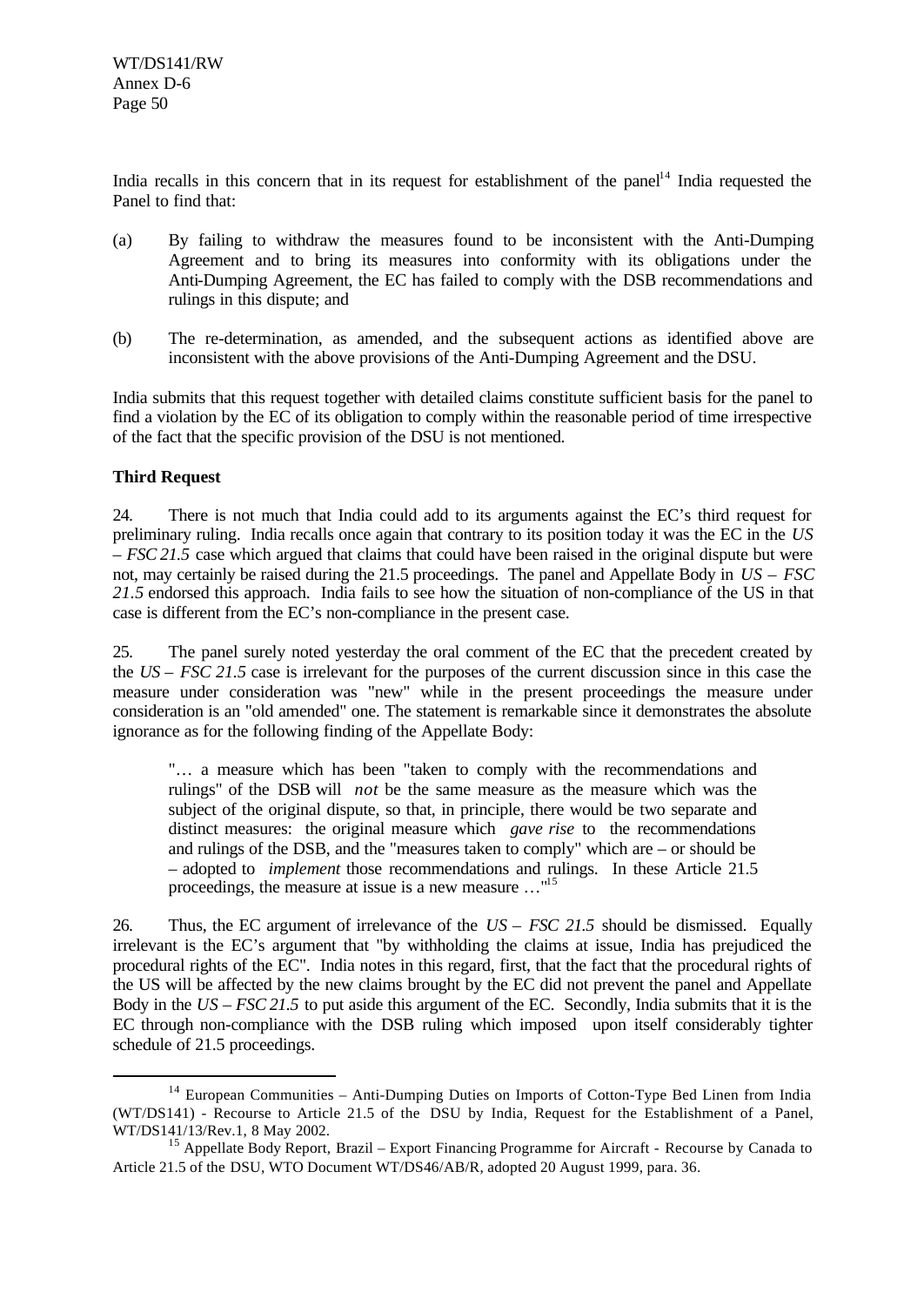India recalls in this concern that in its request for establishment of the panel[14] India requested the Panel to find that:

(a) By failing to withdraw the measures found to be inconsistent with the Anti-Dumping Agreement and to bring its measures into conformity with its obligations under the Anti-Dumping Agreement, the EC has failed to comply with the DSB recommendations and rulings in this dispute; and

(b) The re-determination, as amended, and the subsequent actions as identified above are inconsistent with the above provisions of the Anti-Dumping Agreement and the DSU.

India submits that this request together with detailed claims constitute sufficient basis for the panel to find a violation by the EC of its obligation to comply within the reasonable period of time irrespective of the fact that the specific provision of the DSU is not mentioned.

**Third Request**

24. There is not much that India could add to its arguments against the EC's third request for preliminary ruling. India recalls once again that contrary to its position today it was the EC in the *US – FSC 21.5* case which argued that claims that could have been raised in the original dispute but were not, may certainly be raised during the 21.5 proceedings. The panel and Appellate Body in *US – FSC 21.5* endorsed this approach. India fails to see how the situation of non-compliance of the US in that case is different from the EC's non-compliance in the present case.

25. The panel surely noted yesterday the oral comment of the EC that the precedent created by the *US – FSC 21.5* case is irrelevant for the purposes of the current discussion since in this case the measure under consideration was "new" while in the present proceedings the measure under consideration is an "old amended" one. The statement is remarkable since it demonstrates the absolute ignorance as for the following finding of the Appellate Body:

> "… a measure which has been "taken to comply with the recommendations and rulings" of the DSB will *not* be the same measure as the measure which was the subject of the original dispute, so that, in principle, there would be two separate and distinct measures: the original measure which *gave rise* to the recommendations and rulings of the DSB, and the "measures taken to comply" which are – or should be – adopted to *implement* those recommendations and rulings. In these Article 21.5 proceedings, the measure at issue is a new measure …"[15]

26. Thus, the EC argument of irrelevance of the *US – FSC 21.5* should be dismissed. Equally irrelevant is the EC's argument that "by withholding the claims at issue, India has prejudiced the procedural rights of the EC". India notes in this regard, first, that the fact that the procedural rights of the US will be affected by the new claims brought by the EC did not prevent the panel and Appellate Body in the *US – FSC 21.5* to put aside this argument of the EC. Secondly, India submits that it is the EC through non-compliance with the DSB ruling which imposed upon itself considerably tighter schedule of 21.5 proceedings.

---

[14] European Communities – Anti-Dumping Duties on Imports of Cotton-Type Bed Linen from India (WT/DS141) - Recourse to Article 21.5 of the DSU by India, Request for the Establishment of a Panel, WT/DS141/13/Rev.1, 8 May 2002.

[15] Appellate Body Report, Brazil – Export Financing Programme for Aircraft - Recourse by Canada to Article 21.5 of the DSU, WTO Document WT/DS46/AB/R, adopted 20 August 1999, para. 36.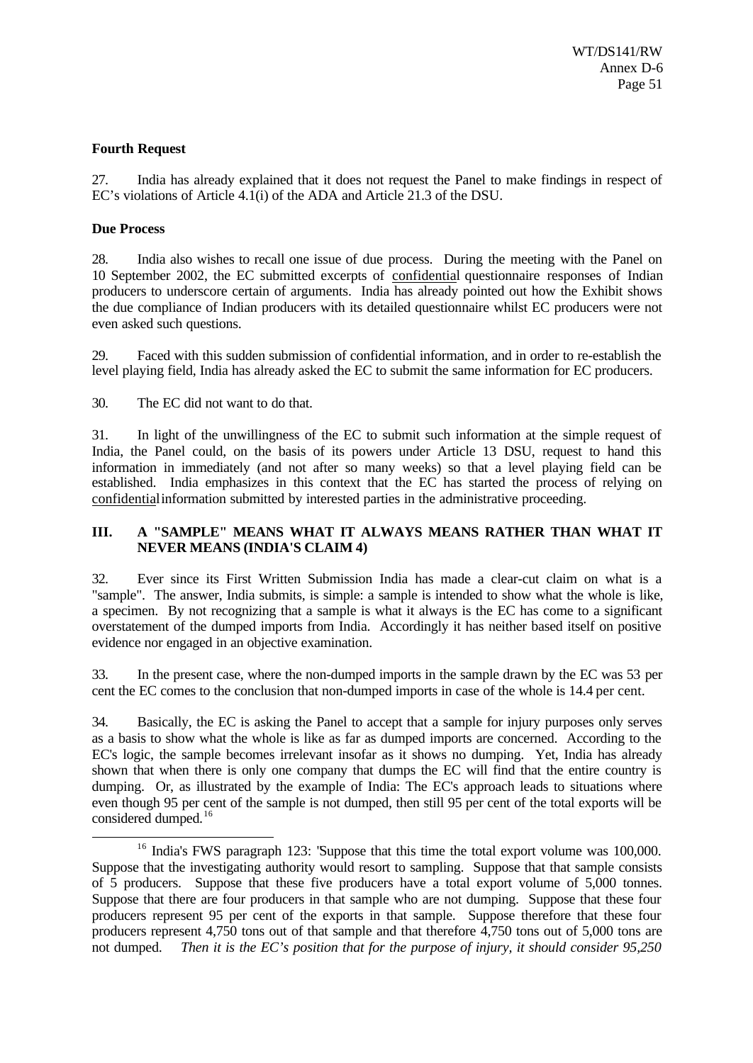**Fourth Request**

27. India has already explained that it does not request the Panel to make findings in respect of EC's violations of Article 4.1(i) of the ADA and Article 21.3 of the DSU.

**Due Process**

28. India also wishes to recall one issue of due process. During the meeting with the Panel on 10 September 2002, the EC submitted excerpts of confidential questionnaire responses of Indian producers to underscore certain of arguments. India has already pointed out how the Exhibit shows the due compliance of Indian producers with its detailed questionnaire whilst EC producers were not even asked such questions.

29. Faced with this sudden submission of confidential information, and in order to re-establish the level playing field, India has already asked the EC to submit the same information for EC producers.

30. The EC did not want to do that.

31. In light of the unwillingness of the EC to submit such information at the simple request of India, the Panel could, on the basis of its powers under Article 13 DSU, request to hand this information in immediately (and not after so many weeks) so that a level playing field can be established. India emphasizes in this context that the EC has started the process of relying on confidential information submitted by interested parties in the administrative proceeding.

## III. A "SAMPLE" MEANS WHAT IT ALWAYS MEANS RATHER THAN WHAT IT NEVER MEANS (INDIA'S CLAIM 4)

32. Ever since its First Written Submission India has made a clear-cut claim on what is a "sample". The answer, India submits, is simple: a sample is intended to show what the whole is like, a specimen. By not recognizing that a sample is what it always is the EC has come to a significant overstatement of the dumped imports from India. Accordingly it has neither based itself on positive evidence nor engaged in an objective examination.

33. In the present case, where the non-dumped imports in the sample drawn by the EC was 53 per cent the EC comes to the conclusion that non-dumped imports in case of the whole is 14.4 per cent.

34. Basically, the EC is asking the Panel to accept that a sample for injury purposes only serves as a basis to show what the whole is like as far as dumped imports are concerned. According to the EC's logic, the sample becomes irrelevant insofar as it shows no dumping. Yet, India has already shown that when there is only one company that dumps the EC will find that the entire country is dumping. Or, as illustrated by the example of India: The EC's approach leads to situations where even though 95 per cent of the sample is not dumped, then still 95 per cent of the total exports will be considered dumped.[16]

[16] India's FWS paragraph 123: 'Suppose that this time the total export volume was 100,000. Suppose that the investigating authority would resort to sampling. Suppose that that sample consists of 5 producers. Suppose that these five producers have a total export volume of 5,000 tonnes. Suppose that there are four producers in that sample who are not dumping. Suppose that these four producers represent 95 per cent of the exports in that sample. Suppose therefore that these four producers represent 4,750 tons out of that sample and that therefore 4,750 tons out of 5,000 tons are not dumped. *Then it is the EC's position that for the purpose of injury, it should consider 95,250*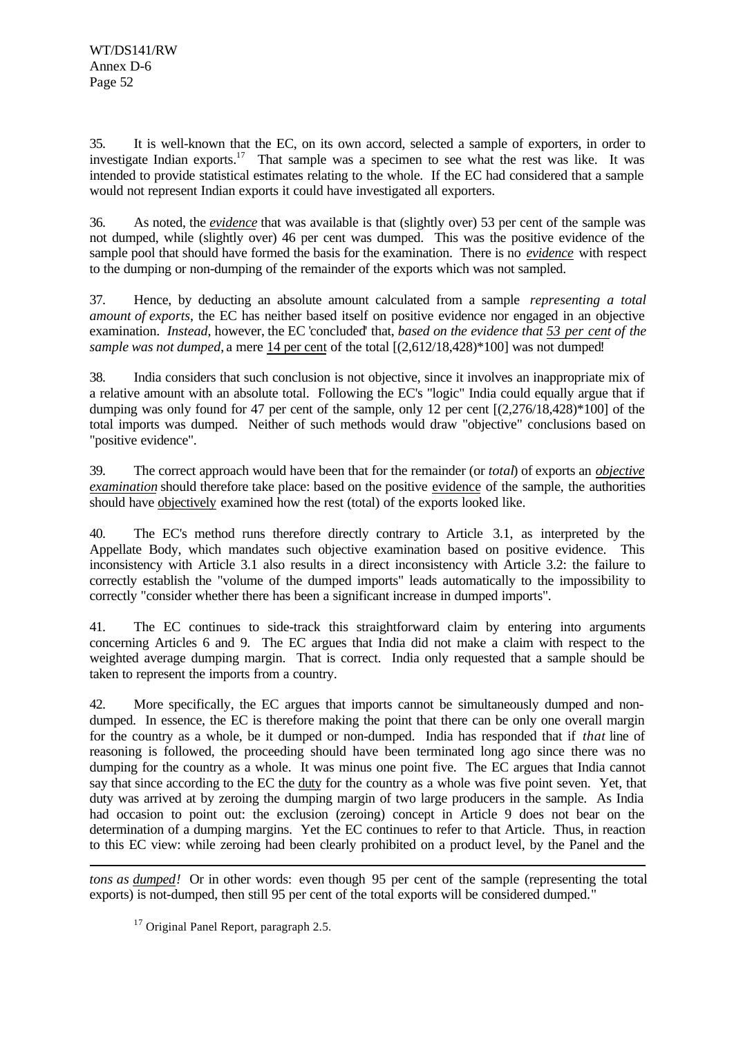35. It is well-known that the EC, on its own accord, selected a sample of exporters, in order to investigate Indian exports.[17] That sample was a specimen to see what the rest was like. It was intended to provide statistical estimates relating to the whole. If the EC had considered that a sample would not represent Indian exports it could have investigated all exporters.

36. As noted, the ***evidence*** that was available is that (slightly over) 53 per cent of the sample was not dumped, while (slightly over) 46 per cent was dumped. This was the positive evidence of the sample pool that should have formed the basis for the examination. There is no ***evidence*** with respect to the dumping or non-dumping of the remainder of the exports which was not sampled.

37. Hence, by deducting an absolute amount calculated from a sample *representing a total amount of exports*, the EC has neither based itself on positive evidence nor engaged in an objective examination. *Instead*, however, the EC 'concluded' that, *based on the evidence that 53 per cent of the sample was not dumped*, a mere 14 per cent of the total [(2,612/18,428)*100] was not dumped!

38. India considers that such conclusion is not objective, since it involves an inappropriate mix of a relative amount with an absolute total. Following the EC's "logic" India could equally argue that if dumping was only found for 47 per cent of the sample, only 12 per cent [(2,276/18,428)*100] of the total imports was dumped. Neither of such methods would draw "objective" conclusions based on "positive evidence".

39. The correct approach would have been that for the remainder (or *total*) of exports an ***objective examination*** should therefore take place: based on the positive evidence of the sample, the authorities should have objectively examined how the rest (total) of the exports looked like.

40. The EC's method runs therefore directly contrary to Article 3.1, as interpreted by the Appellate Body, which mandates such objective examination based on positive evidence. This inconsistency with Article 3.1 also results in a direct inconsistency with Article 3.2: the failure to correctly establish the "volume of the dumped imports" leads automatically to the impossibility to correctly "consider whether there has been a significant increase in dumped imports".

41. The EC continues to side-track this straightforward claim by entering into arguments concerning Articles 6 and 9. The EC argues that India did not make a claim with respect to the weighted average dumping margin. That is correct. India only requested that a sample should be taken to represent the imports from a country.

42. More specifically, the EC argues that imports cannot be simultaneously dumped and non-dumped. In essence, the EC is therefore making the point that there can be only one overall margin for the country as a whole, be it dumped or non-dumped. India has responded that if *that* line of reasoning is followed, the proceeding should have been terminated long ago since there was no dumping for the country as a whole. It was minus one point five. The EC argues that India cannot say that since according to the EC the duty for the country as a whole was five point seven. Yet, that duty was arrived at by zeroing the dumping margin of two large producers in the sample. As India had occasion to point out: the exclusion (zeroing) concept in Article 9 does not bear on the determination of a dumping margins. Yet the EC continues to refer to that Article. Thus, in reaction to this EC view: while zeroing had been clearly prohibited on a product level, by the Panel and the

---

*tons as dumped!* Or in other words: even though 95 per cent of the sample (representing the total exports) is not-dumped, then still 95 per cent of the total exports will be considered dumped."

[17] Original Panel Report, paragraph 2.5.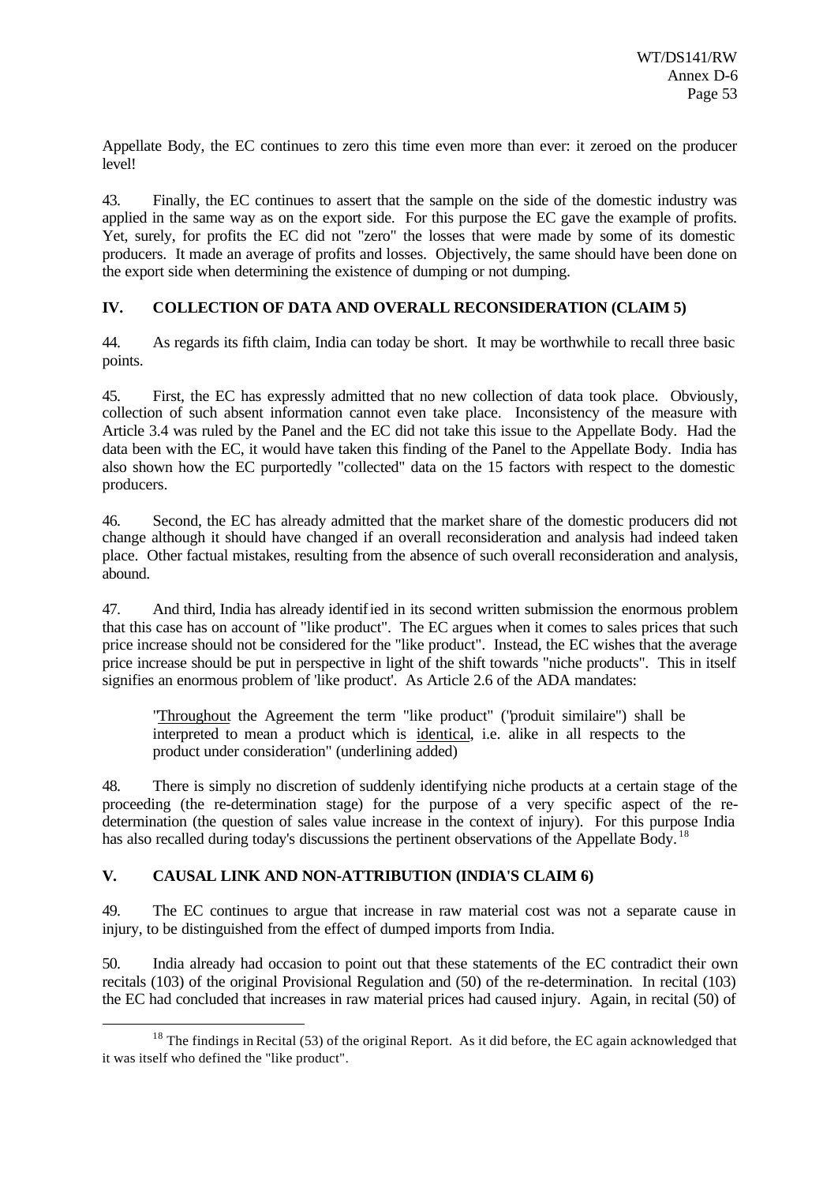Appellate Body, the EC continues to zero this time even more than ever: it zeroed on the producer level!

43. Finally, the EC continues to assert that the sample on the side of the domestic industry was applied in the same way as on the export side. For this purpose the EC gave the example of profits. Yet, surely, for profits the EC did not "zero" the losses that were made by some of its domestic producers. It made an average of profits and losses. Objectively, the same should have been done on the export side when determining the existence of dumping or not dumping.

## IV. COLLECTION OF DATA AND OVERALL RECONSIDERATION (CLAIM 5)

44. As regards its fifth claim, India can today be short. It may be worthwhile to recall three basic points.

45. First, the EC has expressly admitted that no new collection of data took place. Obviously, collection of such absent information cannot even take place. Inconsistency of the measure with Article 3.4 was ruled by the Panel and the EC did not take this issue to the Appellate Body. Had the data been with the EC, it would have taken this finding of the Panel to the Appellate Body. India has also shown how the EC purportedly "collected" data on the 15 factors with respect to the domestic producers.

46. Second, the EC has already admitted that the market share of the domestic producers did not change although it should have changed if an overall reconsideration and analysis had indeed taken place. Other factual mistakes, resulting from the absence of such overall reconsideration and analysis, abound.

47. And third, India has already identified in its second written submission the enormous problem that this case has on account of "like product". The EC argues when it comes to sales prices that such price increase should not be considered for the "like product". Instead, the EC wishes that the average price increase should be put in perspective in light of the shift towards "niche products". This in itself signifies an enormous problem of 'like product'. As Article 2.6 of the ADA mandates:

> "Throughout the Agreement the term "like product" ("produit similaire") shall be interpreted to mean a product which is identical, i.e. alike in all respects to the product under consideration" (underlining added)

48. There is simply no discretion of suddenly identifying niche products at a certain stage of the proceeding (the re-determination stage) for the purpose of a very specific aspect of the re-determination (the question of sales value increase in the context of injury). For this purpose India has also recalled during today's discussions the pertinent observations of the Appellate Body.[18]

## V. CAUSAL LINK AND NON-ATTRIBUTION (INDIA'S CLAIM 6)

49. The EC continues to argue that increase in raw material cost was not a separate cause in injury, to be distinguished from the effect of dumped imports from India.

50. India already had occasion to point out that these statements of the EC contradict their own recitals (103) of the original Provisional Regulation and (50) of the re-determination. In recital (103) the EC had concluded that increases in raw material prices had caused injury. Again, in recital (50) of

---

[18] The findings in Recital (53) of the original Report. As it did before, the EC again acknowledged that it was itself who defined the "like product".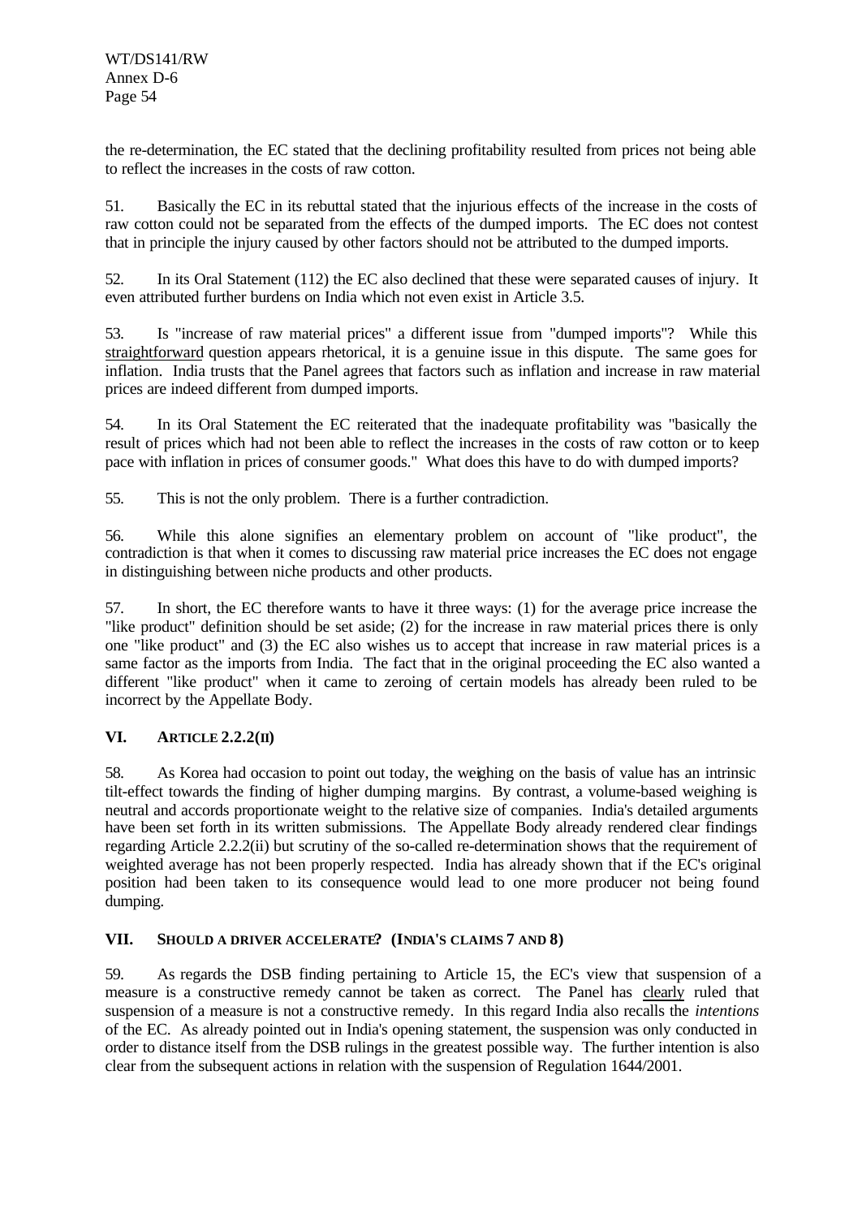the re-determination, the EC stated that the declining profitability resulted from prices not being able to reflect the increases in the costs of raw cotton.

51. Basically the EC in its rebuttal stated that the injurious effects of the increase in the costs of raw cotton could not be separated from the effects of the dumped imports. The EC does not contest that in principle the injury caused by other factors should not be attributed to the dumped imports.

52. In its Oral Statement (112) the EC also declined that these were separated causes of injury. It even attributed further burdens on India which not even exist in Article 3.5.

53. Is "increase of raw material prices" a different issue from "dumped imports"? While this <u>straightforward</u> question appears rhetorical, it is a genuine issue in this dispute. The same goes for inflation. India trusts that the Panel agrees that factors such as inflation and increase in raw material prices are indeed different from dumped imports.

54. In its Oral Statement the EC reiterated that the inadequate profitability was "basically the result of prices which had not been able to reflect the increases in the costs of raw cotton or to keep pace with inflation in prices of consumer goods." What does this have to do with dumped imports?

55. This is not the only problem. There is a further contradiction.

56. While this alone signifies an elementary problem on account of "like product", the contradiction is that when it comes to discussing raw material price increases the EC does not engage in distinguishing between niche products and other products.

57. In short, the EC therefore wants to have it three ways: (1) for the average price increase the "like product" definition should be set aside; (2) for the increase in raw material prices there is only one "like product" and (3) the EC also wishes us to accept that increase in raw material prices is a same factor as the imports from India. The fact that in the original proceeding the EC also wanted a different "like product" when it came to zeroing of certain models has already been ruled to be incorrect by the Appellate Body.

## VI. ARTICLE 2.2.2(II)

58. As Korea had occasion to point out today, the weighing on the basis of value has an intrinsic tilt-effect towards the finding of higher dumping margins. By contrast, a volume-based weighing is neutral and accords proportionate weight to the relative size of companies. India's detailed arguments have been set forth in its written submissions. The Appellate Body already rendered clear findings regarding Article 2.2.2(ii) but scrutiny of the so-called re-determination shows that the requirement of weighted average has not been properly respected. India has already shown that if the EC's original position had been taken to its consequence would lead to one more producer not being found dumping.

## VII. SHOULD A DRIVER ACCELERATE? (INDIA'S CLAIMS 7 AND 8)

59. As regards the DSB finding pertaining to Article 15, the EC's view that suspension of a measure is a constructive remedy cannot be taken as correct. The Panel has <u>clearly</u> ruled that suspension of a measure is not a constructive remedy. In this regard India also recalls the *intentions* of the EC. As already pointed out in India's opening statement, the suspension was only conducted in order to distance itself from the DSB rulings in the greatest possible way. The further intention is also clear from the subsequent actions in relation with the suspension of Regulation 1644/2001.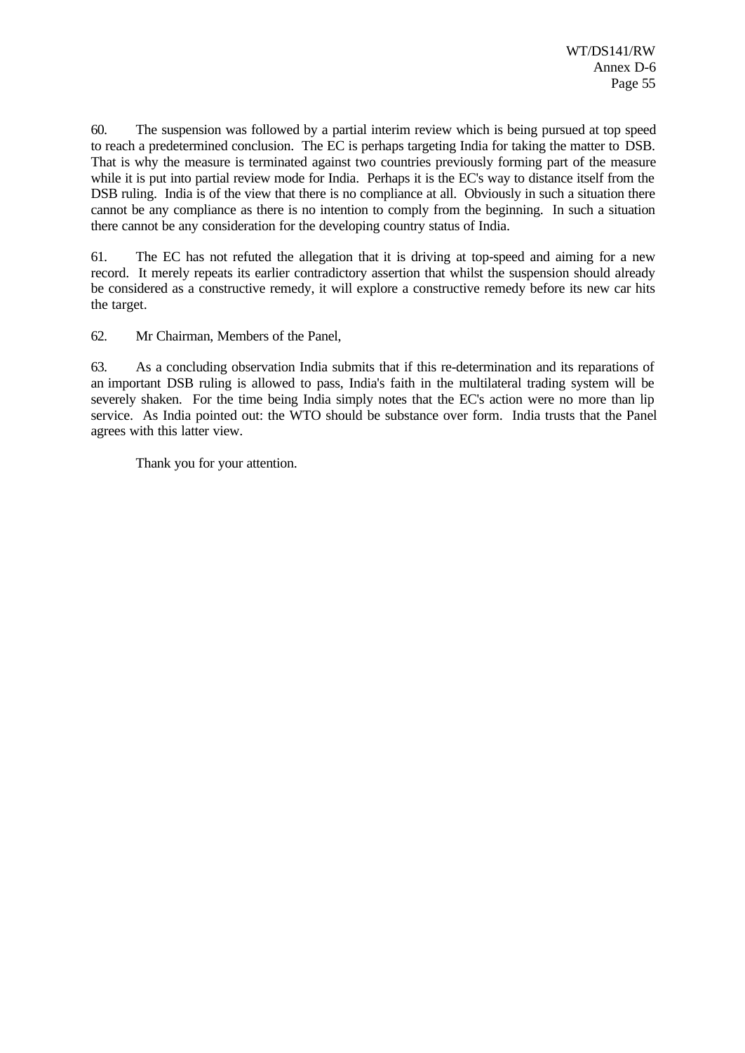60. The suspension was followed by a partial interim review which is being pursued at top speed to reach a predetermined conclusion. The EC is perhaps targeting India for taking the matter to DSB. That is why the measure is terminated against two countries previously forming part of the measure while it is put into partial review mode for India. Perhaps it is the EC's way to distance itself from the DSB ruling. India is of the view that there is no compliance at all. Obviously in such a situation there cannot be any compliance as there is no intention to comply from the beginning. In such a situation there cannot be any consideration for the developing country status of India.

61. The EC has not refuted the allegation that it is driving at top-speed and aiming for a new record. It merely repeats its earlier contradictory assertion that whilst the suspension should already be considered as a constructive remedy, it will explore a constructive remedy before its new car hits the target.

62. Mr Chairman, Members of the Panel,

63. As a concluding observation India submits that if this re-determination and its reparations of an important DSB ruling is allowed to pass, India's faith in the multilateral trading system will be severely shaken. For the time being India simply notes that the EC's action were no more than lip service. As India pointed out: the WTO should be substance over form. India trusts that the Panel agrees with this latter view.

Thank you for your attention.